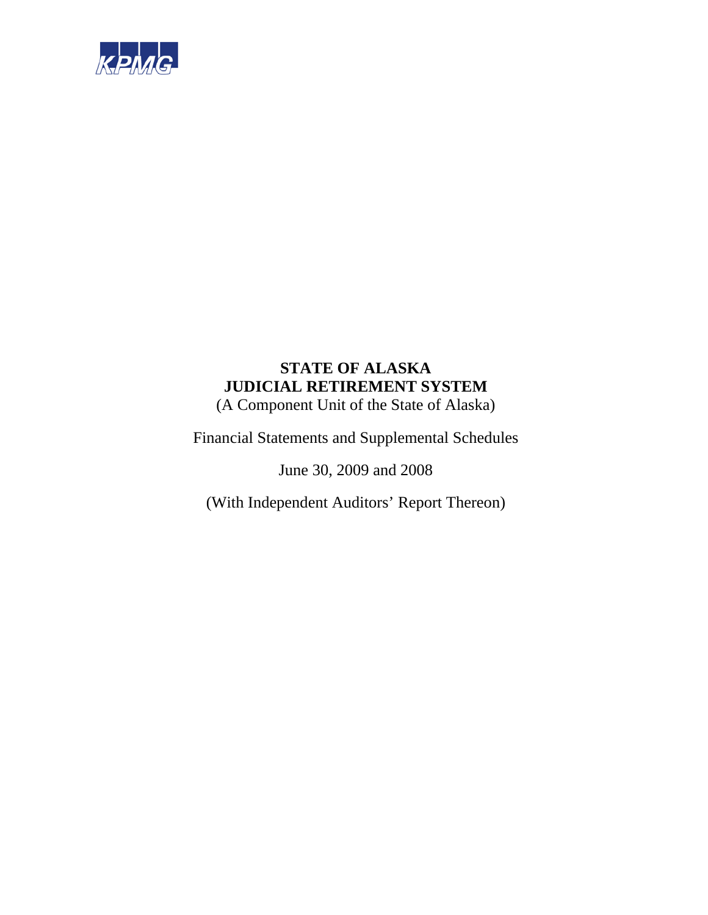KPMG

# STATE OF ALASKA
# JUDICIAL RETIREMENT SYSTEM

(A Component Unit of the State of Alaska)

Financial Statements and Supplemental Schedules

June 30, 2009 and 2008

(With Independent Auditors' Report Thereon)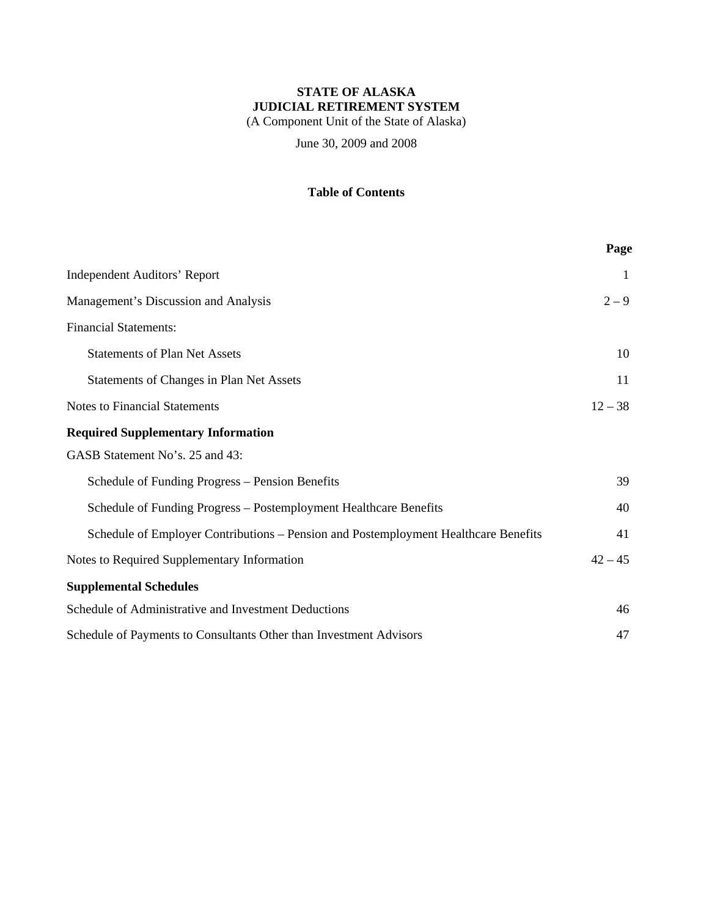**STATE OF ALASKA**
**JUDICIAL RETIREMENT SYSTEM**
(A Component Unit of the State of Alaska)

June 30, 2009 and 2008

**Table of Contents**

| | **Page** |
|---|---|
| Independent Auditors' Report | 1 |
| Management's Discussion and Analysis | 2 – 9 |
| Financial Statements: | |
| Statements of Plan Net Assets | 10 |
| Statements of Changes in Plan Net Assets | 11 |
| Notes to Financial Statements | 12 – 38 |
| **Required Supplementary Information** | |
| GASB Statement No's. 25 and 43: | |
| Schedule of Funding Progress – Pension Benefits | 39 |
| Schedule of Funding Progress – Postemployment Healthcare Benefits | 40 |
| Schedule of Employer Contributions – Pension and Postemployment Healthcare Benefits | 41 |
| Notes to Required Supplementary Information | 42 – 45 |
| **Supplemental Schedules** | |
| Schedule of Administrative and Investment Deductions | 46 |
| Schedule of Payments to Consultants Other than Investment Advisors | 47 |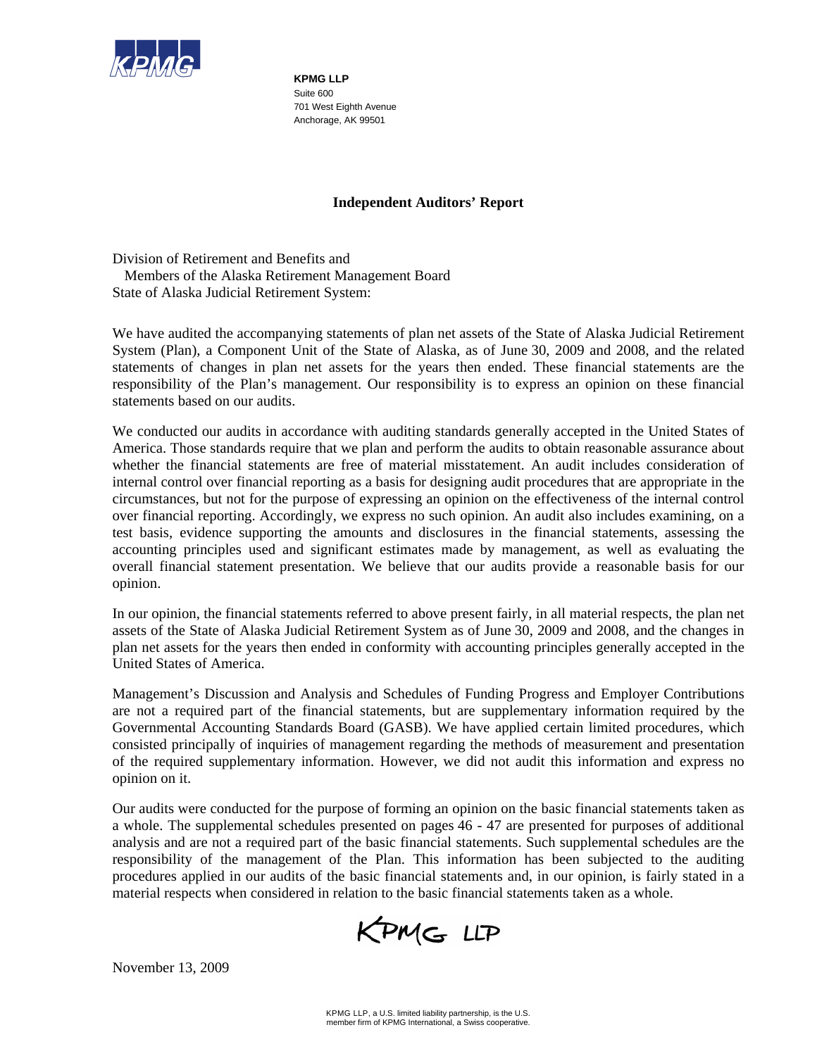KPMG

**KPMG LLP**
Suite 600
701 West Eighth Avenue
Anchorage, AK 99501

## Independent Auditors' Report

Division of Retirement and Benefits and
Members of the Alaska Retirement Management Board
State of Alaska Judicial Retirement System:

We have audited the accompanying statements of plan net assets of the State of Alaska Judicial Retirement System (Plan), a Component Unit of the State of Alaska, as of June 30, 2009 and 2008, and the related statements of changes in plan net assets for the years then ended. These financial statements are the responsibility of the Plan's management. Our responsibility is to express an opinion on these financial statements based on our audits.

We conducted our audits in accordance with auditing standards generally accepted in the United States of America. Those standards require that we plan and perform the audits to obtain reasonable assurance about whether the financial statements are free of material misstatement. An audit includes consideration of internal control over financial reporting as a basis for designing audit procedures that are appropriate in the circumstances, but not for the purpose of expressing an opinion on the effectiveness of the internal control over financial reporting. Accordingly, we express no such opinion. An audit also includes examining, on a test basis, evidence supporting the amounts and disclosures in the financial statements, assessing the accounting principles used and significant estimates made by management, as well as evaluating the overall financial statement presentation. We believe that our audits provide a reasonable basis for our opinion.

In our opinion, the financial statements referred to above present fairly, in all material respects, the plan net assets of the State of Alaska Judicial Retirement System as of June 30, 2009 and 2008, and the changes in plan net assets for the years then ended in conformity with accounting principles generally accepted in the United States of America.

Management's Discussion and Analysis and Schedules of Funding Progress and Employer Contributions are not a required part of the financial statements, but are supplementary information required by the Governmental Accounting Standards Board (GASB). We have applied certain limited procedures, which consisted principally of inquiries of management regarding the methods of measurement and presentation of the required supplementary information. However, we did not audit this information and express no opinion on it.

Our audits were conducted for the purpose of forming an opinion on the basic financial statements taken as a whole. The supplemental schedules presented on pages 46 - 47 are presented for purposes of additional analysis and are not a required part of the basic financial statements. Such supplemental schedules are the responsibility of the management of the Plan. This information has been subjected to the auditing procedures applied in our audits of the basic financial statements and, in our opinion, is fairly stated in a material respects when considered in relation to the basic financial statements taken as a whole.

KPMG LLP

November 13, 2009

KPMG LLP, a U.S. limited liability partnership, is the U.S. member firm of KPMG International, a Swiss cooperative.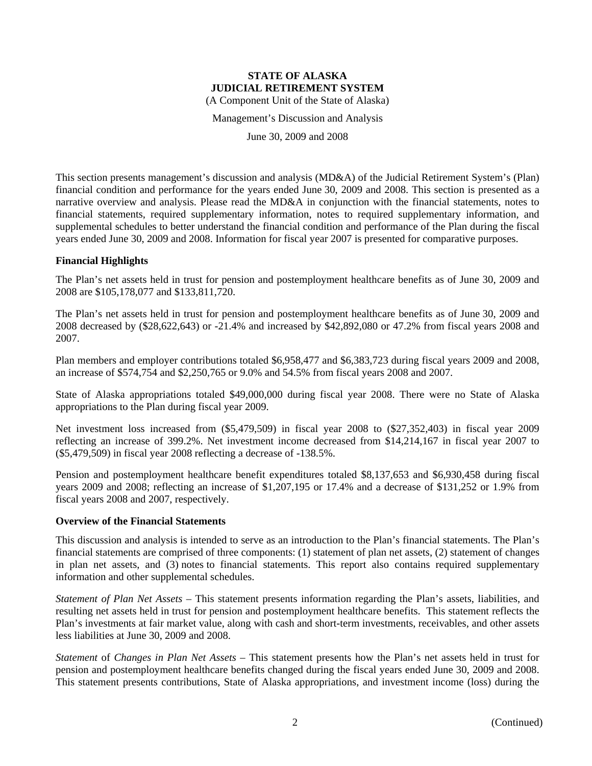**STATE OF ALASKA**
**JUDICIAL RETIREMENT SYSTEM**
(A Component Unit of the State of Alaska)

Management's Discussion and Analysis

June 30, 2009 and 2008

This section presents management's discussion and analysis (MD&A) of the Judicial Retirement System's (Plan) financial condition and performance for the years ended June 30, 2009 and 2008. This section is presented as a narrative overview and analysis. Please read the MD&A in conjunction with the financial statements, notes to financial statements, required supplementary information, notes to required supplementary information, and supplemental schedules to better understand the financial condition and performance of the Plan during the fiscal years ended June 30, 2009 and 2008. Information for fiscal year 2007 is presented for comparative purposes.

## Financial Highlights

The Plan's net assets held in trust for pension and postemployment healthcare benefits as of June 30, 2009 and 2008 are $105,178,077 and $133,811,720.

The Plan's net assets held in trust for pension and postemployment healthcare benefits as of June 30, 2009 and 2008 decreased by ($28,622,643) or -21.4% and increased by $42,892,080 or 47.2% from fiscal years 2008 and 2007.

Plan members and employer contributions totaled $6,958,477 and $6,383,723 during fiscal years 2009 and 2008, an increase of $574,754 and $2,250,765 or 9.0% and 54.5% from fiscal years 2008 and 2007.

State of Alaska appropriations totaled $49,000,000 during fiscal year 2008. There were no State of Alaska appropriations to the Plan during fiscal year 2009.

Net investment loss increased from ($5,479,509) in fiscal year 2008 to ($27,352,403) in fiscal year 2009 reflecting an increase of 399.2%. Net investment income decreased from $14,214,167 in fiscal year 2007 to ($5,479,509) in fiscal year 2008 reflecting a decrease of -138.5%.

Pension and postemployment healthcare benefit expenditures totaled $8,137,653 and $6,930,458 during fiscal years 2009 and 2008; reflecting an increase of $1,207,195 or 17.4% and a decrease of $131,252 or 1.9% from fiscal years 2008 and 2007, respectively.

## Overview of the Financial Statements

This discussion and analysis is intended to serve as an introduction to the Plan's financial statements. The Plan's financial statements are comprised of three components: (1) statement of plan net assets, (2) statement of changes in plan net assets, and (3) notes to financial statements. This report also contains required supplementary information and other supplemental schedules.

*Statement of Plan Net Assets* – This statement presents information regarding the Plan's assets, liabilities, and resulting net assets held in trust for pension and postemployment healthcare benefits. This statement reflects the Plan's investments at fair market value, along with cash and short-term investments, receivables, and other assets less liabilities at June 30, 2009 and 2008.

*Statement* of *Changes in Plan Net Assets* – This statement presents how the Plan's net assets held in trust for pension and postemployment healthcare benefits changed during the fiscal years ended June 30, 2009 and 2008. This statement presents contributions, State of Alaska appropriations, and investment income (loss) during the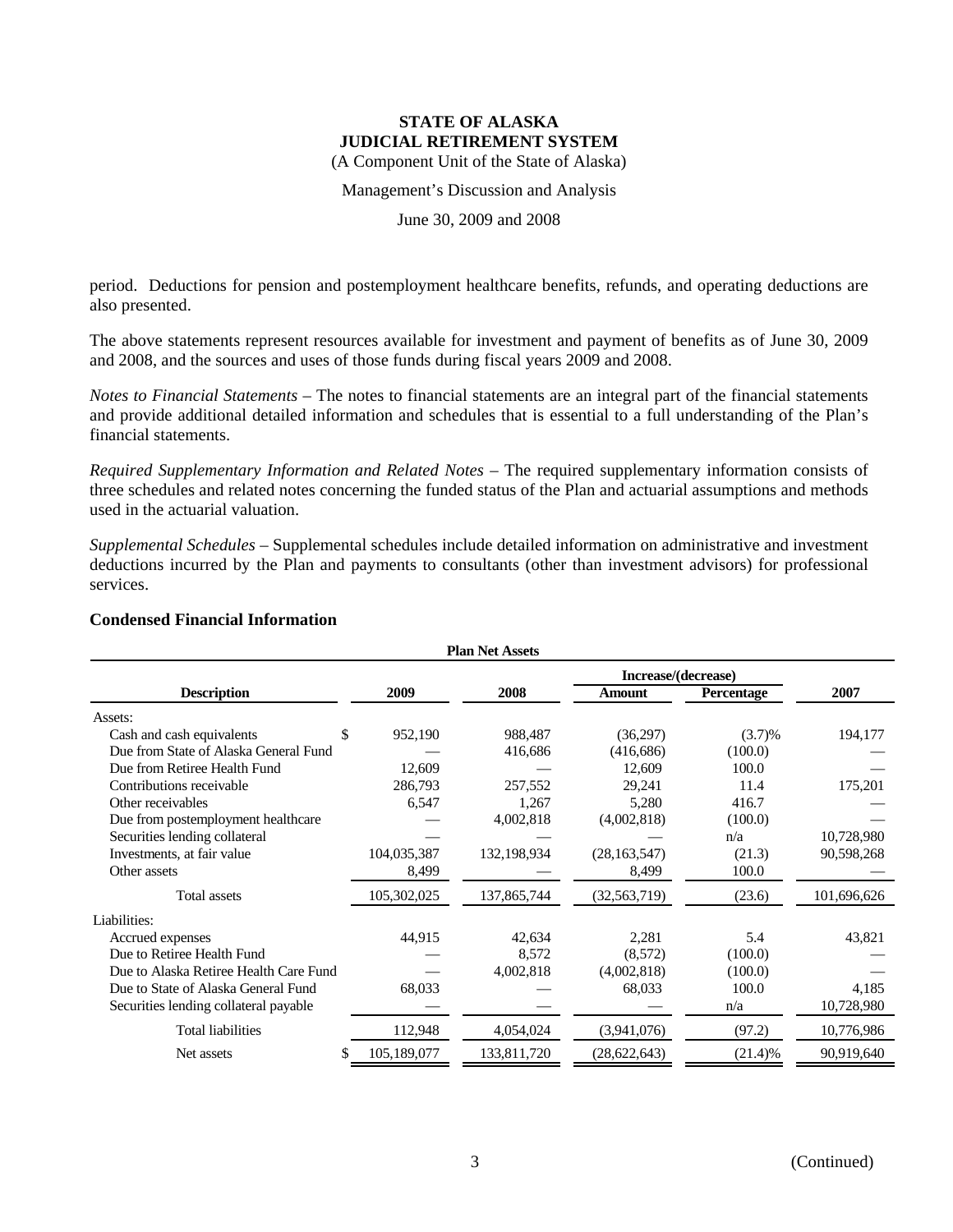period. Deductions for pension and postemployment healthcare benefits, refunds, and operating deductions are also presented.

The above statements represent resources available for investment and payment of benefits as of June 30, 2009 and 2008, and the sources and uses of those funds during fiscal years 2009 and 2008.

*Notes to Financial Statements* – The notes to financial statements are an integral part of the financial statements and provide additional detailed information and schedules that is essential to a full understanding of the Plan's financial statements.

*Required Supplementary Information and Related Notes* – The required supplementary information consists of three schedules and related notes concerning the funded status of the Plan and actuarial assumptions and methods used in the actuarial valuation.

*Supplemental Schedules* – Supplemental schedules include detailed information on administrative and investment deductions incurred by the Plan and payments to consultants (other than investment advisors) for professional services.

### Condensed Financial Information

**Plan Net Assets**

| Description | 2009 | 2008 | Increase/(decrease) Amount | Increase/(decrease) Percentage | 2007 |
|---|---|---|---|---|---|
| Assets: | | | | | |
| Cash and cash equivalents | $ 952,190 | 988,487 | (36,297) | (3.7)% | 194,177 |
| Due from State of Alaska General Fund | — | 416,686 | (416,686) | (100.0) | — |
| Due from Retiree Health Fund | 12,609 | — | 12,609 | 100.0 | — |
| Contributions receivable | 286,793 | 257,552 | 29,241 | 11.4 | 175,201 |
| Other receivables | 6,547 | 1,267 | 5,280 | 416.7 | — |
| Due from postemployment healthcare | — | 4,002,818 | (4,002,818) | (100.0) | — |
| Securities lending collateral | — | — | — | n/a | 10,728,980 |
| Investments, at fair value | 104,035,387 | 132,198,934 | (28,163,547) | (21.3) | 90,598,268 |
| Other assets | 8,499 | — | 8,499 | 100.0 | — |
| Total assets | 105,302,025 | 137,865,744 | (32,563,719) | (23.6) | 101,696,626 |
| Liabilities: | | | | | |
| Accrued expenses | 44,915 | 42,634 | 2,281 | 5.4 | 43,821 |
| Due to Retiree Health Fund | — | 8,572 | (8,572) | (100.0) | — |
| Due to Alaska Retiree Health Care Fund | — | 4,002,818 | (4,002,818) | (100.0) | — |
| Due to State of Alaska General Fund | 68,033 | — | 68,033 | 100.0 | 4,185 |
| Securities lending collateral payable | — | — | — | n/a | 10,728,980 |
| Total liabilities | 112,948 | 4,054,024 | (3,941,076) | (97.2) | 10,776,986 |
| Net assets | $ 105,189,077 | 133,811,720 | (28,622,643) | (21.4)% | 90,919,640 |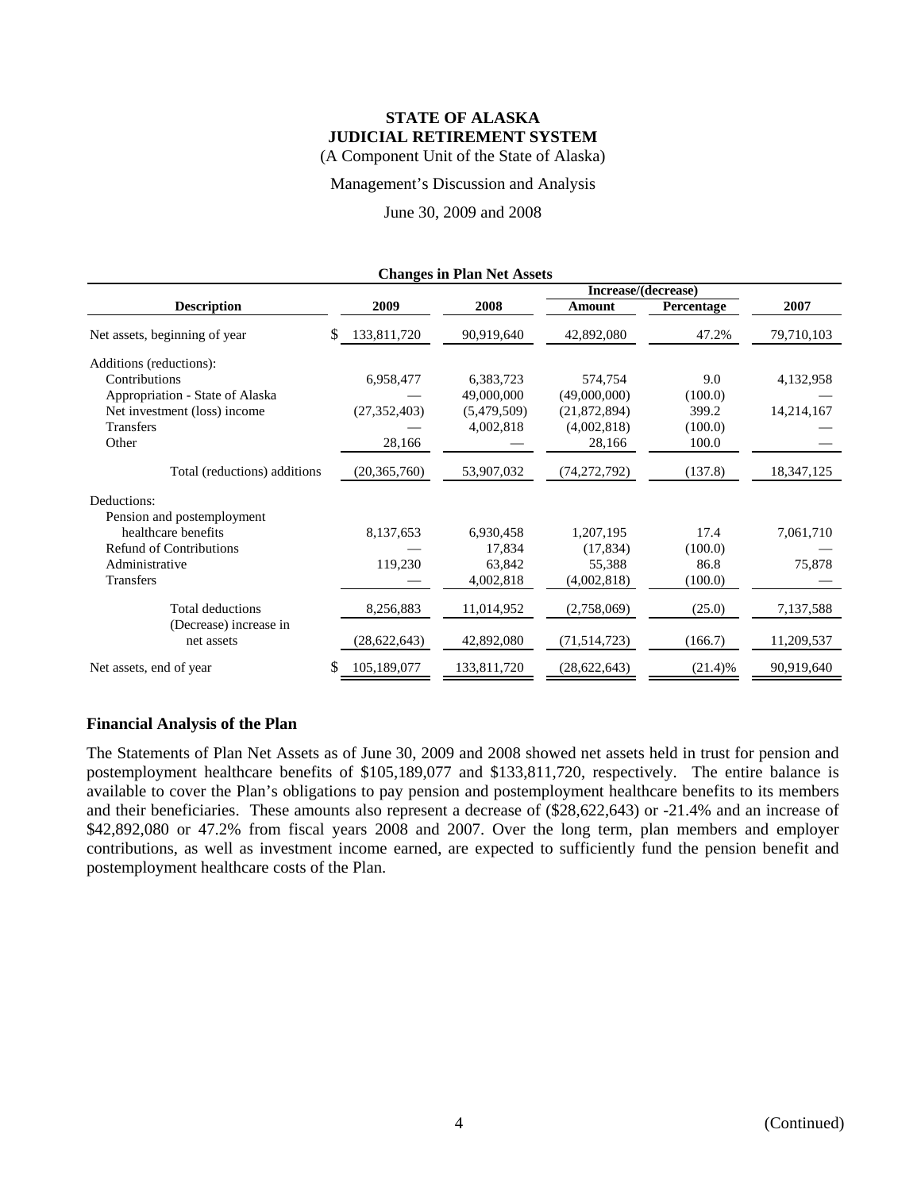# STATE OF ALASKA
## JUDICIAL RETIREMENT SYSTEM
(A Component Unit of the State of Alaska)

Management's Discussion and Analysis

June 30, 2009 and 2008

**Changes in Plan Net Assets**

| Description | 2009 | 2008 | Increase/(decrease) Amount | Increase/(decrease) Percentage | 2007 |
|---|---|---|---|---|---|
| Net assets, beginning of year | $ 133,811,720 | 90,919,640 | 42,892,080 | 47.2% | 79,710,103 |
| Additions (reductions): | | | | | |
| Contributions | 6,958,477 | 6,383,723 | 574,754 | 9.0 | 4,132,958 |
| Appropriation - State of Alaska | — | 49,000,000 | (49,000,000) | (100.0) | — |
| Net investment (loss) income | (27,352,403) | (5,479,509) | (21,872,894) | 399.2 | 14,214,167 |
| Transfers | — | 4,002,818 | (4,002,818) | (100.0) | — |
| Other | 28,166 | — | 28,166 | 100.0 | — |
| Total (reductions) additions | (20,365,760) | 53,907,032 | (74,272,792) | (137.8) | 18,347,125 |
| Deductions: | | | | | |
| Pension and postemployment healthcare benefits | 8,137,653 | 6,930,458 | 1,207,195 | 17.4 | 7,061,710 |
| Refund of Contributions | — | 17,834 | (17,834) | (100.0) | — |
| Administrative | 119,230 | 63,842 | 55,388 | 86.8 | 75,878 |
| Transfers | — | 4,002,818 | (4,002,818) | (100.0) | — |
| Total deductions | 8,256,883 | 11,014,952 | (2,758,069) | (25.0) | 7,137,588 |
| (Decrease) increase in net assets | (28,622,643) | 42,892,080 | (71,514,723) | (166.7) | 11,209,537 |
| Net assets, end of year | $ 105,189,077 | 133,811,720 | (28,622,643) | (21.4)% | 90,919,640 |

### Financial Analysis of the Plan

The Statements of Plan Net Assets as of June 30, 2009 and 2008 showed net assets held in trust for pension and postemployment healthcare benefits of $105,189,077 and $133,811,720, respectively. The entire balance is available to cover the Plan's obligations to pay pension and postemployment healthcare benefits to its members and their beneficiaries. These amounts also represent a decrease of ($28,622,643) or -21.4% and an increase of $42,892,080 or 47.2% from fiscal years 2008 and 2007. Over the long term, plan members and employer contributions, as well as investment income earned, are expected to sufficiently fund the pension benefit and postemployment healthcare costs of the Plan.

(Continued)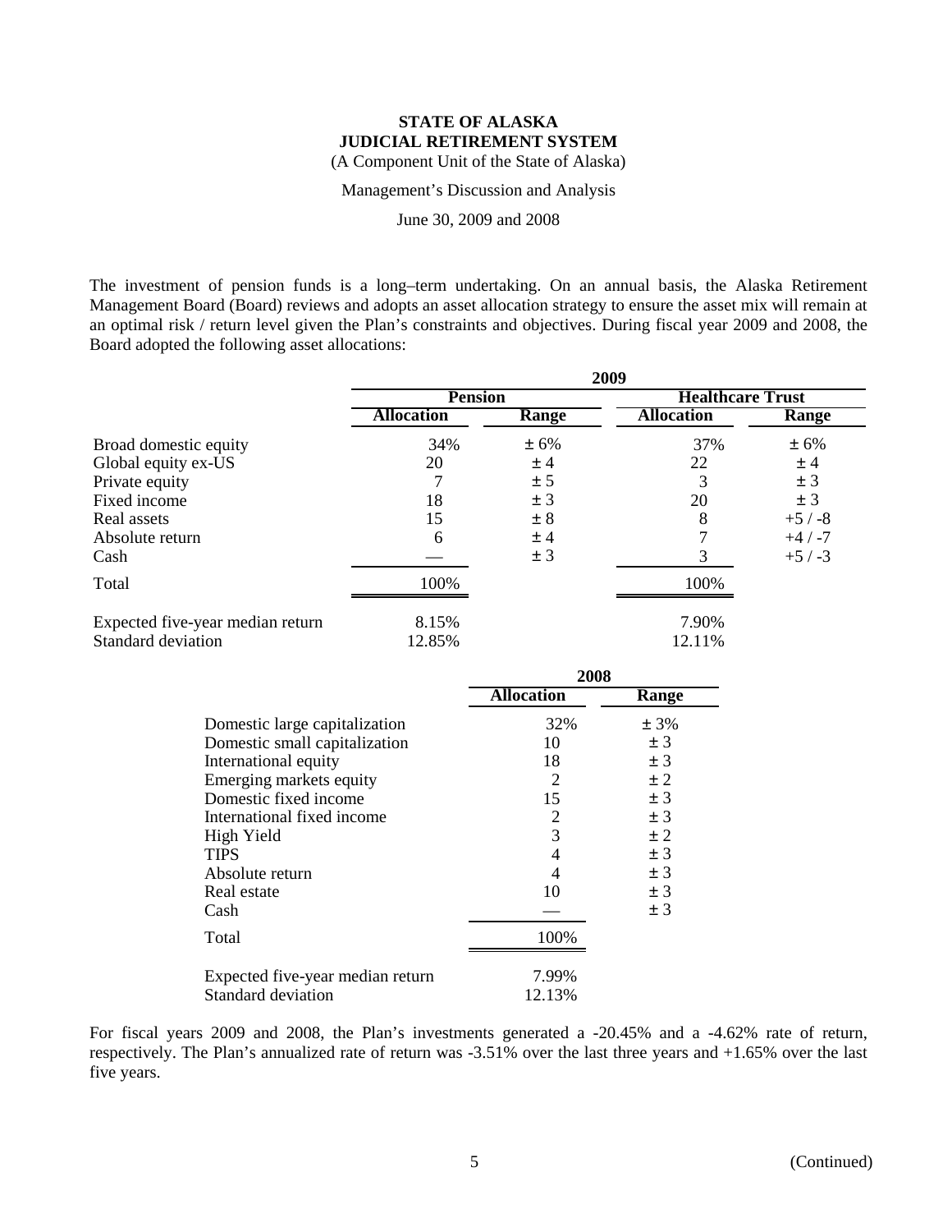The investment of pension funds is a long–term undertaking. On an annual basis, the Alaska Retirement Management Board (Board) reviews and adopts an asset allocation strategy to ensure the asset mix will remain at an optimal risk / return level given the Plan's constraints and objectives. During fiscal year 2009 and 2008, the Board adopted the following asset allocations:

| | 2009 | | | |
|---|---|---|---|---|
| | Pension | | Healthcare Trust | |
| | Allocation | Range | Allocation | Range |
| Broad domestic equity | 34% | ± 6% | 37% | ± 6% |
| Global equity ex-US | 20 | ± 4 | 22 | ± 4 |
| Private equity | 7 | ± 5 | 3 | ± 3 |
| Fixed income | 18 | ± 3 | 20 | ± 3 |
| Real assets | 15 | ± 8 | 8 | +5 / -8 |
| Absolute return | 6 | ± 4 | 7 | +4 / -7 |
| Cash | — | ± 3 | 3 | +5 / -3 |
| Total | 100% | | 100% | |
| Expected five-year median return | 8.15% | | 7.90% | |
| Standard deviation | 12.85% | | 12.11% | |

| | 2008 | |
|---|---|---|
| | Allocation | Range |
| Domestic large capitalization | 32% | ± 3% |
| Domestic small capitalization | 10 | ± 3 |
| International equity | 18 | ± 3 |
| Emerging markets equity | 2 | ± 2 |
| Domestic fixed income | 15 | ± 3 |
| International fixed income | 2 | ± 3 |
| High Yield | 3 | ± 2 |
| TIPS | 4 | ± 3 |
| Absolute return | 4 | ± 3 |
| Real estate | 10 | ± 3 |
| Cash | — | ± 3 |
| Total | 100% | |
| Expected five-year median return | 7.99% | |
| Standard deviation | 12.13% | |

For fiscal years 2009 and 2008, the Plan's investments generated a -20.45% and a -4.62% rate of return, respectively. The Plan's annualized rate of return was -3.51% over the last three years and +1.65% over the last five years.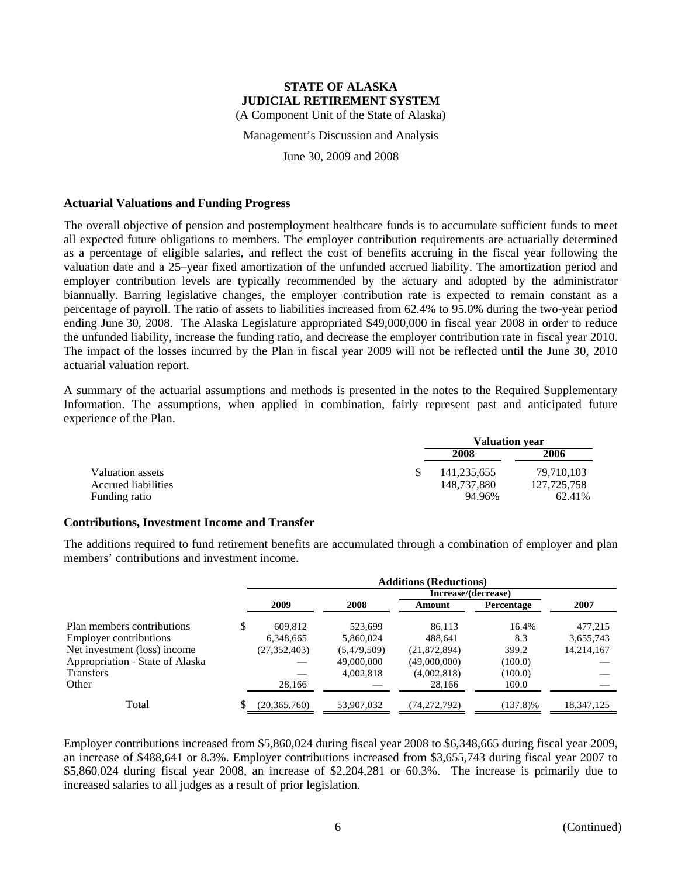# STATE OF ALASKA
# JUDICIAL RETIREMENT SYSTEM

(A Component Unit of the State of Alaska)

Management's Discussion and Analysis

June 30, 2009 and 2008

### Actuarial Valuations and Funding Progress

The overall objective of pension and postemployment healthcare funds is to accumulate sufficient funds to meet all expected future obligations to members. The employer contribution requirements are actuarially determined as a percentage of eligible salaries, and reflect the cost of benefits accruing in the fiscal year following the valuation date and a 25–year fixed amortization of the unfunded accrued liability. The amortization period and employer contribution levels are typically recommended by the actuary and adopted by the administrator biannually. Barring legislative changes, the employer contribution rate is expected to remain constant as a percentage of payroll. The ratio of assets to liabilities increased from 62.4% to 95.0% during the two-year period ending June 30, 2008. The Alaska Legislature appropriated \$49,000,000 in fiscal year 2008 in order to reduce the unfunded liability, increase the funding ratio, and decrease the employer contribution rate in fiscal year 2010. The impact of the losses incurred by the Plan in fiscal year 2009 will not be reflected until the June 30, 2010 actuarial valuation report.

A summary of the actuarial assumptions and methods is presented in the notes to the Required Supplementary Information. The assumptions, when applied in combination, fairly represent past and anticipated future experience of the Plan.

| | Valuation year | |
|---|---|---|
| | 2008 | 2006 |
| Valuation assets | $ 141,235,655 | 79,710,103 |
| Accrued liabilities | 148,737,880 | 127,725,758 |
| Funding ratio | 94.96% | 62.41% |

### Contributions, Investment Income and Transfer

The additions required to fund retirement benefits are accumulated through a combination of employer and plan members' contributions and investment income.

| | Additions (Reductions) | | | | |
|---|---|---|---|---|---|
| | | | Increase/(decrease) | | |
| | 2009 | 2008 | Amount | Percentage | 2007 |
| Plan members contributions | $ 609,812 | 523,699 | 86,113 | 16.4% | 477,215 |
| Employer contributions | 6,348,665 | 5,860,024 | 488,641 | 8.3 | 3,655,743 |
| Net investment (loss) income | (27,352,403) | (5,479,509) | (21,872,894) | 399.2 | 14,214,167 |
| Appropriation - State of Alaska | — | 49,000,000 | (49,000,000) | (100.0) | — |
| Transfers | — | 4,002,818 | (4,002,818) | (100.0) | — |
| Other | 28,166 | — | 28,166 | 100.0 | — |
| Total | $ (20,365,760) | 53,907,032 | (74,272,792) | (137.8)% | 18,347,125 |

Employer contributions increased from \$5,860,024 during fiscal year 2008 to \$6,348,665 during fiscal year 2009, an increase of \$488,641 or 8.3%. Employer contributions increased from \$3,655,743 during fiscal year 2007 to \$5,860,024 during fiscal year 2008, an increase of \$2,204,281 or 60.3%. The increase is primarily due to increased salaries to all judges as a result of prior legislation.

(Continued)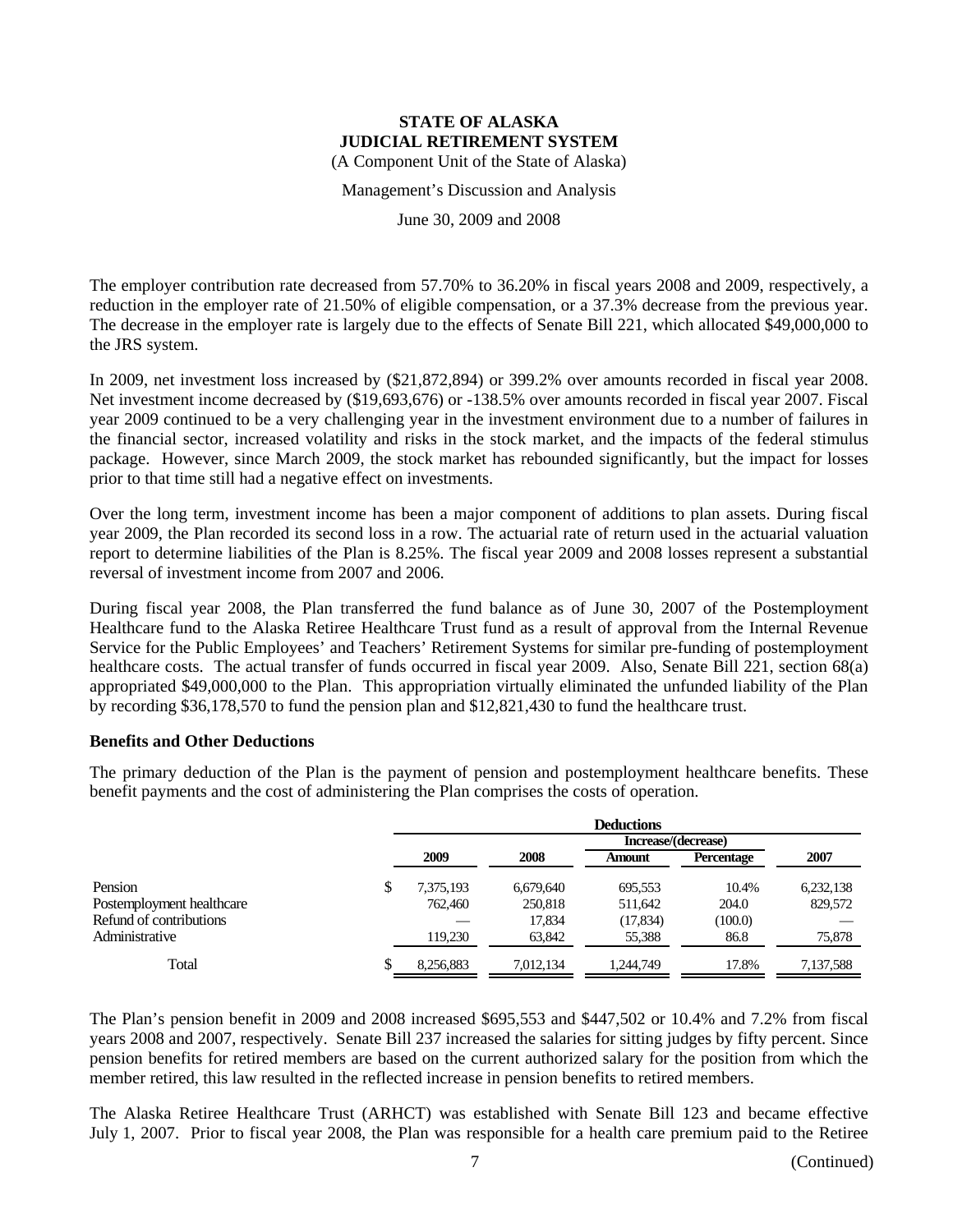The employer contribution rate decreased from 57.70% to 36.20% in fiscal years 2008 and 2009, respectively, a reduction in the employer rate of 21.50% of eligible compensation, or a 37.3% decrease from the previous year. The decrease in the employer rate is largely due to the effects of Senate Bill 221, which allocated $49,000,000 to the JRS system.

In 2009, net investment loss increased by ($21,872,894) or 399.2% over amounts recorded in fiscal year 2008. Net investment income decreased by ($19,693,676) or -138.5% over amounts recorded in fiscal year 2007. Fiscal year 2009 continued to be a very challenging year in the investment environment due to a number of failures in the financial sector, increased volatility and risks in the stock market, and the impacts of the federal stimulus package. However, since March 2009, the stock market has rebounded significantly, but the impact for losses prior to that time still had a negative effect on investments.

Over the long term, investment income has been a major component of additions to plan assets. During fiscal year 2009, the Plan recorded its second loss in a row. The actuarial rate of return used in the actuarial valuation report to determine liabilities of the Plan is 8.25%. The fiscal year 2009 and 2008 losses represent a substantial reversal of investment income from 2007 and 2006.

During fiscal year 2008, the Plan transferred the fund balance as of June 30, 2007 of the Postemployment Healthcare fund to the Alaska Retiree Healthcare Trust fund as a result of approval from the Internal Revenue Service for the Public Employees' and Teachers' Retirement Systems for similar pre-funding of postemployment healthcare costs. The actual transfer of funds occurred in fiscal year 2009. Also, Senate Bill 221, section 68(a) appropriated $49,000,000 to the Plan. This appropriation virtually eliminated the unfunded liability of the Plan by recording $36,178,570 to fund the pension plan and $12,821,430 to fund the healthcare trust.

**Benefits and Other Deductions**

The primary deduction of the Plan is the payment of pension and postemployment healthcare benefits. These benefit payments and the cost of administering the Plan comprises the costs of operation.

| | Deductions | | | | |
|---|---|---|---|---|---|
| | | | Increase/(decrease) | | |
| | 2009 | 2008 | Amount | Percentage | 2007 |
| Pension | $ 7,375,193 | 6,679,640 | 695,553 | 10.4% | 6,232,138 |
| Postemployment healthcare | 762,460 | 250,818 | 511,642 | 204.0 | 829,572 |
| Refund of contributions | — | 17,834 | (17,834) | (100.0) | — |
| Administrative | 119,230 | 63,842 | 55,388 | 86.8 | 75,878 |
| Total | $ 8,256,883 | 7,012,134 | 1,244,749 | 17.8% | 7,137,588 |

The Plan's pension benefit in 2009 and 2008 increased $695,553 and $447,502 or 10.4% and 7.2% from fiscal years 2008 and 2007, respectively. Senate Bill 237 increased the salaries for sitting judges by fifty percent. Since pension benefits for retired members are based on the current authorized salary for the position from which the member retired, this law resulted in the reflected increase in pension benefits to retired members.

The Alaska Retiree Healthcare Trust (ARHCT) was established with Senate Bill 123 and became effective July 1, 2007. Prior to fiscal year 2008, the Plan was responsible for a health care premium paid to the Retiree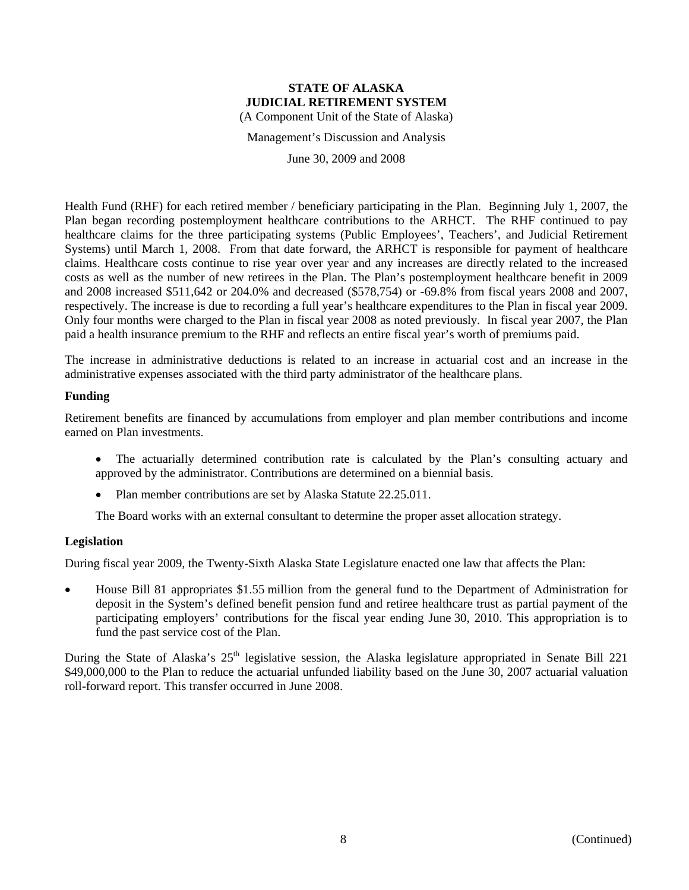Health Fund (RHF) for each retired member / beneficiary participating in the Plan. Beginning July 1, 2007, the Plan began recording postemployment healthcare contributions to the ARHCT. The RHF continued to pay healthcare claims for the three participating systems (Public Employees', Teachers', and Judicial Retirement Systems) until March 1, 2008. From that date forward, the ARHCT is responsible for payment of healthcare claims. Healthcare costs continue to rise year over year and any increases are directly related to the increased costs as well as the number of new retirees in the Plan. The Plan's postemployment healthcare benefit in 2009 and 2008 increased $511,642 or 204.0% and decreased ($578,754) or -69.8% from fiscal years 2008 and 2007, respectively. The increase is due to recording a full year's healthcare expenditures to the Plan in fiscal year 2009. Only four months were charged to the Plan in fiscal year 2008 as noted previously. In fiscal year 2007, the Plan paid a health insurance premium to the RHF and reflects an entire fiscal year's worth of premiums paid.

The increase in administrative deductions is related to an increase in actuarial cost and an increase in the administrative expenses associated with the third party administrator of the healthcare plans.

**Funding**

Retirement benefits are financed by accumulations from employer and plan member contributions and income earned on Plan investments.

- The actuarially determined contribution rate is calculated by the Plan's consulting actuary and approved by the administrator. Contributions are determined on a biennial basis.
- Plan member contributions are set by Alaska Statute 22.25.011.

The Board works with an external consultant to determine the proper asset allocation strategy.

**Legislation**

During fiscal year 2009, the Twenty-Sixth Alaska State Legislature enacted one law that affects the Plan:

- House Bill 81 appropriates $1.55 million from the general fund to the Department of Administration for deposit in the System's defined benefit pension fund and retiree healthcare trust as partial payment of the participating employers' contributions for the fiscal year ending June 30, 2010. This appropriation is to fund the past service cost of the Plan.

During the State of Alaska's 25th legislative session, the Alaska legislature appropriated in Senate Bill 221 $49,000,000 to the Plan to reduce the actuarial unfunded liability based on the June 30, 2007 actuarial valuation roll-forward report. This transfer occurred in June 2008.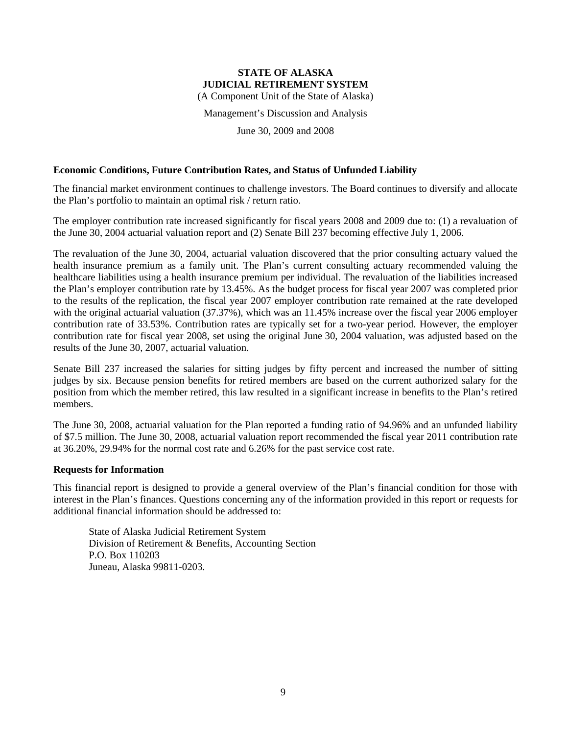**STATE OF ALASKA**
**JUDICIAL RETIREMENT SYSTEM**
(A Component Unit of the State of Alaska)

Management's Discussion and Analysis

June 30, 2009 and 2008

**Economic Conditions, Future Contribution Rates, and Status of Unfunded Liability**

The financial market environment continues to challenge investors. The Board continues to diversify and allocate the Plan's portfolio to maintain an optimal risk / return ratio.

The employer contribution rate increased significantly for fiscal years 2008 and 2009 due to: (1) a revaluation of the June 30, 2004 actuarial valuation report and (2) Senate Bill 237 becoming effective July 1, 2006.

The revaluation of the June 30, 2004, actuarial valuation discovered that the prior consulting actuary valued the health insurance premium as a family unit. The Plan's current consulting actuary recommended valuing the healthcare liabilities using a health insurance premium per individual. The revaluation of the liabilities increased the Plan's employer contribution rate by 13.45%. As the budget process for fiscal year 2007 was completed prior to the results of the replication, the fiscal year 2007 employer contribution rate remained at the rate developed with the original actuarial valuation (37.37%), which was an 11.45% increase over the fiscal year 2006 employer contribution rate of 33.53%. Contribution rates are typically set for a two-year period. However, the employer contribution rate for fiscal year 2008, set using the original June 30, 2004 valuation, was adjusted based on the results of the June 30, 2007, actuarial valuation.

Senate Bill 237 increased the salaries for sitting judges by fifty percent and increased the number of sitting judges by six. Because pension benefits for retired members are based on the current authorized salary for the position from which the member retired, this law resulted in a significant increase in benefits to the Plan's retired members.

The June 30, 2008, actuarial valuation for the Plan reported a funding ratio of 94.96% and an unfunded liability of $7.5 million. The June 30, 2008, actuarial valuation report recommended the fiscal year 2011 contribution rate at 36.20%, 29.94% for the normal cost rate and 6.26% for the past service cost rate.

**Requests for Information**

This financial report is designed to provide a general overview of the Plan's financial condition for those with interest in the Plan's finances. Questions concerning any of the information provided in this report or requests for additional financial information should be addressed to:

State of Alaska Judicial Retirement System
Division of Retirement & Benefits, Accounting Section
P.O. Box 110203
Juneau, Alaska 99811-0203.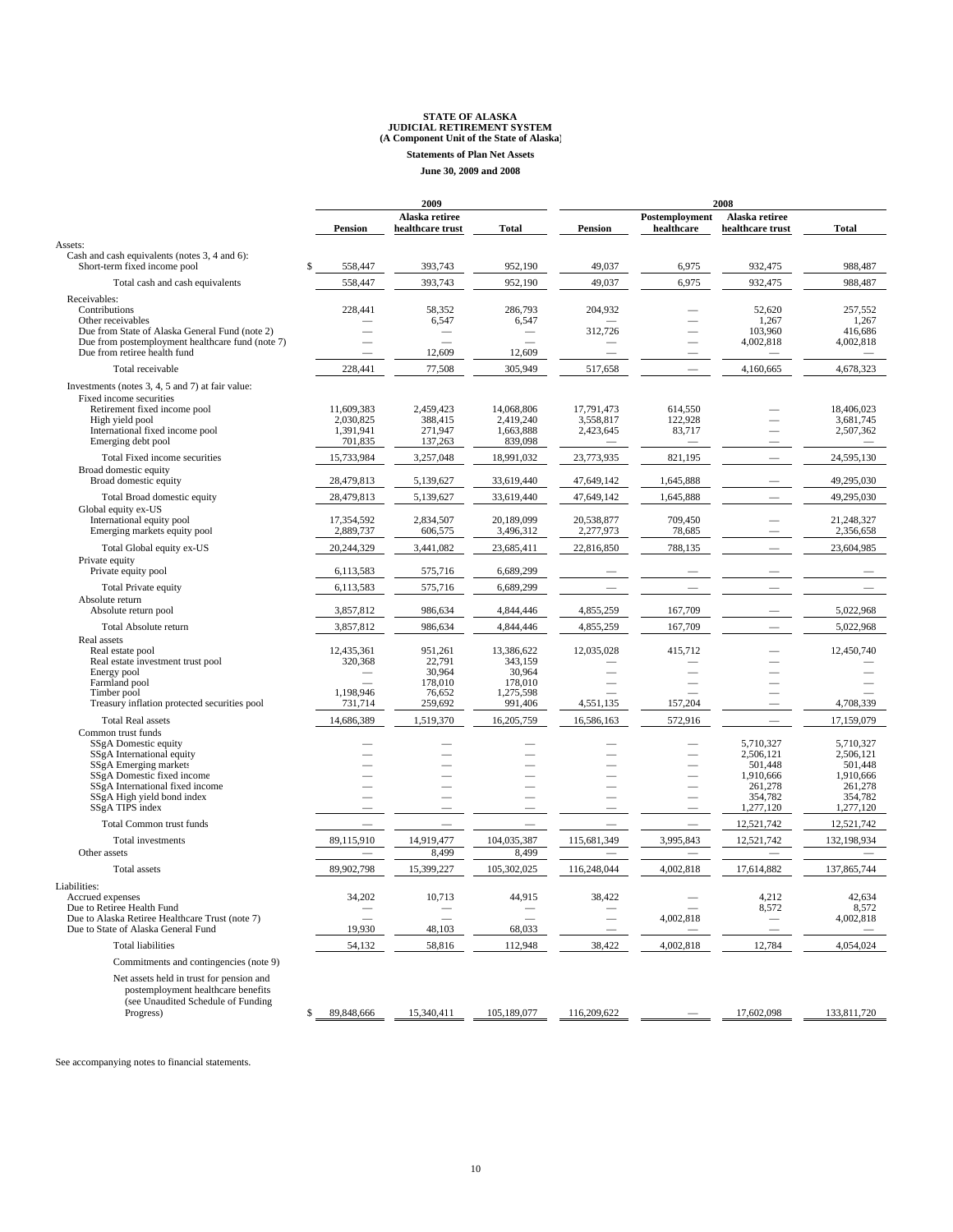**STATE OF ALASKA**
**JUDICIAL RETIREMENT SYSTEM**
**(A Component Unit of the State of Alaska)**

**Statements of Plan Net Assets**

**June 30, 2009 and 2008**

| | 2009 | | | 2008 | | | |
|---|---|---|---|---|---|---|---|
| | Pension | Alaska retiree healthcare trust | Total | Pension | Postemployment healthcare | Alaska retiree healthcare trust | Total |
| Assets: | | | | | | | |
| Cash and cash equivalents (notes 3, 4 and 6): | | | | | | | |
| Short-term fixed income pool | $ 558,447 | 393,743 | 952,190 | 49,037 | 6,975 | 932,475 | 988,487 |
| Total cash and cash equivalents | 558,447 | 393,743 | 952,190 | 49,037 | 6,975 | 932,475 | 988,487 |
| Receivables: | | | | | | | |
| Contributions | 228,441 | 58,352 | 286,793 | 204,932 | — | 52,620 | 257,552 |
| Other receivables | — | 6,547 | 6,547 | — | — | 1,267 | 1,267 |
| Due from State of Alaska General Fund (note 2) | — | — | — | 312,726 | — | 103,960 | 416,686 |
| Due from postemployment healthcare fund (note 7) | — | — | — | — | — | 4,002,818 | 4,002,818 |
| Due from retiree health fund | — | 12,609 | 12,609 | — | — | — | — |
| Total receivable | 228,441 | 77,508 | 305,949 | 517,658 | — | 4,160,665 | 4,678,323 |
| Investments (notes 3, 4, 5 and 7) at fair value: | | | | | | | |
| Fixed income securities | | | | | | | |
| Retirement fixed income pool | 11,609,383 | 2,459,423 | 14,068,806 | 17,791,473 | 614,550 | — | 18,406,023 |
| High yield pool | 2,030,825 | 388,415 | 2,419,240 | 3,558,817 | 122,928 | — | 3,681,745 |
| International fixed income pool | 1,391,941 | 271,947 | 1,663,888 | 2,423,645 | 83,717 | — | 2,507,362 |
| Emerging debt pool | 701,835 | 137,263 | 839,098 | — | — | — | — |
| Total Fixed income securities | 15,733,984 | 3,257,048 | 18,991,032 | 23,773,935 | 821,195 | — | 24,595,130 |
| Broad domestic equity | | | | | | | |
| Broad domestic equity | 28,479,813 | 5,139,627 | 33,619,440 | 47,649,142 | 1,645,888 | — | 49,295,030 |
| Total Broad domestic equity | 28,479,813 | 5,139,627 | 33,619,440 | 47,649,142 | 1,645,888 | — | 49,295,030 |
| Global equity ex-US | | | | | | | |
| International equity pool | 17,354,592 | 2,834,507 | 20,189,099 | 20,538,877 | 709,450 | — | 21,248,327 |
| Emerging markets equity pool | 2,889,737 | 606,575 | 3,496,312 | 2,277,973 | 78,685 | — | 2,356,658 |
| Total Global equity ex-US | 20,244,329 | 3,441,082 | 23,685,411 | 22,816,850 | 788,135 | — | 23,604,985 |
| Private equity | | | | | | | |
| Private equity pool | 6,113,583 | 575,716 | 6,689,299 | — | — | — | — |
| Total Private equity | 6,113,583 | 575,716 | 6,689,299 | — | — | — | — |
| Absolute return | | | | | | | |
| Absolute return pool | 3,857,812 | 986,634 | 4,844,446 | 4,855,259 | 167,709 | — | 5,022,968 |
| Total Absolute return | 3,857,812 | 986,634 | 4,844,446 | 4,855,259 | 167,709 | — | 5,022,968 |
| Real assets | | | | | | | |
| Real estate pool | 12,435,361 | 951,261 | 13,386,622 | 12,035,028 | 415,712 | — | 12,450,740 |
| Real estate investment trust pool | 320,368 | 22,791 | 343,159 | — | — | — | — |
| Energy pool | — | 30,964 | 30,964 | — | — | — | — |
| Farmland pool | — | 178,010 | 178,010 | — | — | — | — |
| Timber pool | 1,198,946 | 76,652 | 1,275,598 | — | — | — | — |
| Treasury inflation protected securities pool | 731,714 | 259,692 | 991,406 | 4,551,135 | 157,204 | — | 4,708,339 |
| Total Real assets | 14,686,389 | 1,519,370 | 16,205,759 | 16,586,163 | 572,916 | — | 17,159,079 |
| Common trust funds | | | | | | | |
| SSgA Domestic equity | — | — | — | — | — | 5,710,327 | 5,710,327 |
| SSgA International equity | — | — | — | — | — | 2,506,121 | 2,506,121 |
| SSgA Emerging markets | — | — | — | — | — | 501,448 | 501,448 |
| SSgA Domestic fixed income | — | — | — | — | — | 1,910,666 | 1,910,666 |
| SSgA International fixed income | — | — | — | — | — | 261,278 | 261,278 |
| SSgA High yield bond index | — | — | — | — | — | 354,782 | 354,782 |
| SSgA TIPS index | — | — | — | — | — | 1,277,120 | 1,277,120 |
| Total Common trust funds | — | — | — | — | — | 12,521,742 | 12,521,742 |
| Total investments | 89,115,910 | 14,919,477 | 104,035,387 | 115,681,349 | 3,995,843 | 12,521,742 | 132,198,934 |
| Other assets | — | 8,499 | 8,499 | — | — | — | — |
| Total assets | 89,902,798 | 15,399,227 | 105,302,025 | 116,248,044 | 4,002,818 | 17,614,882 | 137,865,744 |
| Liabilities: | | | | | | | |
| Accrued expenses | 34,202 | 10,713 | 44,915 | 38,422 | — | 4,212 | 42,634 |
| Due to Retiree Health Fund | — | — | — | — | — | 8,572 | 8,572 |
| Due to Alaska Retiree Healthcare Trust (note 7) | — | — | — | — | 4,002,818 | — | 4,002,818 |
| Due to State of Alaska General Fund | 19,930 | 48,103 | 68,033 | — | — | — | — |
| Total liabilities | 54,132 | 58,816 | 112,948 | 38,422 | 4,002,818 | 12,784 | 4,054,024 |
| Commitments and contingencies (note 9) | | | | | | | |
| Net assets held in trust for pension and postemployment healthcare benefits (see Unaudited Schedule of Funding Progress) | $ 89,848,666 | 15,340,411 | 105,189,077 | 116,209,622 | — | 17,602,098 | 133,811,720 |

See accompanying notes to financial statements.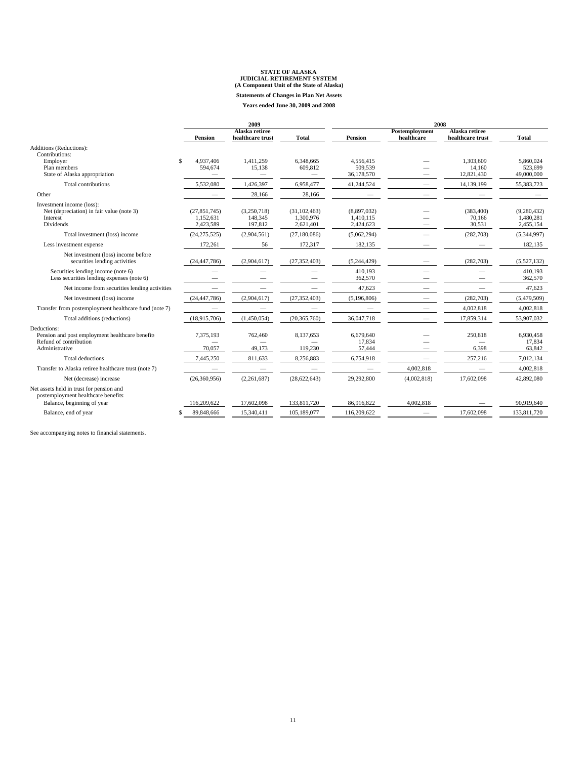**STATE OF ALASKA**
**JUDICIAL RETIREMENT SYSTEM**
**(A Component Unit of the State of Alaska)**

**Statements of Changes in Plan Net Assets**

**Years ended June 30, 2009 and 2008**

| | 2009 | | | 2008 | | | |
|---|---|---|---|---|---|---|---|
| | Pension | Alaska retiree healthcare trust | Total | Pension | Postemployment healthcare | Alaska retiree healthcare trust | Total |
| Additions (Reductions): | | | | | | | |
| Contributions: | | | | | | | |
| Employer | $ 4,937,406 | 1,411,259 | 6,348,665 | 4,556,415 | — | 1,303,609 | 5,860,024 |
| Plan members | 594,674 | 15,138 | 609,812 | 509,539 | — | 14,160 | 523,699 |
| State of Alaska appropriation | — | — | — | 36,178,570 | — | 12,821,430 | 49,000,000 |
| Total contributions | 5,532,080 | 1,426,397 | 6,958,477 | 41,244,524 | — | 14,139,199 | 55,383,723 |
| Other | — | 28,166 | 28,166 | — | — | — | — |
| Investment income (loss): | | | | | | | |
| Net (depreciation) in fair value (note 3) | (27,851,745) | (3,250,718) | (31,102,463) | (8,897,032) | — | (383,400) | (9,280,432) |
| Interest | 1,152,631 | 148,345 | 1,300,976 | 1,410,115 | — | 70,166 | 1,480,281 |
| Dividends | 2,423,589 | 197,812 | 2,621,401 | 2,424,623 | — | 30,531 | 2,455,154 |
| Total investment (loss) income | (24,275,525) | (2,904,561) | (27,180,086) | (5,062,294) | — | (282,703) | (5,344,997) |
| Less investment expense | 172,261 | 56 | 172,317 | 182,135 | — | — | 182,135 |
| Net investment (loss) income before securities lending activities | (24,447,786) | (2,904,617) | (27,352,403) | (5,244,429) | — | (282,703) | (5,527,132) |
| Securities lending income (note 6) | — | — | — | 410,193 | — | — | 410,193 |
| Less securities lending expenses (note 6) | — | — | — | 362,570 | — | — | 362,570 |
| Net income from securities lending activities | — | — | — | 47,623 | — | — | 47,623 |
| Net investment (loss) income | (24,447,786) | (2,904,617) | (27,352,403) | (5,196,806) | — | (282,703) | (5,479,509) |
| Transfer from postemployment healthcare fund (note 7) | — | — | — | — | — | 4,002,818 | 4,002,818 |
| Total additions (reductions) | (18,915,706) | (1,450,054) | (20,365,760) | 36,047,718 | — | 17,859,314 | 53,907,032 |
| Deductions: | | | | | | | |
| Pension and post employment healthcare benefits | 7,375,193 | 762,460 | 8,137,653 | 6,679,640 | — | 250,818 | 6,930,458 |
| Refund of contribution | — | — | — | 17,834 | — | — | 17,834 |
| Administrative | 70,057 | 49,173 | 119,230 | 57,444 | — | 6,398 | 63,842 |
| Total deductions | 7,445,250 | 811,633 | 8,256,883 | 6,754,918 | — | 257,216 | 7,012,134 |
| Transfer to Alaska retiree healthcare trust (note 7) | — | — | — | — | 4,002,818 | — | 4,002,818 |
| Net (decrease) increase | (26,360,956) | (2,261,687) | (28,622,643) | 29,292,800 | (4,002,818) | 17,602,098 | 42,892,080 |
| Net assets held in trust for pension and postemployment healthcare benefits: | | | | | | | |
| Balance, beginning of year | 116,209,622 | 17,602,098 | 133,811,720 | 86,916,822 | 4,002,818 | — | 90,919,640 |
| Balance, end of year | $ 89,848,666 | 15,340,411 | 105,189,077 | 116,209,622 | — | 17,602,098 | 133,811,720 |

See accompanying notes to financial statements.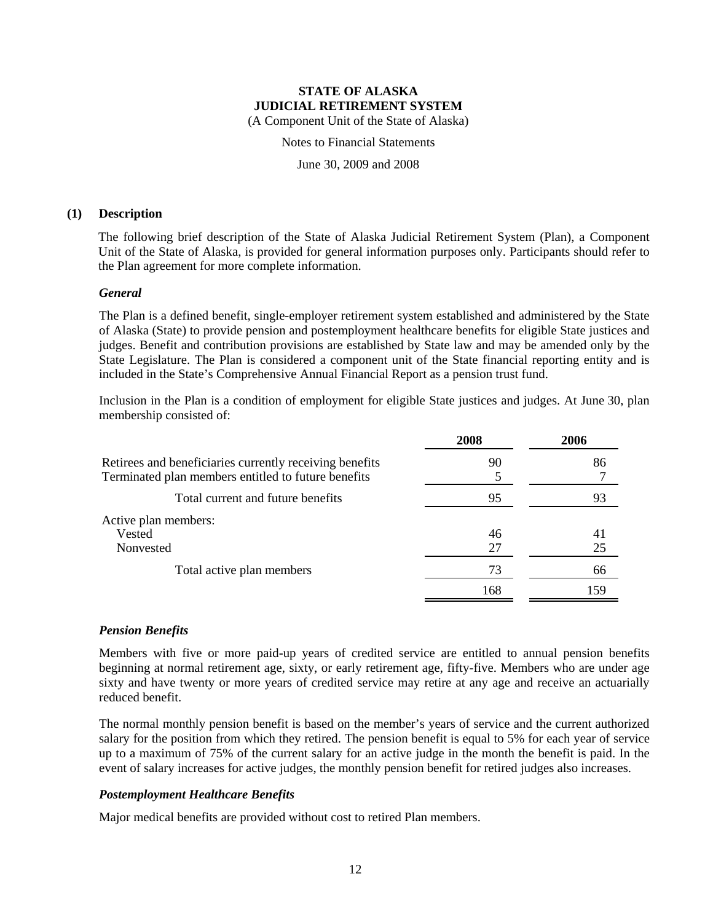# STATE OF ALASKA
## JUDICIAL RETIREMENT SYSTEM
(A Component Unit of the State of Alaska)

Notes to Financial Statements

June 30, 2009 and 2008

### (1) Description

The following brief description of the State of Alaska Judicial Retirement System (Plan), a Component Unit of the State of Alaska, is provided for general information purposes only. Participants should refer to the Plan agreement for more complete information.

#### *General*

The Plan is a defined benefit, single-employer retirement system established and administered by the State of Alaska (State) to provide pension and postemployment healthcare benefits for eligible State justices and judges. Benefit and contribution provisions are established by State law and may be amended only by the State Legislature. The Plan is considered a component unit of the State financial reporting entity and is included in the State's Comprehensive Annual Financial Report as a pension trust fund.

Inclusion in the Plan is a condition of employment for eligible State justices and judges. At June 30, plan membership consisted of:

| | 2008 | 2006 |
|---|---|---|
| Retirees and beneficiaries currently receiving benefits | 90 | 86 |
| Terminated plan members entitled to future benefits | 5 | 7 |
| Total current and future benefits | 95 | 93 |
| Active plan members: | | |
| Vested | 46 | 41 |
| Nonvested | 27 | 25 |
| Total active plan members | 73 | 66 |
| | 168 | 159 |

#### *Pension Benefits*

Members with five or more paid-up years of credited service are entitled to annual pension benefits beginning at normal retirement age, sixty, or early retirement age, fifty-five. Members who are under age sixty and have twenty or more years of credited service may retire at any age and receive an actuarially reduced benefit.

The normal monthly pension benefit is based on the member's years of service and the current authorized salary for the position from which they retired. The pension benefit is equal to 5% for each year of service up to a maximum of 75% of the current salary for an active judge in the month the benefit is paid. In the event of salary increases for active judges, the monthly pension benefit for retired judges also increases.

#### *Postemployment Healthcare Benefits*

Major medical benefits are provided without cost to retired Plan members.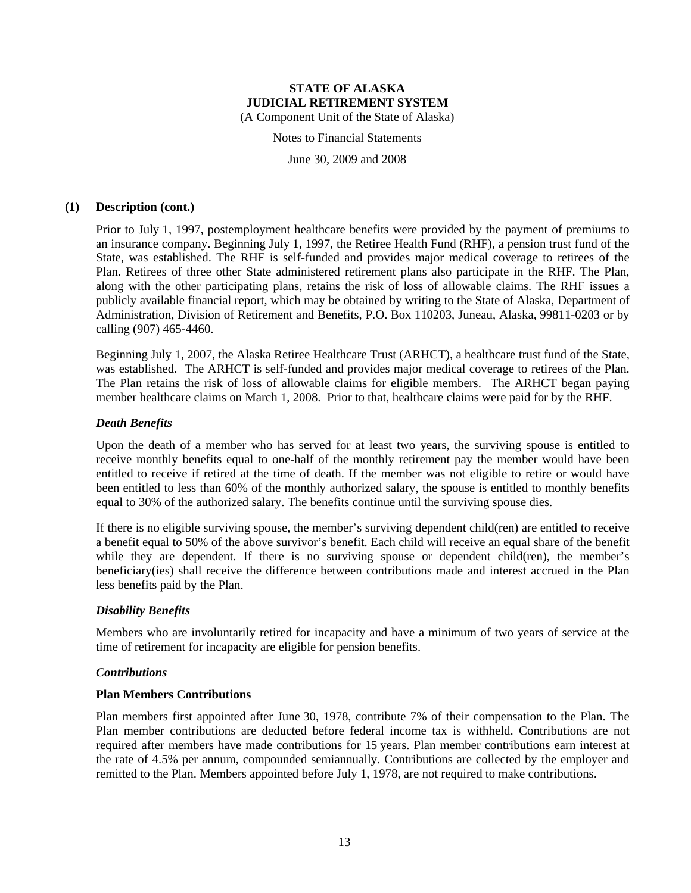### (1) Description (cont.)

Prior to July 1, 1997, postemployment healthcare benefits were provided by the payment of premiums to an insurance company. Beginning July 1, 1997, the Retiree Health Fund (RHF), a pension trust fund of the State, was established. The RHF is self-funded and provides major medical coverage to retirees of the Plan. Retirees of three other State administered retirement plans also participate in the RHF. The Plan, along with the other participating plans, retains the risk of loss of allowable claims. The RHF issues a publicly available financial report, which may be obtained by writing to the State of Alaska, Department of Administration, Division of Retirement and Benefits, P.O. Box 110203, Juneau, Alaska, 99811-0203 or by calling (907) 465-4460.

Beginning July 1, 2007, the Alaska Retiree Healthcare Trust (ARHCT), a healthcare trust fund of the State, was established. The ARHCT is self-funded and provides major medical coverage to retirees of the Plan. The Plan retains the risk of loss of allowable claims for eligible members. The ARHCT began paying member healthcare claims on March 1, 2008. Prior to that, healthcare claims were paid for by the RHF.

#### *Death Benefits*

Upon the death of a member who has served for at least two years, the surviving spouse is entitled to receive monthly benefits equal to one-half of the monthly retirement pay the member would have been entitled to receive if retired at the time of death. If the member was not eligible to retire or would have been entitled to less than 60% of the monthly authorized salary, the spouse is entitled to monthly benefits equal to 30% of the authorized salary. The benefits continue until the surviving spouse dies.

If there is no eligible surviving spouse, the member's surviving dependent child(ren) are entitled to receive a benefit equal to 50% of the above survivor's benefit. Each child will receive an equal share of the benefit while they are dependent. If there is no surviving spouse or dependent child(ren), the member's beneficiary(ies) shall receive the difference between contributions made and interest accrued in the Plan less benefits paid by the Plan.

#### *Disability Benefits*

Members who are involuntarily retired for incapacity and have a minimum of two years of service at the time of retirement for incapacity are eligible for pension benefits.

#### *Contributions*

**Plan Members Contributions**

Plan members first appointed after June 30, 1978, contribute 7% of their compensation to the Plan. The Plan member contributions are deducted before federal income tax is withheld. Contributions are not required after members have made contributions for 15 years. Plan member contributions earn interest at the rate of 4.5% per annum, compounded semiannually. Contributions are collected by the employer and remitted to the Plan. Members appointed before July 1, 1978, are not required to make contributions.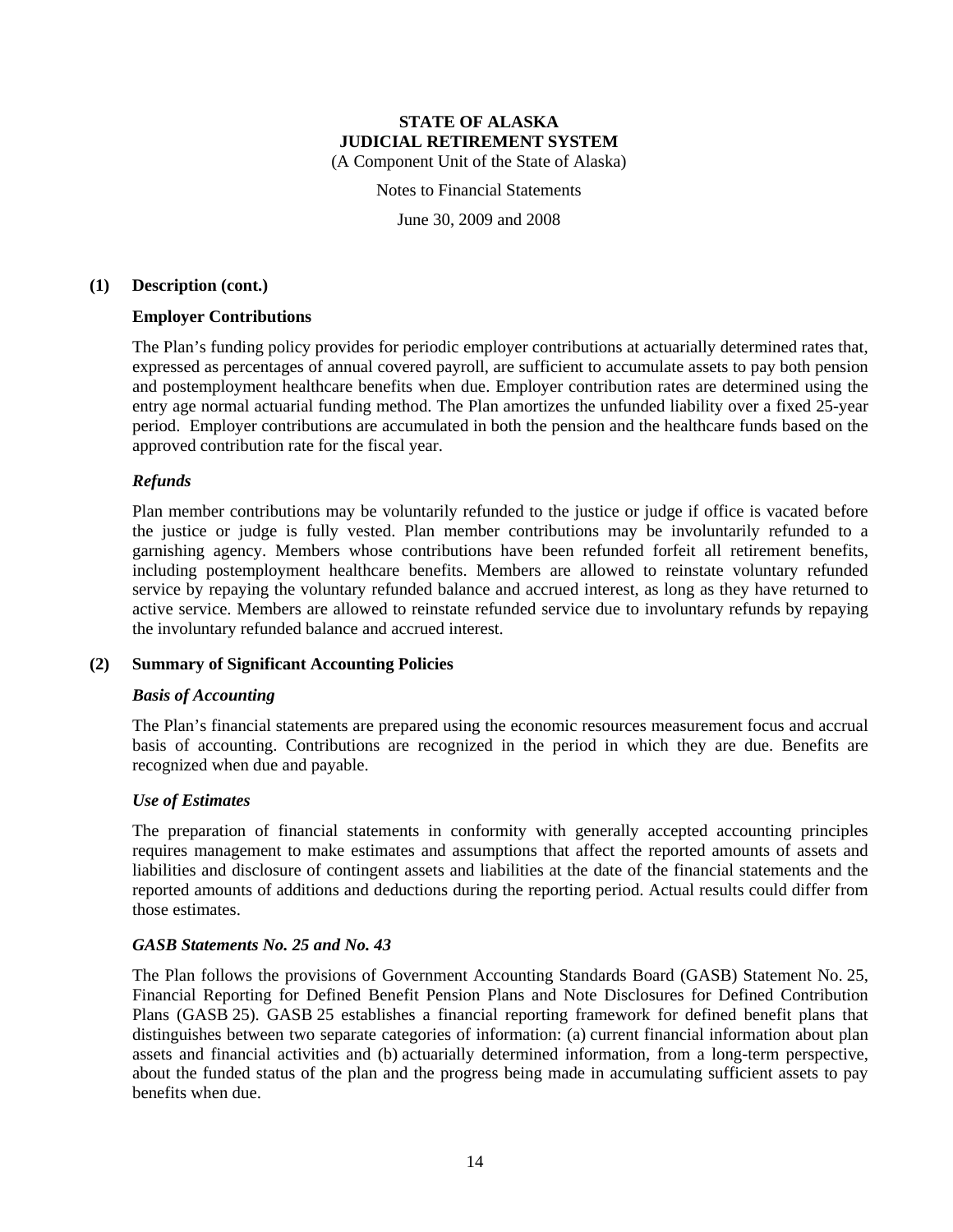### (1) Description (cont.)

**Employer Contributions**

The Plan's funding policy provides for periodic employer contributions at actuarially determined rates that, expressed as percentages of annual covered payroll, are sufficient to accumulate assets to pay both pension and postemployment healthcare benefits when due. Employer contribution rates are determined using the entry age normal actuarial funding method. The Plan amortizes the unfunded liability over a fixed 25-year period. Employer contributions are accumulated in both the pension and the healthcare funds based on the approved contribution rate for the fiscal year.

***Refunds***

Plan member contributions may be voluntarily refunded to the justice or judge if office is vacated before the justice or judge is fully vested. Plan member contributions may be involuntarily refunded to a garnishing agency. Members whose contributions have been refunded forfeit all retirement benefits, including postemployment healthcare benefits. Members are allowed to reinstate voluntary refunded service by repaying the voluntary refunded balance and accrued interest, as long as they have returned to active service. Members are allowed to reinstate refunded service due to involuntary refunds by repaying the involuntary refunded balance and accrued interest.

### (2) Summary of Significant Accounting Policies

***Basis of Accounting***

The Plan's financial statements are prepared using the economic resources measurement focus and accrual basis of accounting. Contributions are recognized in the period in which they are due. Benefits are recognized when due and payable.

***Use of Estimates***

The preparation of financial statements in conformity with generally accepted accounting principles requires management to make estimates and assumptions that affect the reported amounts of assets and liabilities and disclosure of contingent assets and liabilities at the date of the financial statements and the reported amounts of additions and deductions during the reporting period. Actual results could differ from those estimates.

***GASB Statements No. 25 and No. 43***

The Plan follows the provisions of Government Accounting Standards Board (GASB) Statement No. 25, Financial Reporting for Defined Benefit Pension Plans and Note Disclosures for Defined Contribution Plans (GASB 25). GASB 25 establishes a financial reporting framework for defined benefit plans that distinguishes between two separate categories of information: (a) current financial information about plan assets and financial activities and (b) actuarially determined information, from a long-term perspective, about the funded status of the plan and the progress being made in accumulating sufficient assets to pay benefits when due.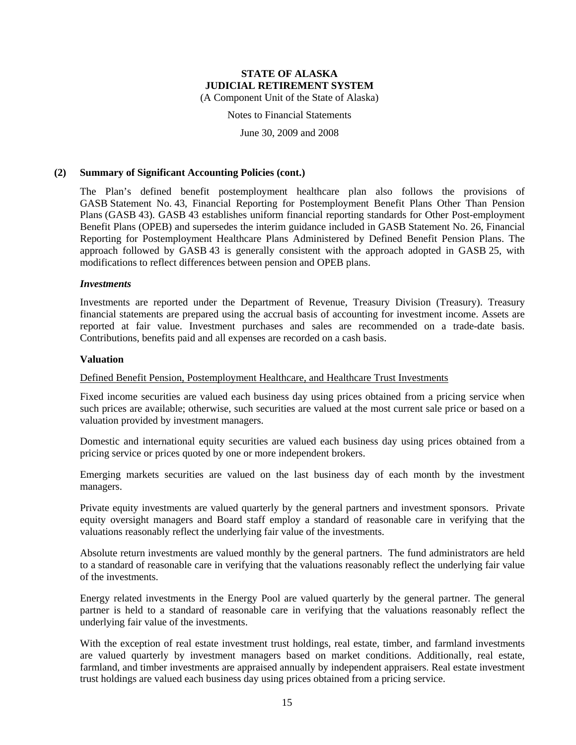## (2) Summary of Significant Accounting Policies (cont.)

The Plan's defined benefit postemployment healthcare plan also follows the provisions of GASB Statement No. 43, Financial Reporting for Postemployment Benefit Plans Other Than Pension Plans (GASB 43). GASB 43 establishes uniform financial reporting standards for Other Post-employment Benefit Plans (OPEB) and supersedes the interim guidance included in GASB Statement No. 26, Financial Reporting for Postemployment Healthcare Plans Administered by Defined Benefit Pension Plans. The approach followed by GASB 43 is generally consistent with the approach adopted in GASB 25, with modifications to reflect differences between pension and OPEB plans.

### *Investments*

Investments are reported under the Department of Revenue, Treasury Division (Treasury). Treasury financial statements are prepared using the accrual basis of accounting for investment income. Assets are reported at fair value. Investment purchases and sales are recommended on a trade-date basis. Contributions, benefits paid and all expenses are recorded on a cash basis.

### Valuation

Defined Benefit Pension, Postemployment Healthcare, and Healthcare Trust Investments

Fixed income securities are valued each business day using prices obtained from a pricing service when such prices are available; otherwise, such securities are valued at the most current sale price or based on a valuation provided by investment managers.

Domestic and international equity securities are valued each business day using prices obtained from a pricing service or prices quoted by one or more independent brokers.

Emerging markets securities are valued on the last business day of each month by the investment managers.

Private equity investments are valued quarterly by the general partners and investment sponsors. Private equity oversight managers and Board staff employ a standard of reasonable care in verifying that the valuations reasonably reflect the underlying fair value of the investments.

Absolute return investments are valued monthly by the general partners. The fund administrators are held to a standard of reasonable care in verifying that the valuations reasonably reflect the underlying fair value of the investments.

Energy related investments in the Energy Pool are valued quarterly by the general partner. The general partner is held to a standard of reasonable care in verifying that the valuations reasonably reflect the underlying fair value of the investments.

With the exception of real estate investment trust holdings, real estate, timber, and farmland investments are valued quarterly by investment managers based on market conditions. Additionally, real estate, farmland, and timber investments are appraised annually by independent appraisers. Real estate investment trust holdings are valued each business day using prices obtained from a pricing service.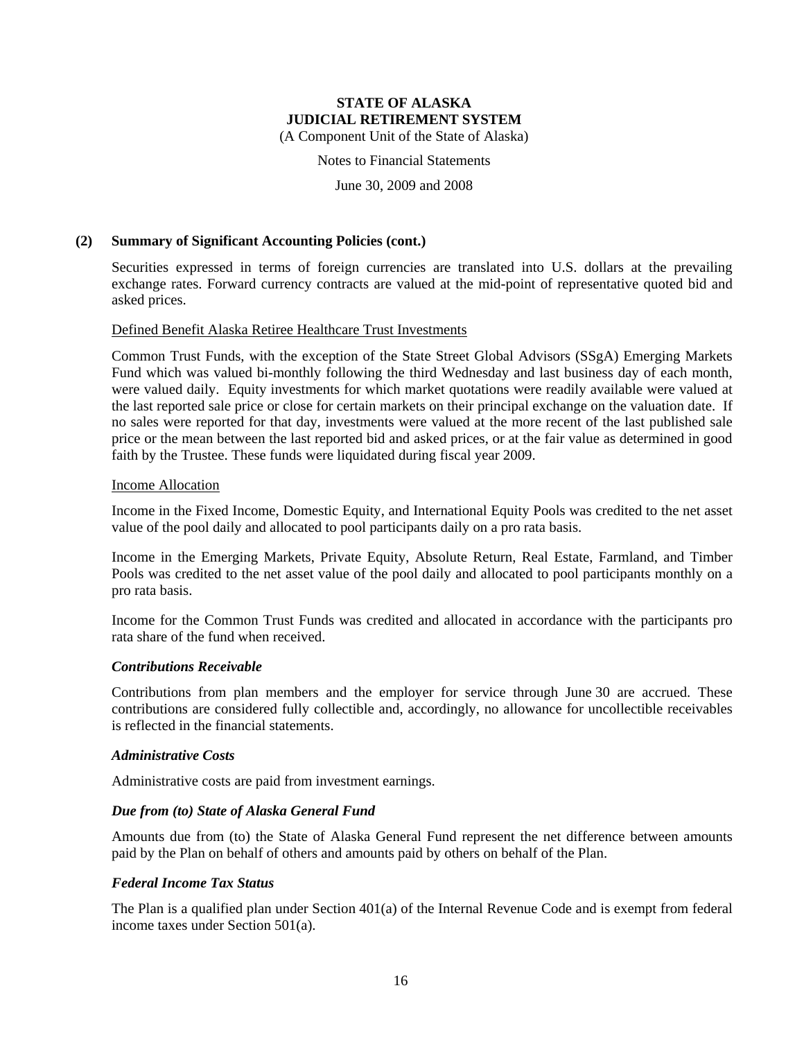# STATE OF ALASKA
# JUDICIAL RETIREMENT SYSTEM

(A Component Unit of the State of Alaska)

Notes to Financial Statements

June 30, 2009 and 2008

## (2) Summary of Significant Accounting Policies (cont.)

Securities expressed in terms of foreign currencies are translated into U.S. dollars at the prevailing exchange rates. Forward currency contracts are valued at the mid-point of representative quoted bid and asked prices.

Defined Benefit Alaska Retiree Healthcare Trust Investments

Common Trust Funds, with the exception of the State Street Global Advisors (SSgA) Emerging Markets Fund which was valued bi-monthly following the third Wednesday and last business day of each month, were valued daily. Equity investments for which market quotations were readily available were valued at the last reported sale price or close for certain markets on their principal exchange on the valuation date. If no sales were reported for that day, investments were valued at the more recent of the last published sale price or the mean between the last reported bid and asked prices, or at the fair value as determined in good faith by the Trustee. These funds were liquidated during fiscal year 2009.

Income Allocation

Income in the Fixed Income, Domestic Equity, and International Equity Pools was credited to the net asset value of the pool daily and allocated to pool participants daily on a pro rata basis.

Income in the Emerging Markets, Private Equity, Absolute Return, Real Estate, Farmland, and Timber Pools was credited to the net asset value of the pool daily and allocated to pool participants monthly on a pro rata basis.

Income for the Common Trust Funds was credited and allocated in accordance with the participants pro rata share of the fund when received.

### *Contributions Receivable*

Contributions from plan members and the employer for service through June 30 are accrued. These contributions are considered fully collectible and, accordingly, no allowance for uncollectible receivables is reflected in the financial statements.

### *Administrative Costs*

Administrative costs are paid from investment earnings.

### *Due from (to) State of Alaska General Fund*

Amounts due from (to) the State of Alaska General Fund represent the net difference between amounts paid by the Plan on behalf of others and amounts paid by others on behalf of the Plan.

### *Federal Income Tax Status*

The Plan is a qualified plan under Section 401(a) of the Internal Revenue Code and is exempt from federal income taxes under Section 501(a).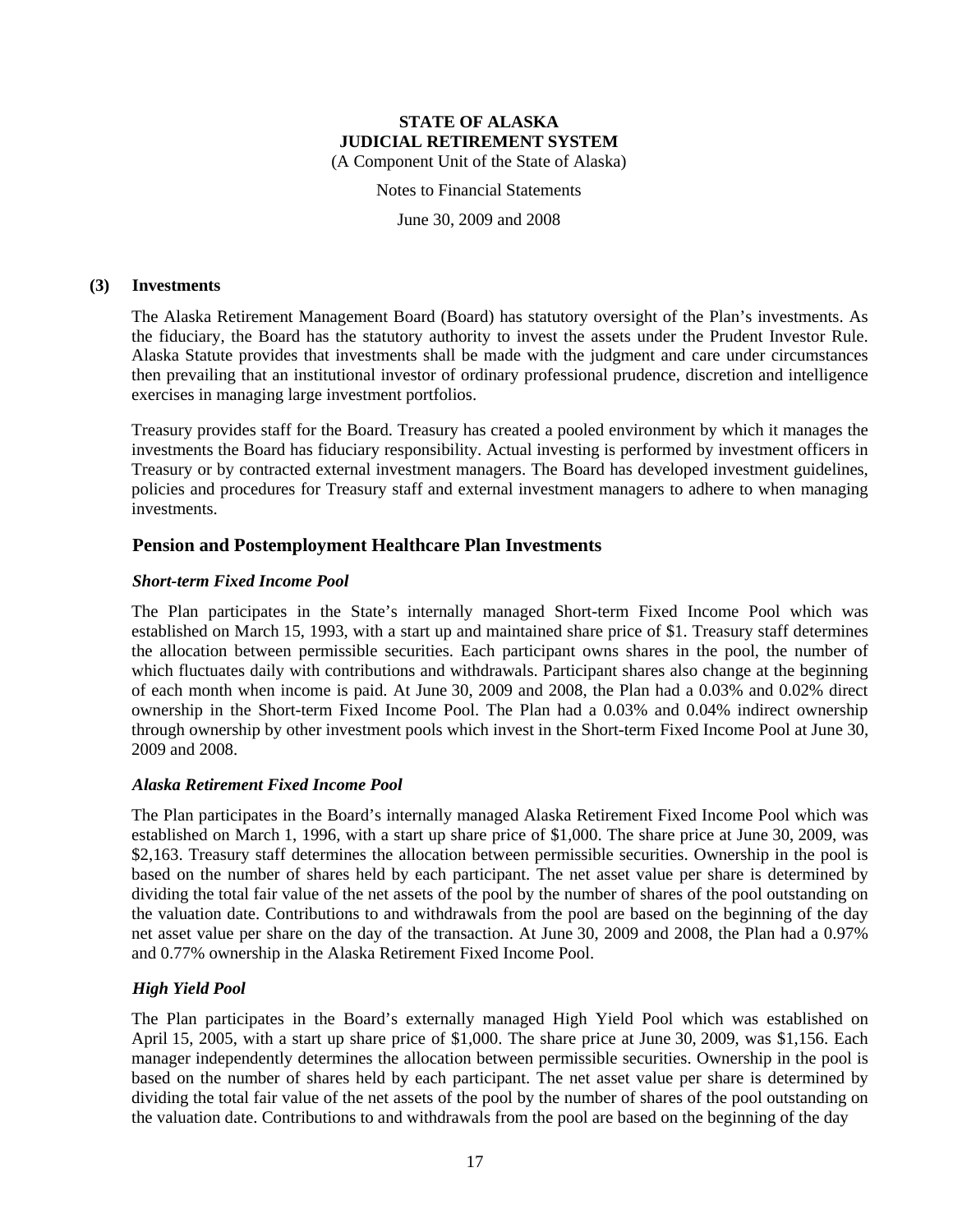## (3) Investments

The Alaska Retirement Management Board (Board) has statutory oversight of the Plan's investments. As the fiduciary, the Board has the statutory authority to invest the assets under the Prudent Investor Rule. Alaska Statute provides that investments shall be made with the judgment and care under circumstances then prevailing that an institutional investor of ordinary professional prudence, discretion and intelligence exercises in managing large investment portfolios.

Treasury provides staff for the Board. Treasury has created a pooled environment by which it manages the investments the Board has fiduciary responsibility. Actual investing is performed by investment officers in Treasury or by contracted external investment managers. The Board has developed investment guidelines, policies and procedures for Treasury staff and external investment managers to adhere to when managing investments.

### Pension and Postemployment Healthcare Plan Investments

#### *Short-term Fixed Income Pool*

The Plan participates in the State's internally managed Short-term Fixed Income Pool which was established on March 15, 1993, with a start up and maintained share price of $1. Treasury staff determines the allocation between permissible securities. Each participant owns shares in the pool, the number of which fluctuates daily with contributions and withdrawals. Participant shares also change at the beginning of each month when income is paid. At June 30, 2009 and 2008, the Plan had a 0.03% and 0.02% direct ownership in the Short-term Fixed Income Pool. The Plan had a 0.03% and 0.04% indirect ownership through ownership by other investment pools which invest in the Short-term Fixed Income Pool at June 30, 2009 and 2008.

#### *Alaska Retirement Fixed Income Pool*

The Plan participates in the Board's internally managed Alaska Retirement Fixed Income Pool which was established on March 1, 1996, with a start up share price of $1,000. The share price at June 30, 2009, was $2,163. Treasury staff determines the allocation between permissible securities. Ownership in the pool is based on the number of shares held by each participant. The net asset value per share is determined by dividing the total fair value of the net assets of the pool by the number of shares of the pool outstanding on the valuation date. Contributions to and withdrawals from the pool are based on the beginning of the day net asset value per share on the day of the transaction. At June 30, 2009 and 2008, the Plan had a 0.97% and 0.77% ownership in the Alaska Retirement Fixed Income Pool.

#### *High Yield Pool*

The Plan participates in the Board's externally managed High Yield Pool which was established on April 15, 2005, with a start up share price of $1,000. The share price at June 30, 2009, was $1,156. Each manager independently determines the allocation between permissible securities. Ownership in the pool is based on the number of shares held by each participant. The net asset value per share is determined by dividing the total fair value of the net assets of the pool by the number of shares of the pool outstanding on the valuation date. Contributions to and withdrawals from the pool are based on the beginning of the day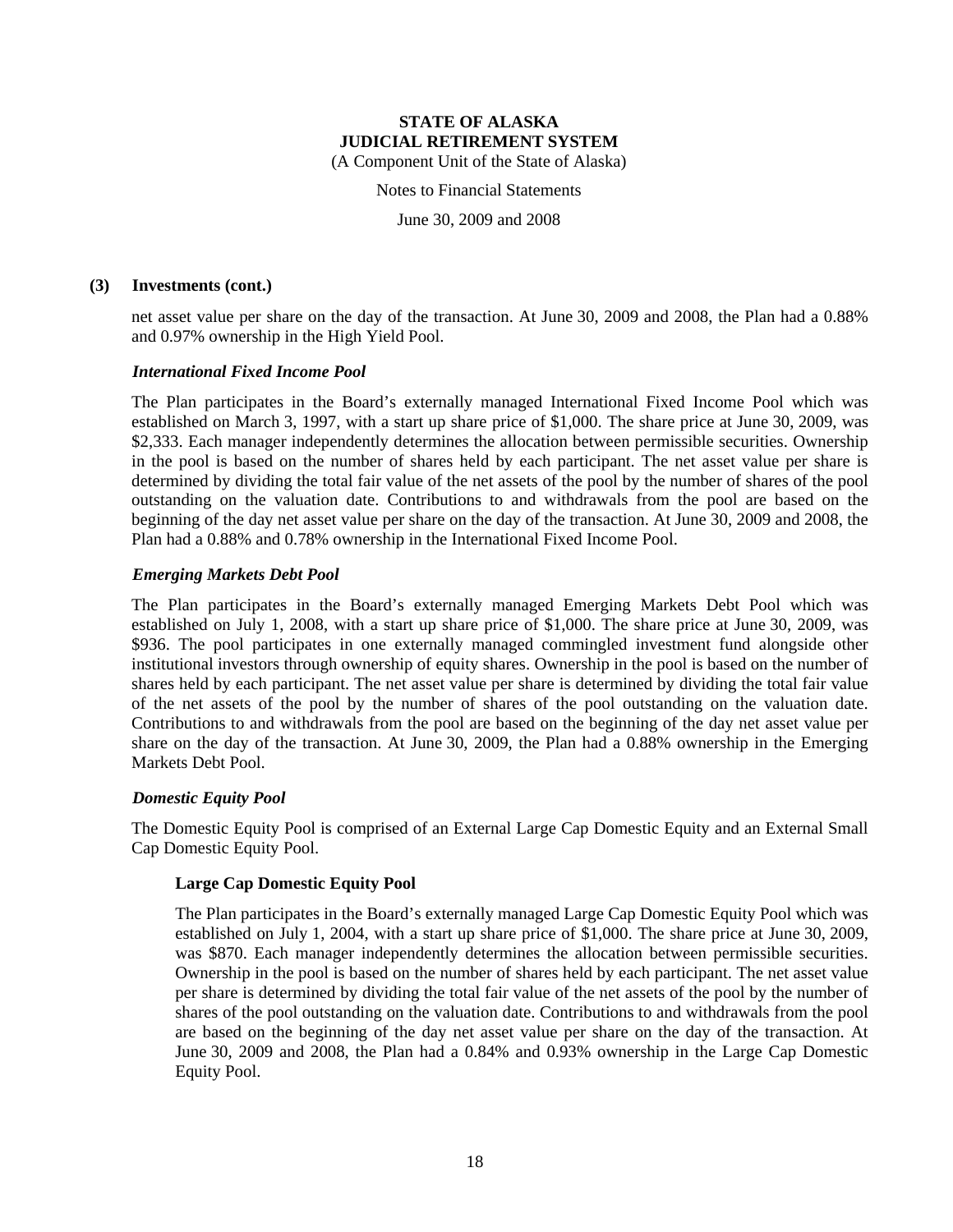### (3) Investments (cont.)

net asset value per share on the day of the transaction. At June 30, 2009 and 2008, the Plan had a 0.88% and 0.97% ownership in the High Yield Pool.

#### *International Fixed Income Pool*

The Plan participates in the Board's externally managed International Fixed Income Pool which was established on March 3, 1997, with a start up share price of $1,000. The share price at June 30, 2009, was $2,333. Each manager independently determines the allocation between permissible securities. Ownership in the pool is based on the number of shares held by each participant. The net asset value per share is determined by dividing the total fair value of the net assets of the pool by the number of shares of the pool outstanding on the valuation date. Contributions to and withdrawals from the pool are based on the beginning of the day net asset value per share on the day of the transaction. At June 30, 2009 and 2008, the Plan had a 0.88% and 0.78% ownership in the International Fixed Income Pool.

#### *Emerging Markets Debt Pool*

The Plan participates in the Board's externally managed Emerging Markets Debt Pool which was established on July 1, 2008, with a start up share price of $1,000. The share price at June 30, 2009, was $936. The pool participates in one externally managed commingled investment fund alongside other institutional investors through ownership of equity shares. Ownership in the pool is based on the number of shares held by each participant. The net asset value per share is determined by dividing the total fair value of the net assets of the pool by the number of shares of the pool outstanding on the valuation date. Contributions to and withdrawals from the pool are based on the beginning of the day net asset value per share on the day of the transaction. At June 30, 2009, the Plan had a 0.88% ownership in the Emerging Markets Debt Pool.

#### *Domestic Equity Pool*

The Domestic Equity Pool is comprised of an External Large Cap Domestic Equity and an External Small Cap Domestic Equity Pool.

##### Large Cap Domestic Equity Pool

The Plan participates in the Board's externally managed Large Cap Domestic Equity Pool which was established on July 1, 2004, with a start up share price of $1,000. The share price at June 30, 2009, was $870. Each manager independently determines the allocation between permissible securities. Ownership in the pool is based on the number of shares held by each participant. The net asset value per share is determined by dividing the total fair value of the net assets of the pool by the number of shares of the pool outstanding on the valuation date. Contributions to and withdrawals from the pool are based on the beginning of the day net asset value per share on the day of the transaction. At June 30, 2009 and 2008, the Plan had a 0.84% and 0.93% ownership in the Large Cap Domestic Equity Pool.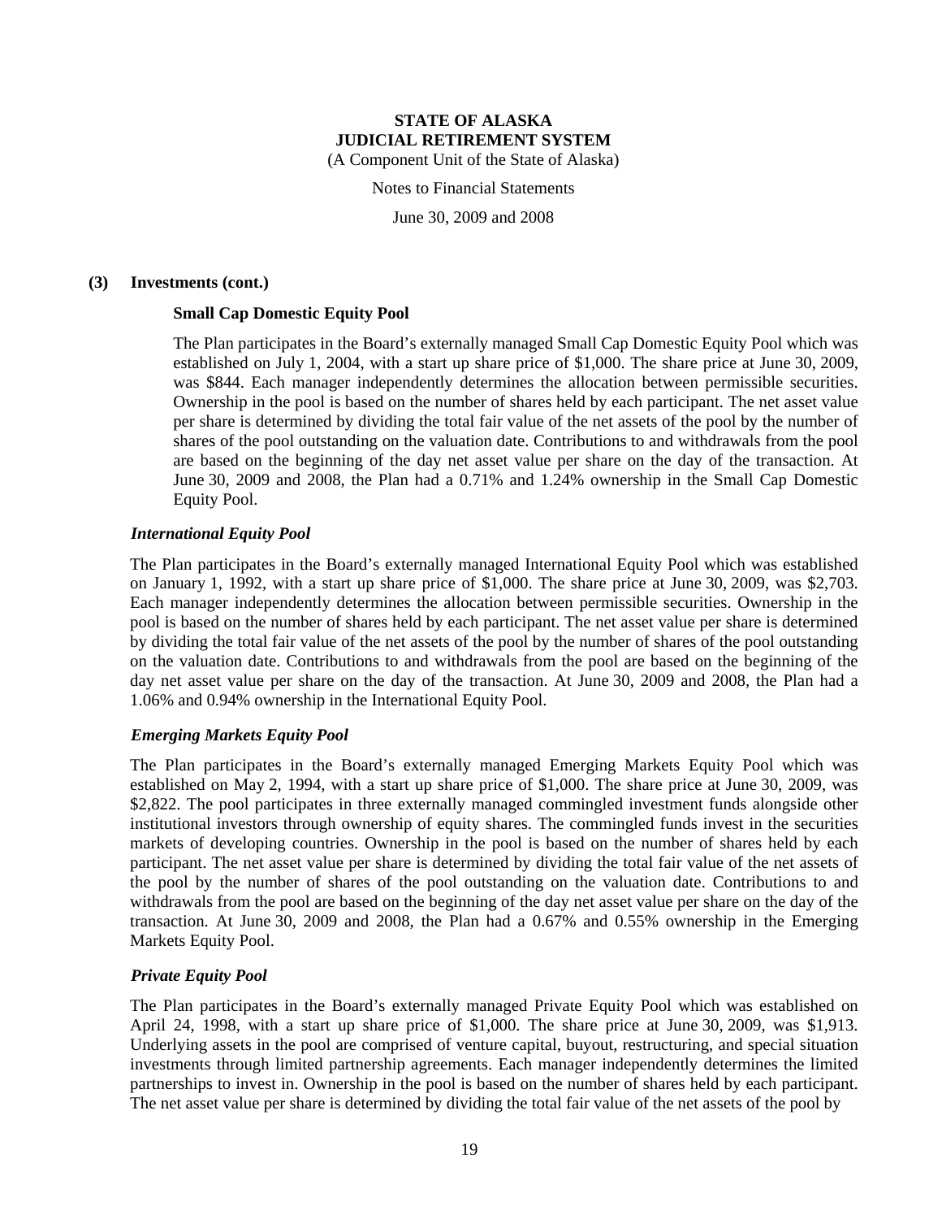### (3) Investments (cont.)

**Small Cap Domestic Equity Pool**

The Plan participates in the Board's externally managed Small Cap Domestic Equity Pool which was established on July 1, 2004, with a start up share price of $1,000. The share price at June 30, 2009, was $844. Each manager independently determines the allocation between permissible securities. Ownership in the pool is based on the number of shares held by each participant. The net asset value per share is determined by dividing the total fair value of the net assets of the pool by the number of shares of the pool outstanding on the valuation date. Contributions to and withdrawals from the pool are based on the beginning of the day net asset value per share on the day of the transaction. At June 30, 2009 and 2008, the Plan had a 0.71% and 1.24% ownership in the Small Cap Domestic Equity Pool.

***International Equity Pool***

The Plan participates in the Board's externally managed International Equity Pool which was established on January 1, 1992, with a start up share price of $1,000. The share price at June 30, 2009, was $2,703. Each manager independently determines the allocation between permissible securities. Ownership in the pool is based on the number of shares held by each participant. The net asset value per share is determined by dividing the total fair value of the net assets of the pool by the number of shares of the pool outstanding on the valuation date. Contributions to and withdrawals from the pool are based on the beginning of the day net asset value per share on the day of the transaction. At June 30, 2009 and 2008, the Plan had a 1.06% and 0.94% ownership in the International Equity Pool.

***Emerging Markets Equity Pool***

The Plan participates in the Board's externally managed Emerging Markets Equity Pool which was established on May 2, 1994, with a start up share price of $1,000. The share price at June 30, 2009, was $2,822. The pool participates in three externally managed commingled investment funds alongside other institutional investors through ownership of equity shares. The commingled funds invest in the securities markets of developing countries. Ownership in the pool is based on the number of shares held by each participant. The net asset value per share is determined by dividing the total fair value of the net assets of the pool by the number of shares of the pool outstanding on the valuation date. Contributions to and withdrawals from the pool are based on the beginning of the day net asset value per share on the day of the transaction. At June 30, 2009 and 2008, the Plan had a 0.67% and 0.55% ownership in the Emerging Markets Equity Pool.

***Private Equity Pool***

The Plan participates in the Board's externally managed Private Equity Pool which was established on April 24, 1998, with a start up share price of $1,000. The share price at June 30, 2009, was $1,913. Underlying assets in the pool are comprised of venture capital, buyout, restructuring, and special situation investments through limited partnership agreements. Each manager independently determines the limited partnerships to invest in. Ownership in the pool is based on the number of shares held by each participant. The net asset value per share is determined by dividing the total fair value of the net assets of the pool by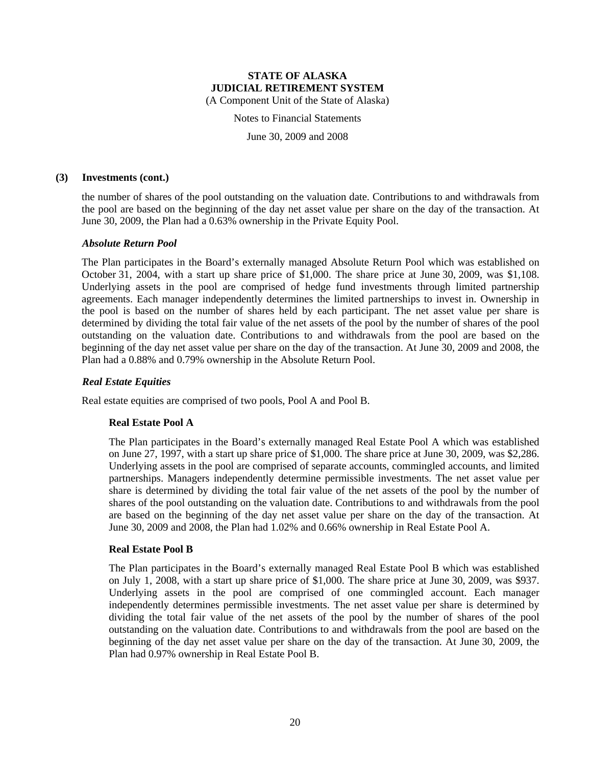**(3) Investments (cont.)**

the number of shares of the pool outstanding on the valuation date. Contributions to and withdrawals from the pool are based on the beginning of the day net asset value per share on the day of the transaction. At June 30, 2009, the Plan had a 0.63% ownership in the Private Equity Pool.

***Absolute Return Pool***

The Plan participates in the Board's externally managed Absolute Return Pool which was established on October 31, 2004, with a start up share price of $1,000. The share price at June 30, 2009, was $1,108. Underlying assets in the pool are comprised of hedge fund investments through limited partnership agreements. Each manager independently determines the limited partnerships to invest in. Ownership in the pool is based on the number of shares held by each participant. The net asset value per share is determined by dividing the total fair value of the net assets of the pool by the number of shares of the pool outstanding on the valuation date. Contributions to and withdrawals from the pool are based on the beginning of the day net asset value per share on the day of the transaction. At June 30, 2009 and 2008, the Plan had a 0.88% and 0.79% ownership in the Absolute Return Pool.

***Real Estate Equities***

Real estate equities are comprised of two pools, Pool A and Pool B.

**Real Estate Pool A**

The Plan participates in the Board's externally managed Real Estate Pool A which was established on June 27, 1997, with a start up share price of $1,000. The share price at June 30, 2009, was $2,286. Underlying assets in the pool are comprised of separate accounts, commingled accounts, and limited partnerships. Managers independently determine permissible investments. The net asset value per share is determined by dividing the total fair value of the net assets of the pool by the number of shares of the pool outstanding on the valuation date. Contributions to and withdrawals from the pool are based on the beginning of the day net asset value per share on the day of the transaction. At June 30, 2009 and 2008, the Plan had 1.02% and 0.66% ownership in Real Estate Pool A.

**Real Estate Pool B**

The Plan participates in the Board's externally managed Real Estate Pool B which was established on July 1, 2008, with a start up share price of $1,000. The share price at June 30, 2009, was $937. Underlying assets in the pool are comprised of one commingled account. Each manager independently determines permissible investments. The net asset value per share is determined by dividing the total fair value of the net assets of the pool by the number of shares of the pool outstanding on the valuation date. Contributions to and withdrawals from the pool are based on the beginning of the day net asset value per share on the day of the transaction. At June 30, 2009, the Plan had 0.97% ownership in Real Estate Pool B.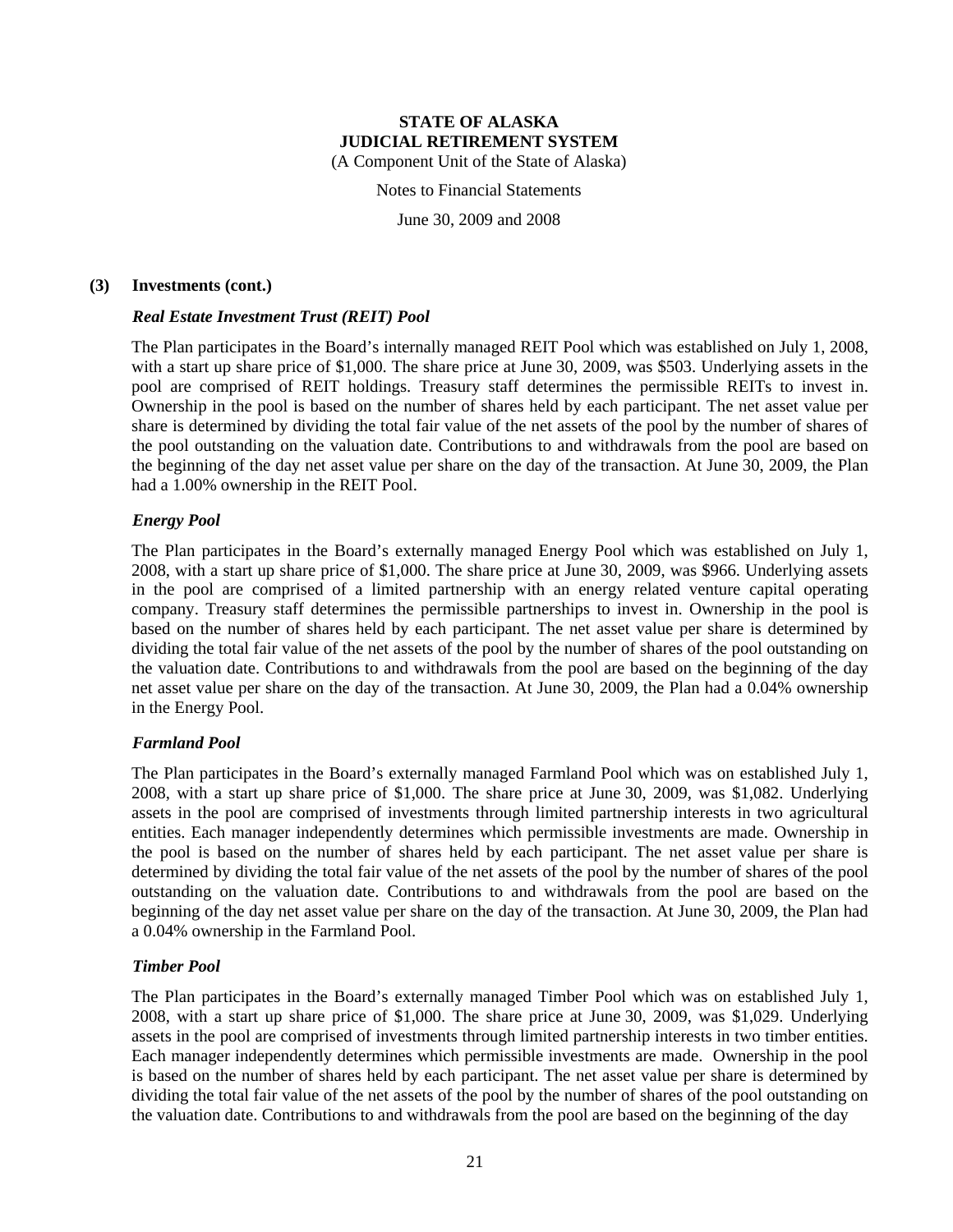### (3) Investments (cont.)

#### *Real Estate Investment Trust (REIT) Pool*

The Plan participates in the Board's internally managed REIT Pool which was established on July 1, 2008, with a start up share price of $1,000. The share price at June 30, 2009, was $503. Underlying assets in the pool are comprised of REIT holdings. Treasury staff determines the permissible REITs to invest in. Ownership in the pool is based on the number of shares held by each participant. The net asset value per share is determined by dividing the total fair value of the net assets of the pool by the number of shares of the pool outstanding on the valuation date. Contributions to and withdrawals from the pool are based on the beginning of the day net asset value per share on the day of the transaction. At June 30, 2009, the Plan had a 1.00% ownership in the REIT Pool.

#### *Energy Pool*

The Plan participates in the Board's externally managed Energy Pool which was established on July 1, 2008, with a start up share price of $1,000. The share price at June 30, 2009, was $966. Underlying assets in the pool are comprised of a limited partnership with an energy related venture capital operating company. Treasury staff determines the permissible partnerships to invest in. Ownership in the pool is based on the number of shares held by each participant. The net asset value per share is determined by dividing the total fair value of the net assets of the pool by the number of shares of the pool outstanding on the valuation date. Contributions to and withdrawals from the pool are based on the beginning of the day net asset value per share on the day of the transaction. At June 30, 2009, the Plan had a 0.04% ownership in the Energy Pool.

#### *Farmland Pool*

The Plan participates in the Board's externally managed Farmland Pool which was on established July 1, 2008, with a start up share price of $1,000. The share price at June 30, 2009, was $1,082. Underlying assets in the pool are comprised of investments through limited partnership interests in two agricultural entities. Each manager independently determines which permissible investments are made. Ownership in the pool is based on the number of shares held by each participant. The net asset value per share is determined by dividing the total fair value of the net assets of the pool by the number of shares of the pool outstanding on the valuation date. Contributions to and withdrawals from the pool are based on the beginning of the day net asset value per share on the day of the transaction. At June 30, 2009, the Plan had a 0.04% ownership in the Farmland Pool.

#### *Timber Pool*

The Plan participates in the Board's externally managed Timber Pool which was on established July 1, 2008, with a start up share price of $1,000. The share price at June 30, 2009, was $1,029. Underlying assets in the pool are comprised of investments through limited partnership interests in two timber entities. Each manager independently determines which permissible investments are made. Ownership in the pool is based on the number of shares held by each participant. The net asset value per share is determined by dividing the total fair value of the net assets of the pool by the number of shares of the pool outstanding on the valuation date. Contributions to and withdrawals from the pool are based on the beginning of the day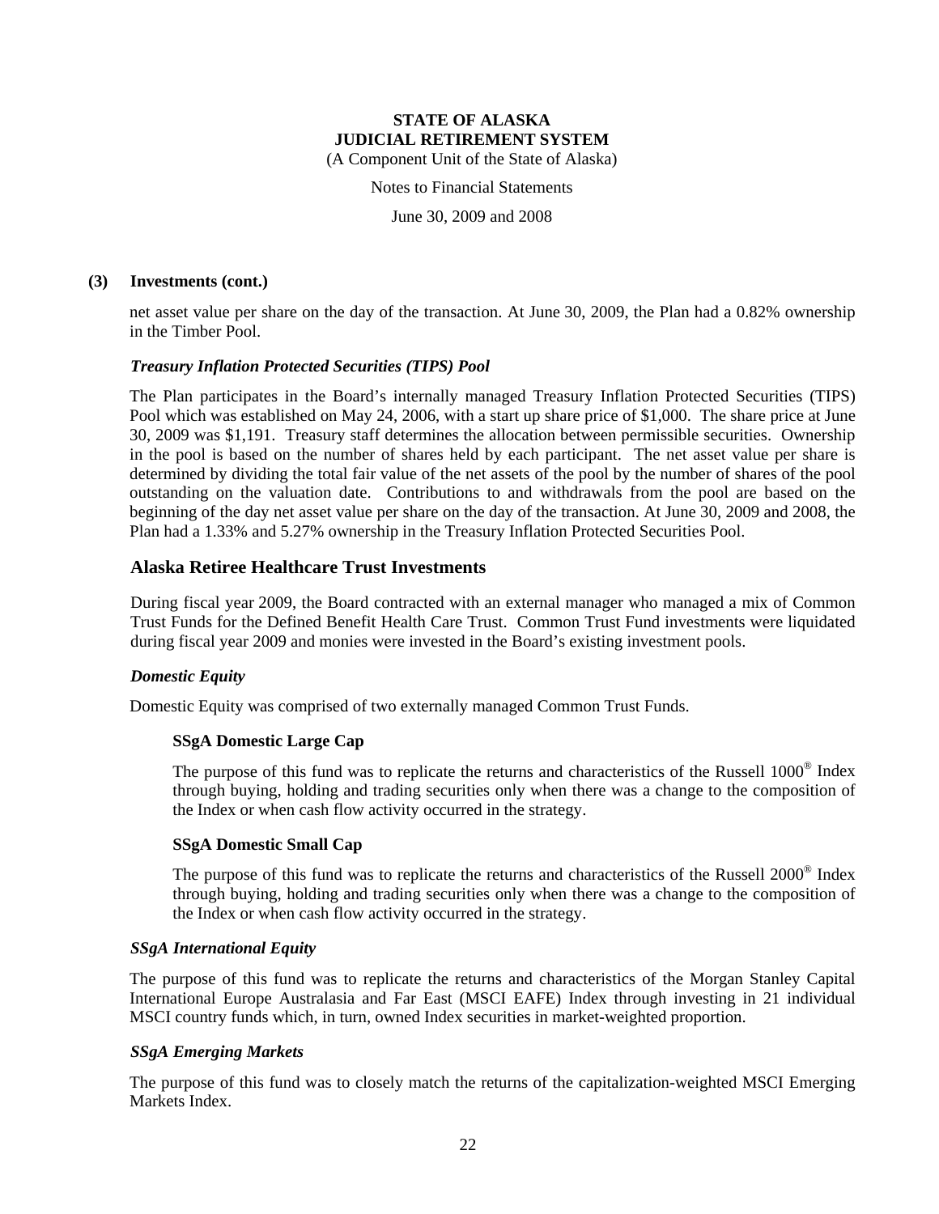**(3) Investments (cont.)**

net asset value per share on the day of the transaction. At June 30, 2009, the Plan had a 0.82% ownership in the Timber Pool.

***Treasury Inflation Protected Securities (TIPS) Pool***

The Plan participates in the Board's internally managed Treasury Inflation Protected Securities (TIPS) Pool which was established on May 24, 2006, with a start up share price of $1,000. The share price at June 30, 2009 was $1,191. Treasury staff determines the allocation between permissible securities. Ownership in the pool is based on the number of shares held by each participant. The net asset value per share is determined by dividing the total fair value of the net assets of the pool by the number of shares of the pool outstanding on the valuation date. Contributions to and withdrawals from the pool are based on the beginning of the day net asset value per share on the day of the transaction. At June 30, 2009 and 2008, the Plan had a 1.33% and 5.27% ownership in the Treasury Inflation Protected Securities Pool.

## Alaska Retiree Healthcare Trust Investments

During fiscal year 2009, the Board contracted with an external manager who managed a mix of Common Trust Funds for the Defined Benefit Health Care Trust. Common Trust Fund investments were liquidated during fiscal year 2009 and monies were invested in the Board's existing investment pools.

***Domestic Equity***

Domestic Equity was comprised of two externally managed Common Trust Funds.

**SSgA Domestic Large Cap**

The purpose of this fund was to replicate the returns and characteristics of the Russell 1000® Index through buying, holding and trading securities only when there was a change to the composition of the Index or when cash flow activity occurred in the strategy.

**SSgA Domestic Small Cap**

The purpose of this fund was to replicate the returns and characteristics of the Russell 2000® Index through buying, holding and trading securities only when there was a change to the composition of the Index or when cash flow activity occurred in the strategy.

***SSgA International Equity***

The purpose of this fund was to replicate the returns and characteristics of the Morgan Stanley Capital International Europe Australasia and Far East (MSCI EAFE) Index through investing in 21 individual MSCI country funds which, in turn, owned Index securities in market-weighted proportion.

***SSgA Emerging Markets***

The purpose of this fund was to closely match the returns of the capitalization-weighted MSCI Emerging Markets Index.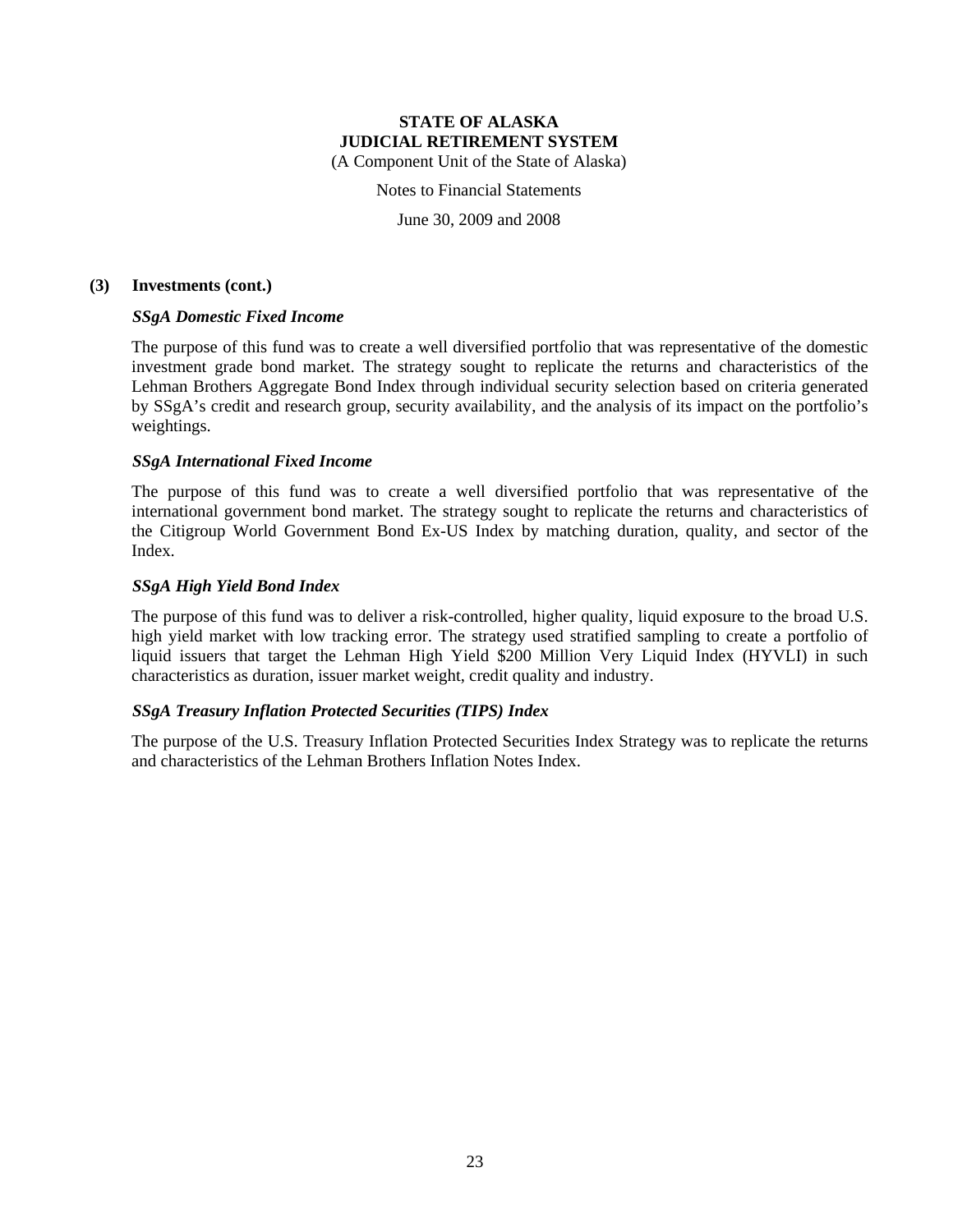### (3) Investments (cont.)

***SSgA Domestic Fixed Income***

The purpose of this fund was to create a well diversified portfolio that was representative of the domestic investment grade bond market. The strategy sought to replicate the returns and characteristics of the Lehman Brothers Aggregate Bond Index through individual security selection based on criteria generated by SSgA's credit and research group, security availability, and the analysis of its impact on the portfolio's weightings.

***SSgA International Fixed Income***

The purpose of this fund was to create a well diversified portfolio that was representative of the international government bond market. The strategy sought to replicate the returns and characteristics of the Citigroup World Government Bond Ex-US Index by matching duration, quality, and sector of the Index.

***SSgA High Yield Bond Index***

The purpose of this fund was to deliver a risk-controlled, higher quality, liquid exposure to the broad U.S. high yield market with low tracking error. The strategy used stratified sampling to create a portfolio of liquid issuers that target the Lehman High Yield $200 Million Very Liquid Index (HYVLI) in such characteristics as duration, issuer market weight, credit quality and industry.

***SSgA Treasury Inflation Protected Securities (TIPS) Index***

The purpose of the U.S. Treasury Inflation Protected Securities Index Strategy was to replicate the returns and characteristics of the Lehman Brothers Inflation Notes Index.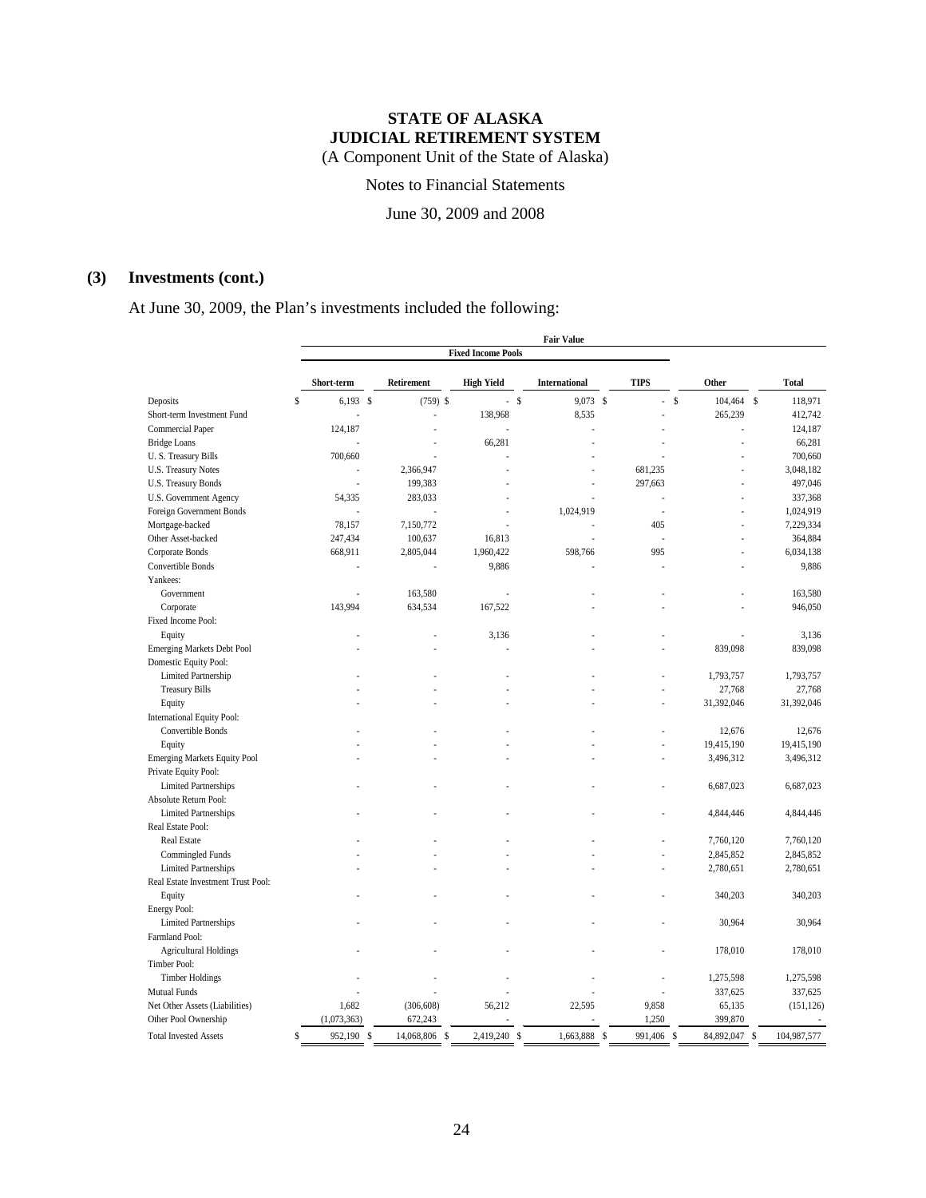**STATE OF ALASKA**
**JUDICIAL RETIREMENT SYSTEM**
(A Component Unit of the State of Alaska)

Notes to Financial Statements

June 30, 2009 and 2008

## (3) Investments (cont.)

At June 30, 2009, the Plan's investments included the following:

| | Fair Value | | | | | | |
|---|---|---|---|---|---|---|---|
| | Fixed Income Pools | | | | | | |
| | Short-term | Retirement | High Yield | International | TIPS | Other | Total |
| Deposits | $ 6,193 | $ (759) | $ - | $ 9,073 | $ - | $ 104,464 | $ 118,971 |
| Short-term Investment Fund | - | - | 138,968 | 8,535 | - | 265,239 | 412,742 |
| Commercial Paper | 124,187 | - | - | - | - | - | 124,187 |
| Bridge Loans | - | - | 66,281 | - | - | - | 66,281 |
| U. S. Treasury Bills | 700,660 | - | - | - | - | - | 700,660 |
| U.S. Treasury Notes | - | 2,366,947 | - | - | 681,235 | - | 3,048,182 |
| U.S. Treasury Bonds | - | 199,383 | - | - | 297,663 | - | 497,046 |
| U.S. Government Agency | 54,335 | 283,033 | - | - | - | - | 337,368 |
| Foreign Government Bonds | - | - | - | 1,024,919 | - | - | 1,024,919 |
| Mortgage-backed | 78,157 | 7,150,772 | - | - | 405 | - | 7,229,334 |
| Other Asset-backed | 247,434 | 100,637 | 16,813 | - | - | - | 364,884 |
| Corporate Bonds | 668,911 | 2,805,044 | 1,960,422 | 598,766 | 995 | - | 6,034,138 |
| Convertible Bonds | - | - | 9,886 | - | - | - | 9,886 |
| Yankees: | | | | | | | |
| Government | - | 163,580 | - | - | - | - | 163,580 |
| Corporate | 143,994 | 634,534 | 167,522 | - | - | - | 946,050 |
| Fixed Income Pool: | | | | | | | |
| Equity | - | - | 3,136 | - | - | - | 3,136 |
| Emerging Markets Debt Pool | - | - | - | - | - | 839,098 | 839,098 |
| Domestic Equity Pool: | | | | | | | |
| Limited Partnership | - | - | - | - | - | 1,793,757 | 1,793,757 |
| Treasury Bills | - | - | - | - | - | 27,768 | 27,768 |
| Equity | - | - | - | - | - | 31,392,046 | 31,392,046 |
| International Equity Pool: | | | | | | | |
| Convertible Bonds | - | - | - | - | - | 12,676 | 12,676 |
| Equity | - | - | - | - | - | 19,415,190 | 19,415,190 |
| Emerging Markets Equity Pool | - | - | - | - | - | 3,496,312 | 3,496,312 |
| Private Equity Pool: | | | | | | | |
| Limited Partnerships | - | - | - | - | - | 6,687,023 | 6,687,023 |
| Absolute Return Pool: | | | | | | | |
| Limited Partnerships | - | - | - | - | - | 4,844,446 | 4,844,446 |
| Real Estate Pool: | | | | | | | |
| Real Estate | - | - | - | - | - | 7,760,120 | 7,760,120 |
| Commingled Funds | - | - | - | - | - | 2,845,852 | 2,845,852 |
| Limited Partnerships | - | - | - | - | - | 2,780,651 | 2,780,651 |
| Real Estate Investment Trust Pool: | | | | | | | |
| Equity | - | - | - | - | - | 340,203 | 340,203 |
| Energy Pool: | | | | | | | |
| Limited Partnerships | - | - | - | - | - | 30,964 | 30,964 |
| Farmland Pool: | | | | | | | |
| Agricultural Holdings | - | - | - | - | - | 178,010 | 178,010 |
| Timber Pool: | | | | | | | |
| Timber Holdings | - | - | - | - | - | 1,275,598 | 1,275,598 |
| Mutual Funds | - | - | - | - | - | 337,625 | 337,625 |
| Net Other Assets (Liabilities) | 1,682 | (306,608) | 56,212 | 22,595 | 9,858 | 65,135 | (151,126) |
| Other Pool Ownership | (1,073,363) | 672,243 | - | - | 1,250 | 399,870 | - |
| Total Invested Assets | $ 952,190 | $ 14,068,806 | $ 2,419,240 | $ 1,663,888 | $ 991,406 | $ 84,892,047 | $ 104,987,577 |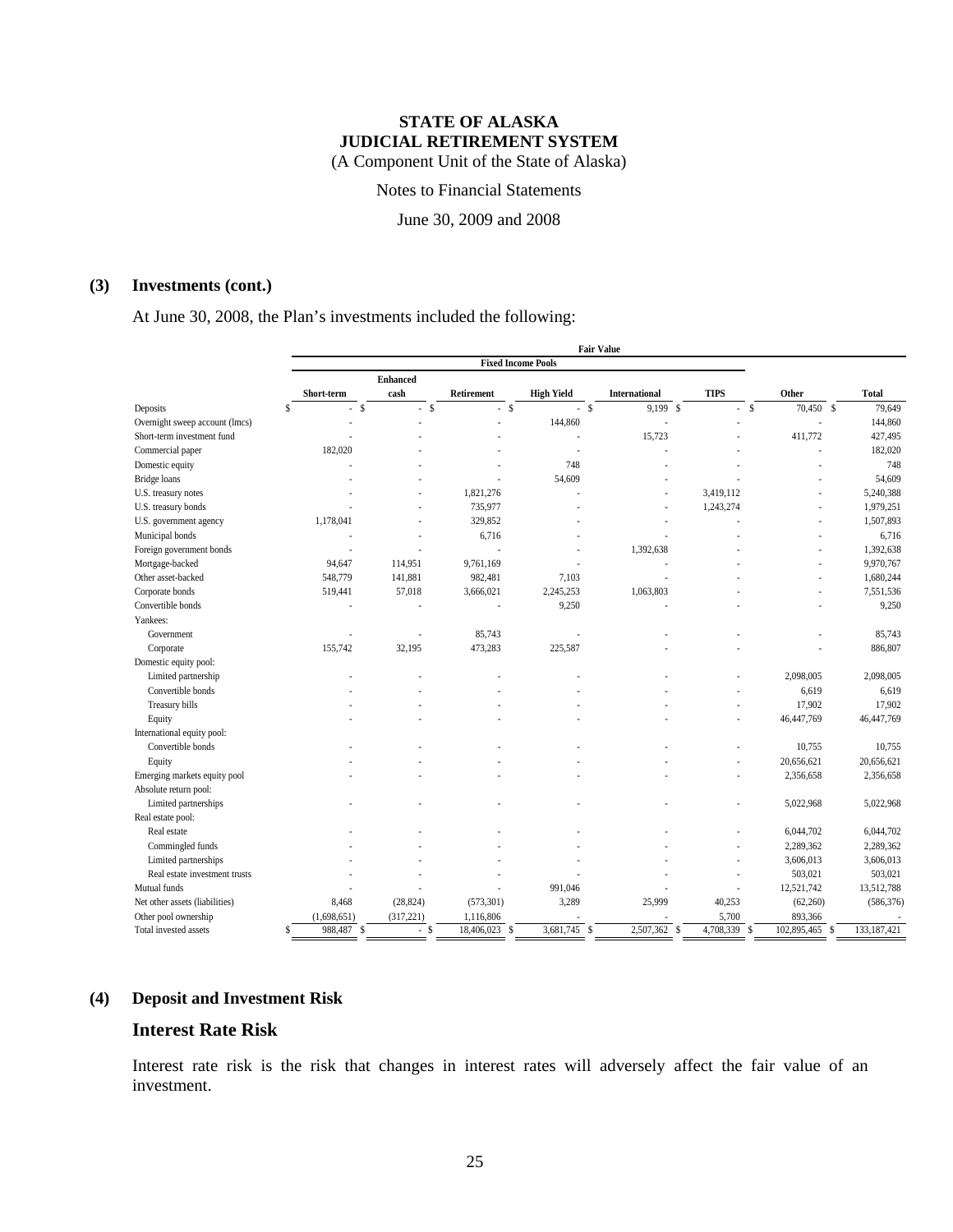**STATE OF ALASKA**
**JUDICIAL RETIREMENT SYSTEM**
(A Component Unit of the State of Alaska)

Notes to Financial Statements

June 30, 2009 and 2008

## (3) Investments (cont.)

At June 30, 2008, the Plan's investments included the following:

| | Fair Value | | | | | | | |
|---|---|---|---|---|---|---|---|---|
| | Fixed Income Pools | | | | | | | |
| | Short-term | Enhanced cash | Retirement | High Yield | International | TIPS | Other | Total |
| Deposits | $ - | $ - | $ - | $ - | $ 9,199 | $ - | $ 70,450 | $ 79,649 |
| Overnight sweep account (lmcs) | - | - | - | 144,860 | - | - | - | 144,860 |
| Short-term investment fund | - | - | - | - | 15,723 | - | 411,772 | 427,495 |
| Commercial paper | 182,020 | - | - | - | - | - | - | 182,020 |
| Domestic equity | - | - | - | 748 | - | - | - | 748 |
| Bridge loans | - | - | - | 54,609 | - | - | - | 54,609 |
| U.S. treasury notes | - | - | 1,821,276 | - | - | 3,419,112 | - | 5,240,388 |
| U.S. treasury bonds | - | - | 735,977 | - | - | 1,243,274 | - | 1,979,251 |
| U.S. government agency | 1,178,041 | - | 329,852 | - | - | - | - | 1,507,893 |
| Municipal bonds | - | - | 6,716 | - | - | - | - | 6,716 |
| Foreign government bonds | - | - | - | - | 1,392,638 | - | - | 1,392,638 |
| Mortgage-backed | 94,647 | 114,951 | 9,761,169 | - | - | - | - | 9,970,767 |
| Other asset-backed | 548,779 | 141,881 | 982,481 | 7,103 | - | - | - | 1,680,244 |
| Corporate bonds | 519,441 | 57,018 | 3,666,021 | 2,245,253 | 1,063,803 | - | - | 7,551,536 |
| Convertible bonds | - | - | - | 9,250 | - | - | - | 9,250 |
| Yankees: | | | | | | | | |
| Government | - | - | 85,743 | - | - | - | - | 85,743 |
| Corporate | 155,742 | 32,195 | 473,283 | 225,587 | - | - | - | 886,807 |
| Domestic equity pool: | | | | | | | | |
| Limited partnership | - | - | - | - | - | - | 2,098,005 | 2,098,005 |
| Convertible bonds | - | - | - | - | - | - | 6,619 | 6,619 |
| Treasury bills | - | - | - | - | - | - | 17,902 | 17,902 |
| Equity | - | - | - | - | - | - | 46,447,769 | 46,447,769 |
| International equity pool: | | | | | | | | |
| Convertible bonds | - | - | - | - | - | - | 10,755 | 10,755 |
| Equity | - | - | - | - | - | - | 20,656,621 | 20,656,621 |
| Emerging markets equity pool | - | - | - | - | - | - | 2,356,658 | 2,356,658 |
| Absolute return pool: | | | | | | | | |
| Limited partnerships | - | - | - | - | - | - | 5,022,968 | 5,022,968 |
| Real estate pool: | | | | | | | | |
| Real estate | - | - | - | - | - | - | 6,044,702 | 6,044,702 |
| Commingled funds | - | - | - | - | - | - | 2,289,362 | 2,289,362 |
| Limited partnerships | - | - | - | - | - | - | 3,606,013 | 3,606,013 |
| Real estate investment trusts | - | - | - | - | - | - | 503,021 | 503,021 |
| Mutual funds | - | - | - | 991,046 | - | - | 12,521,742 | 13,512,788 |
| Net other assets (liabilities) | 8,468 | (28,824) | (573,301) | 3,289 | 25,999 | 40,253 | (62,260) | (586,376) |
| Other pool ownership | (1,698,651) | (317,221) | 1,116,806 | - | - | 5,700 | 893,366 | - |
| Total invested assets | $ 988,487 | $ - | $ 18,406,023 | $ 3,681,745 | $ 2,507,362 | $ 4,708,339 | $ 102,895,465 | $ 133,187,421 |

## (4) Deposit and Investment Risk

### Interest Rate Risk

Interest rate risk is the risk that changes in interest rates will adversely affect the fair value of an investment.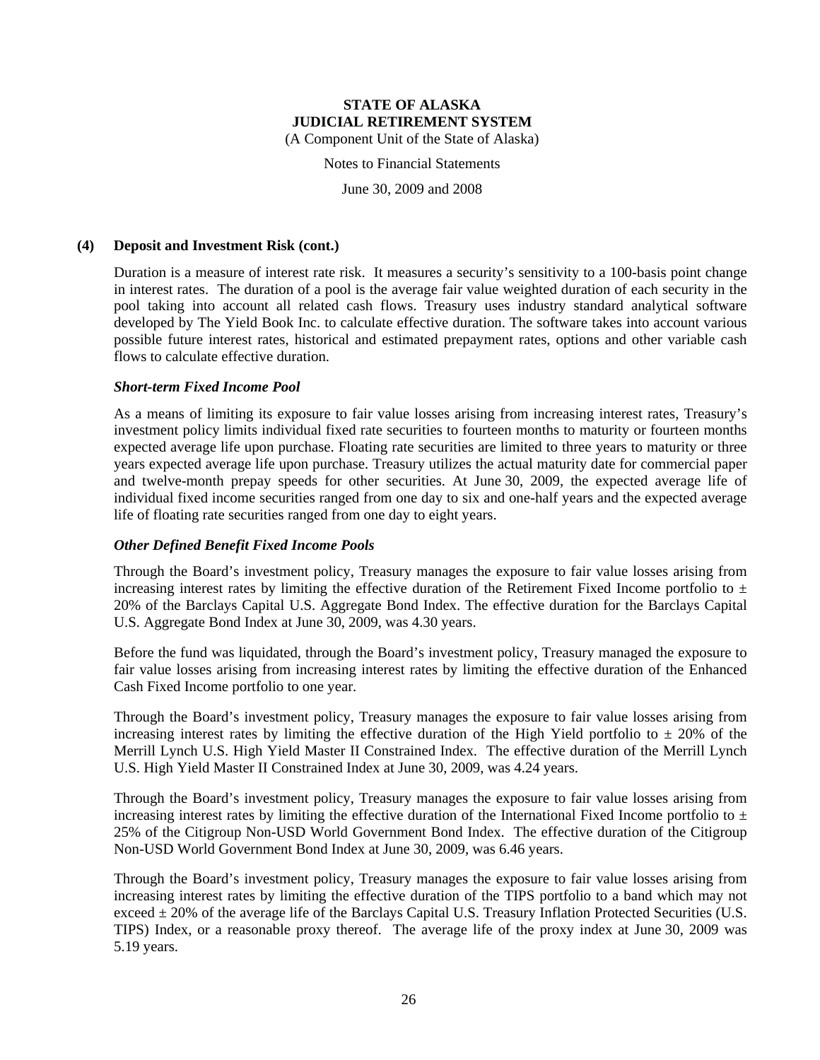#### (4) Deposit and Investment Risk (cont.)

Duration is a measure of interest rate risk. It measures a security's sensitivity to a 100-basis point change in interest rates. The duration of a pool is the average fair value weighted duration of each security in the pool taking into account all related cash flows. Treasury uses industry standard analytical software developed by The Yield Book Inc. to calculate effective duration. The software takes into account various possible future interest rates, historical and estimated prepayment rates, options and other variable cash flows to calculate effective duration.

***Short-term Fixed Income Pool***

As a means of limiting its exposure to fair value losses arising from increasing interest rates, Treasury's investment policy limits individual fixed rate securities to fourteen months to maturity or fourteen months expected average life upon purchase. Floating rate securities are limited to three years to maturity or three years expected average life upon purchase. Treasury utilizes the actual maturity date for commercial paper and twelve-month prepay speeds for other securities. At June 30, 2009, the expected average life of individual fixed income securities ranged from one day to six and one-half years and the expected average life of floating rate securities ranged from one day to eight years.

***Other Defined Benefit Fixed Income Pools***

Through the Board's investment policy, Treasury manages the exposure to fair value losses arising from increasing interest rates by limiting the effective duration of the Retirement Fixed Income portfolio to ± 20% of the Barclays Capital U.S. Aggregate Bond Index. The effective duration for the Barclays Capital U.S. Aggregate Bond Index at June 30, 2009, was 4.30 years.

Before the fund was liquidated, through the Board's investment policy, Treasury managed the exposure to fair value losses arising from increasing interest rates by limiting the effective duration of the Enhanced Cash Fixed Income portfolio to one year.

Through the Board's investment policy, Treasury manages the exposure to fair value losses arising from increasing interest rates by limiting the effective duration of the High Yield portfolio to ± 20% of the Merrill Lynch U.S. High Yield Master II Constrained Index. The effective duration of the Merrill Lynch U.S. High Yield Master II Constrained Index at June 30, 2009, was 4.24 years.

Through the Board's investment policy, Treasury manages the exposure to fair value losses arising from increasing interest rates by limiting the effective duration of the International Fixed Income portfolio to ± 25% of the Citigroup Non-USD World Government Bond Index. The effective duration of the Citigroup Non-USD World Government Bond Index at June 30, 2009, was 6.46 years.

Through the Board's investment policy, Treasury manages the exposure to fair value losses arising from increasing interest rates by limiting the effective duration of the TIPS portfolio to a band which may not exceed ± 20% of the average life of the Barclays Capital U.S. Treasury Inflation Protected Securities (U.S. TIPS) Index, or a reasonable proxy thereof. The average life of the proxy index at June 30, 2009 was 5.19 years.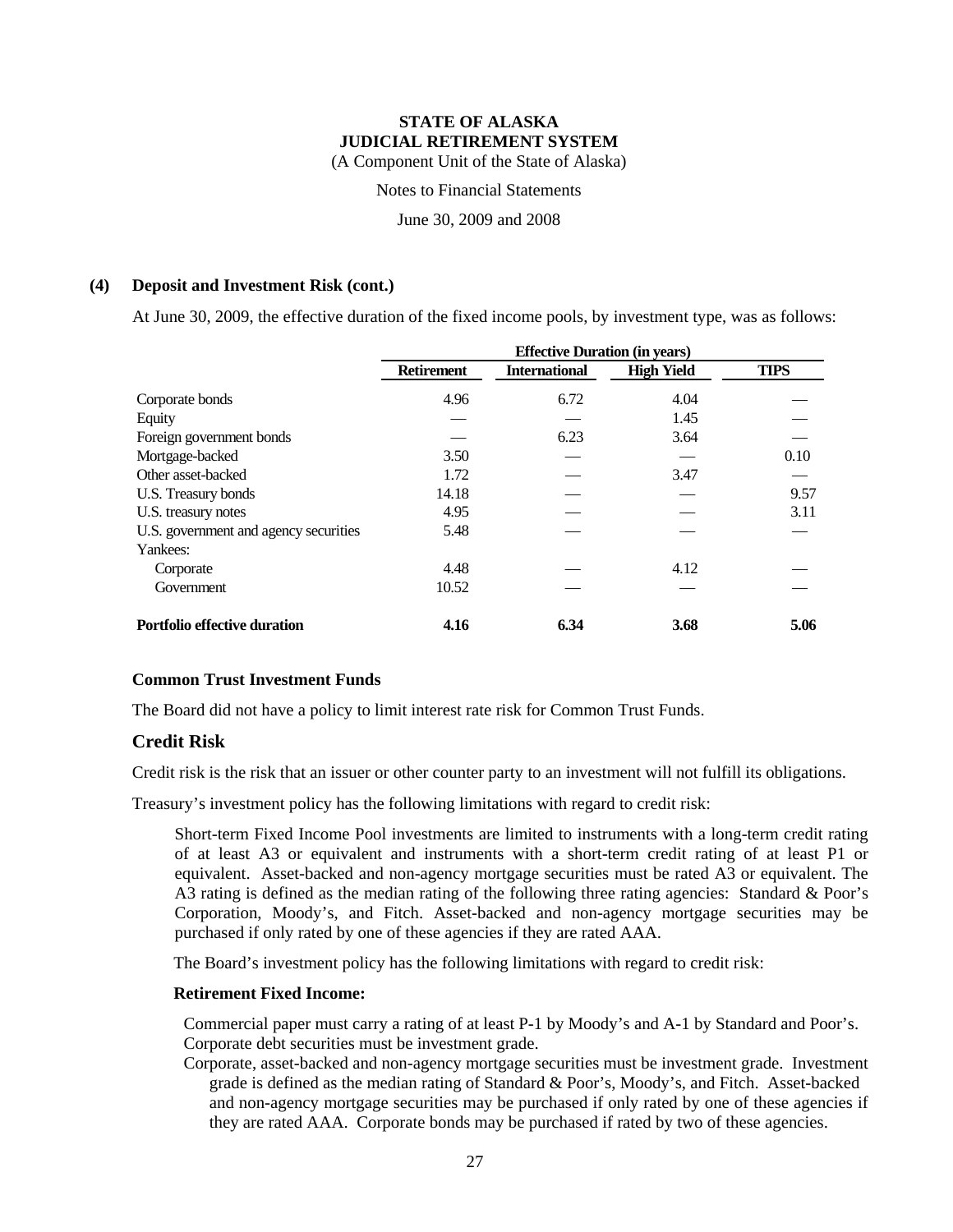#### (4) Deposit and Investment Risk (cont.)

At June 30, 2009, the effective duration of the fixed income pools, by investment type, was as follows:

| | Effective Duration (in years) | | | |
|---|---|---|---|---|
| | Retirement | International | High Yield | TIPS |
| Corporate bonds | 4.96 | 6.72 | 4.04 | — |
| Equity | — | — | 1.45 | — |
| Foreign government bonds | — | 6.23 | 3.64 | — |
| Mortgage-backed | 3.50 | — | — | 0.10 |
| Other asset-backed | 1.72 | — | 3.47 | — |
| U.S. Treasury bonds | 14.18 | — | — | 9.57 |
| U.S. treasury notes | 4.95 | — | — | 3.11 |
| U.S. government and agency securities | 5.48 | — | — | — |
| Yankees: | | | | |
| Corporate | 4.48 | — | 4.12 | — |
| Government | 10.52 | — | — | — |
| **Portfolio effective duration** | **4.16** | **6.34** | **3.68** | **5.06** |

**Common Trust Investment Funds**

The Board did not have a policy to limit interest rate risk for Common Trust Funds.

## Credit Risk

Credit risk is the risk that an issuer or other counter party to an investment will not fulfill its obligations.

Treasury's investment policy has the following limitations with regard to credit risk:

Short-term Fixed Income Pool investments are limited to instruments with a long-term credit rating of at least A3 or equivalent and instruments with a short-term credit rating of at least P1 or equivalent. Asset-backed and non-agency mortgage securities must be rated A3 or equivalent. The A3 rating is defined as the median rating of the following three rating agencies: Standard & Poor's Corporation, Moody's, and Fitch. Asset-backed and non-agency mortgage securities may be purchased if only rated by one of these agencies if they are rated AAA.

The Board's investment policy has the following limitations with regard to credit risk:

**Retirement Fixed Income:**

Commercial paper must carry a rating of at least P-1 by Moody's and A-1 by Standard and Poor's.
Corporate debt securities must be investment grade.
Corporate, asset-backed and non-agency mortgage securities must be investment grade. Investment grade is defined as the median rating of Standard & Poor's, Moody's, and Fitch. Asset-backed and non-agency mortgage securities may be purchased if only rated by one of these agencies if they are rated AAA. Corporate bonds may be purchased if rated by two of these agencies.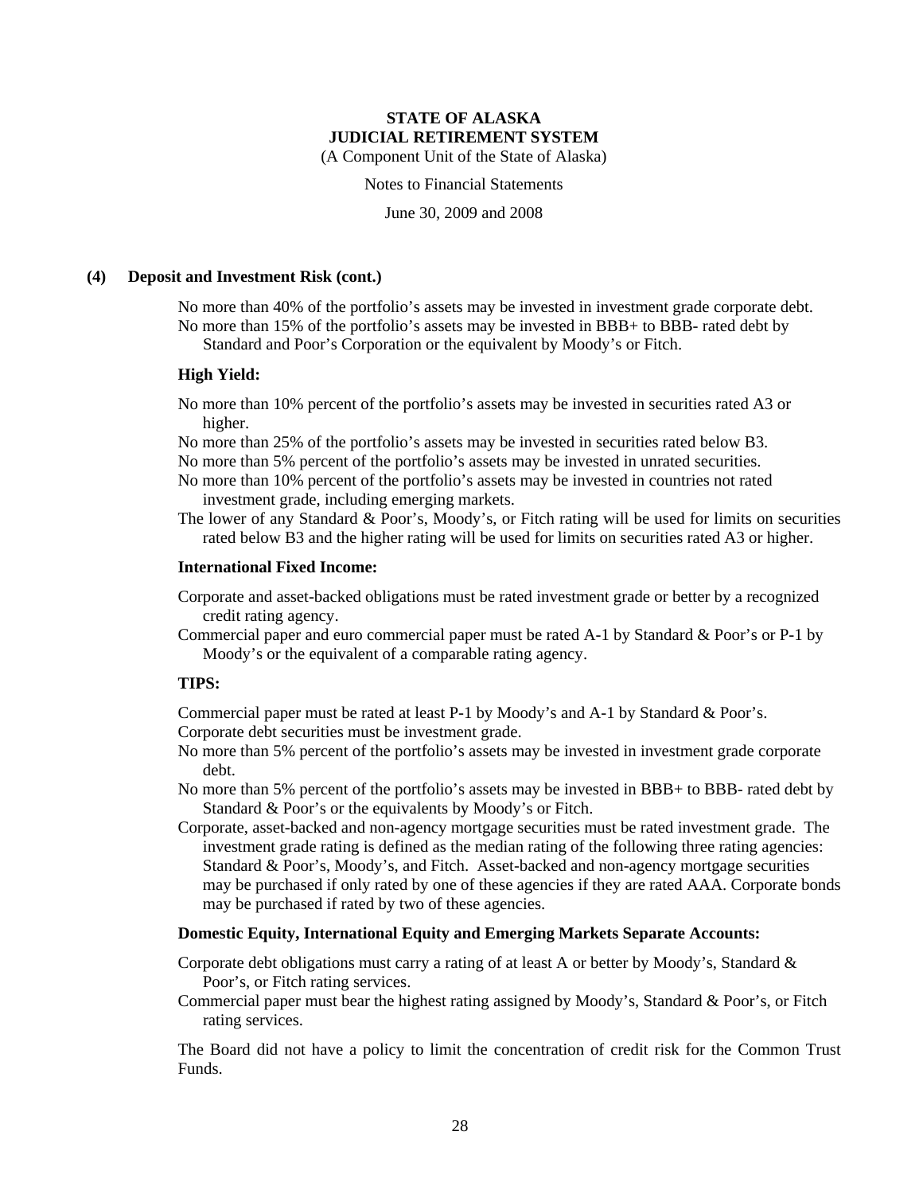**(4) Deposit and Investment Risk (cont.)**

No more than 40% of the portfolio's assets may be invested in investment grade corporate debt.
No more than 15% of the portfolio's assets may be invested in BBB+ to BBB- rated debt by Standard and Poor's Corporation or the equivalent by Moody's or Fitch.

**High Yield:**

No more than 10% percent of the portfolio's assets may be invested in securities rated A3 or higher.
No more than 25% of the portfolio's assets may be invested in securities rated below B3.
No more than 5% percent of the portfolio's assets may be invested in unrated securities.
No more than 10% percent of the portfolio's assets may be invested in countries not rated investment grade, including emerging markets.
The lower of any Standard & Poor's, Moody's, or Fitch rating will be used for limits on securities rated below B3 and the higher rating will be used for limits on securities rated A3 or higher.

**International Fixed Income:**

Corporate and asset-backed obligations must be rated investment grade or better by a recognized credit rating agency.
Commercial paper and euro commercial paper must be rated A-1 by Standard & Poor's or P-1 by Moody's or the equivalent of a comparable rating agency.

**TIPS:**

Commercial paper must be rated at least P-1 by Moody's and A-1 by Standard & Poor's.
Corporate debt securities must be investment grade.
No more than 5% percent of the portfolio's assets may be invested in investment grade corporate debt.
No more than 5% percent of the portfolio's assets may be invested in BBB+ to BBB- rated debt by Standard & Poor's or the equivalents by Moody's or Fitch.
Corporate, asset-backed and non-agency mortgage securities must be rated investment grade. The investment grade rating is defined as the median rating of the following three rating agencies: Standard & Poor's, Moody's, and Fitch. Asset-backed and non-agency mortgage securities may be purchased if only rated by one of these agencies if they are rated AAA. Corporate bonds may be purchased if rated by two of these agencies.

**Domestic Equity, International Equity and Emerging Markets Separate Accounts:**

Corporate debt obligations must carry a rating of at least A or better by Moody's, Standard & Poor's, or Fitch rating services.
Commercial paper must bear the highest rating assigned by Moody's, Standard & Poor's, or Fitch rating services.

The Board did not have a policy to limit the concentration of credit risk for the Common Trust Funds.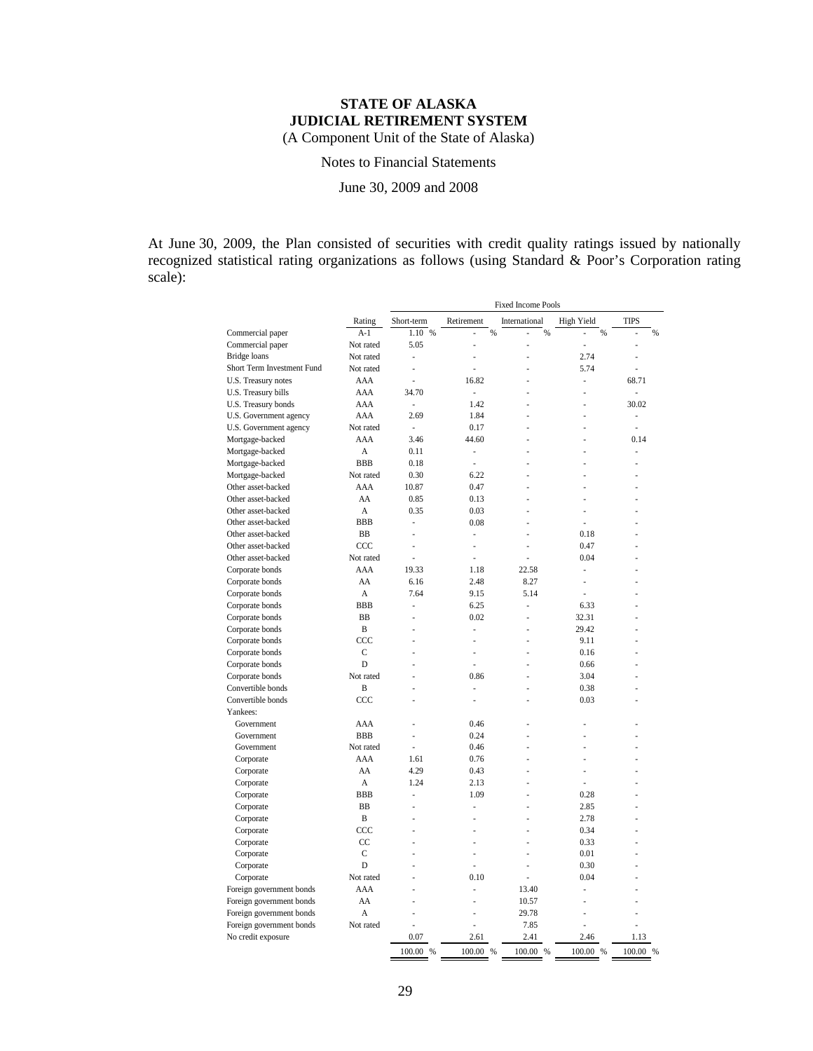# STATE OF ALASKA
# JUDICIAL RETIREMENT SYSTEM

(A Component Unit of the State of Alaska)

Notes to Financial Statements

June 30, 2009 and 2008

At June 30, 2009, the Plan consisted of securities with credit quality ratings issued by nationally recognized statistical rating organizations as follows (using Standard & Poor's Corporation rating scale):

| | | Fixed Income Pools | | | | |
|---|---|---|---|---|---|---|
| | Rating | Short-term | Retirement | International | High Yield | TIPS |
| Commercial paper | A-1 | 1.10 % | - % | - % | - % | - % |
| Commercial paper | Not rated | 5.05 | - | - | - | - |
| Bridge loans | Not rated | - | - | - | 2.74 | - |
| Short Term Investment Fund | Not rated | - | - | - | 5.74 | - |
| U.S. Treasury notes | AAA | - | 16.82 | - | - | 68.71 |
| U.S. Treasury bills | AAA | 34.70 | - | - | - | - |
| U.S. Treasury bonds | AAA | - | 1.42 | - | - | 30.02 |
| U.S. Government agency | AAA | 2.69 | 1.84 | - | - | - |
| U.S. Government agency | Not rated | - | 0.17 | - | - | - |
| Mortgage-backed | AAA | 3.46 | 44.60 | - | - | 0.14 |
| Mortgage-backed | A | 0.11 | - | - | - | - |
| Mortgage-backed | BBB | 0.18 | - | - | - | - |
| Mortgage-backed | Not rated | 0.30 | 6.22 | - | - | - |
| Other asset-backed | AAA | 10.87 | 0.47 | - | - | - |
| Other asset-backed | AA | 0.85 | 0.13 | - | - | - |
| Other asset-backed | A | 0.35 | 0.03 | - | - | - |
| Other asset-backed | BBB | - | 0.08 | - | - | - |
| Other asset-backed | BB | - | - | - | 0.18 | - |
| Other asset-backed | CCC | - | - | - | 0.47 | - |
| Other asset-backed | Not rated | - | - | - | 0.04 | - |
| Corporate bonds | AAA | 19.33 | 1.18 | 22.58 | - | - |
| Corporate bonds | AA | 6.16 | 2.48 | 8.27 | - | - |
| Corporate bonds | A | 7.64 | 9.15 | 5.14 | - | - |
| Corporate bonds | BBB | - | 6.25 | - | 6.33 | - |
| Corporate bonds | BB | - | 0.02 | - | 32.31 | - |
| Corporate bonds | B | - | - | - | 29.42 | - |
| Corporate bonds | CCC | - | - | - | 9.11 | - |
| Corporate bonds | C | - | - | - | 0.16 | - |
| Corporate bonds | D | - | - | - | 0.66 | - |
| Corporate bonds | Not rated | - | 0.86 | - | 3.04 | - |
| Convertible bonds | B | - | - | - | 0.38 | - |
| Convertible bonds | CCC | - | - | - | 0.03 | - |
| Yankees: | | | | | | |
| Government | AAA | - | 0.46 | - | - | - |
| Government | BBB | - | 0.24 | - | - | - |
| Government | Not rated | - | 0.46 | - | - | - |
| Corporate | AAA | 1.61 | 0.76 | - | - | - |
| Corporate | AA | 4.29 | 0.43 | - | - | - |
| Corporate | A | 1.24 | 2.13 | - | - | - |
| Corporate | BBB | - | 1.09 | - | 0.28 | - |
| Corporate | BB | - | - | - | 2.85 | - |
| Corporate | B | - | - | - | 2.78 | - |
| Corporate | CCC | - | - | - | 0.34 | - |
| Corporate | CC | - | - | - | 0.33 | - |
| Corporate | C | - | - | - | 0.01 | - |
| Corporate | D | - | - | - | 0.30 | - |
| Corporate | Not rated | - | 0.10 | - | 0.04 | - |
| Foreign government bonds | AAA | - | - | 13.40 | - | - |
| Foreign government bonds | AA | - | - | 10.57 | - | - |
| Foreign government bonds | A | - | - | 29.78 | - | - |
| Foreign government bonds | Not rated | - | - | 7.85 | - | - |
| No credit exposure | | 0.07 | 2.61 | 2.41 | 2.46 | 1.13 |
| | | 100.00 % | 100.00 % | 100.00 % | 100.00 % | 100.00 % |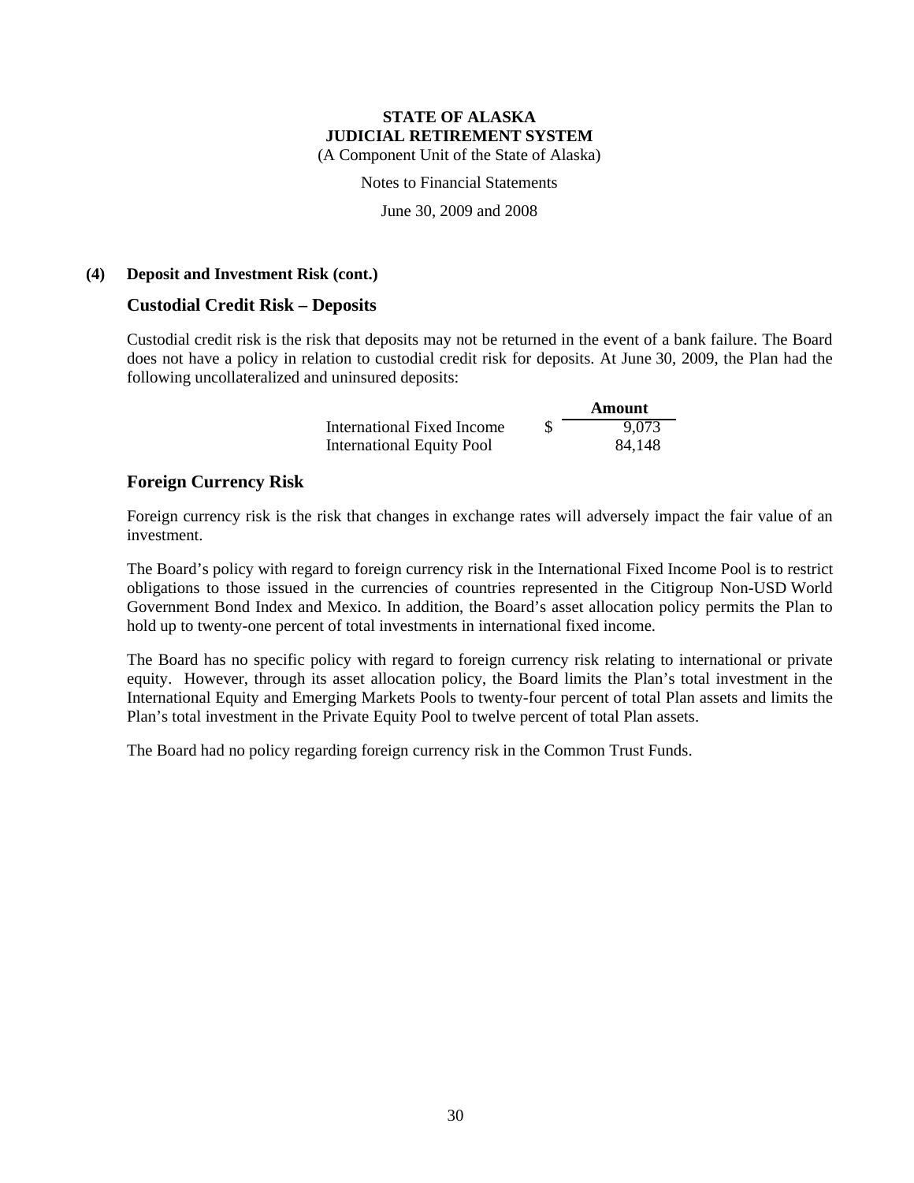**STATE OF ALASKA**
**JUDICIAL RETIREMENT SYSTEM**
(A Component Unit of the State of Alaska)

Notes to Financial Statements

June 30, 2009 and 2008

**(4) Deposit and Investment Risk (cont.)**

## Custodial Credit Risk – Deposits

Custodial credit risk is the risk that deposits may not be returned in the event of a bank failure. The Board does not have a policy in relation to custodial credit risk for deposits. At June 30, 2009, the Plan had the following uncollateralized and uninsured deposits:

| | | Amount |
|---|---|---|
| International Fixed Income | $ | 9,073 |
| International Equity Pool | | 84,148 |

## Foreign Currency Risk

Foreign currency risk is the risk that changes in exchange rates will adversely impact the fair value of an investment.

The Board's policy with regard to foreign currency risk in the International Fixed Income Pool is to restrict obligations to those issued in the currencies of countries represented in the Citigroup Non-USD World Government Bond Index and Mexico. In addition, the Board's asset allocation policy permits the Plan to hold up to twenty-one percent of total investments in international fixed income.

The Board has no specific policy with regard to foreign currency risk relating to international or private equity. However, through its asset allocation policy, the Board limits the Plan's total investment in the International Equity and Emerging Markets Pools to twenty-four percent of total Plan assets and limits the Plan's total investment in the Private Equity Pool to twelve percent of total Plan assets.

The Board had no policy regarding foreign currency risk in the Common Trust Funds.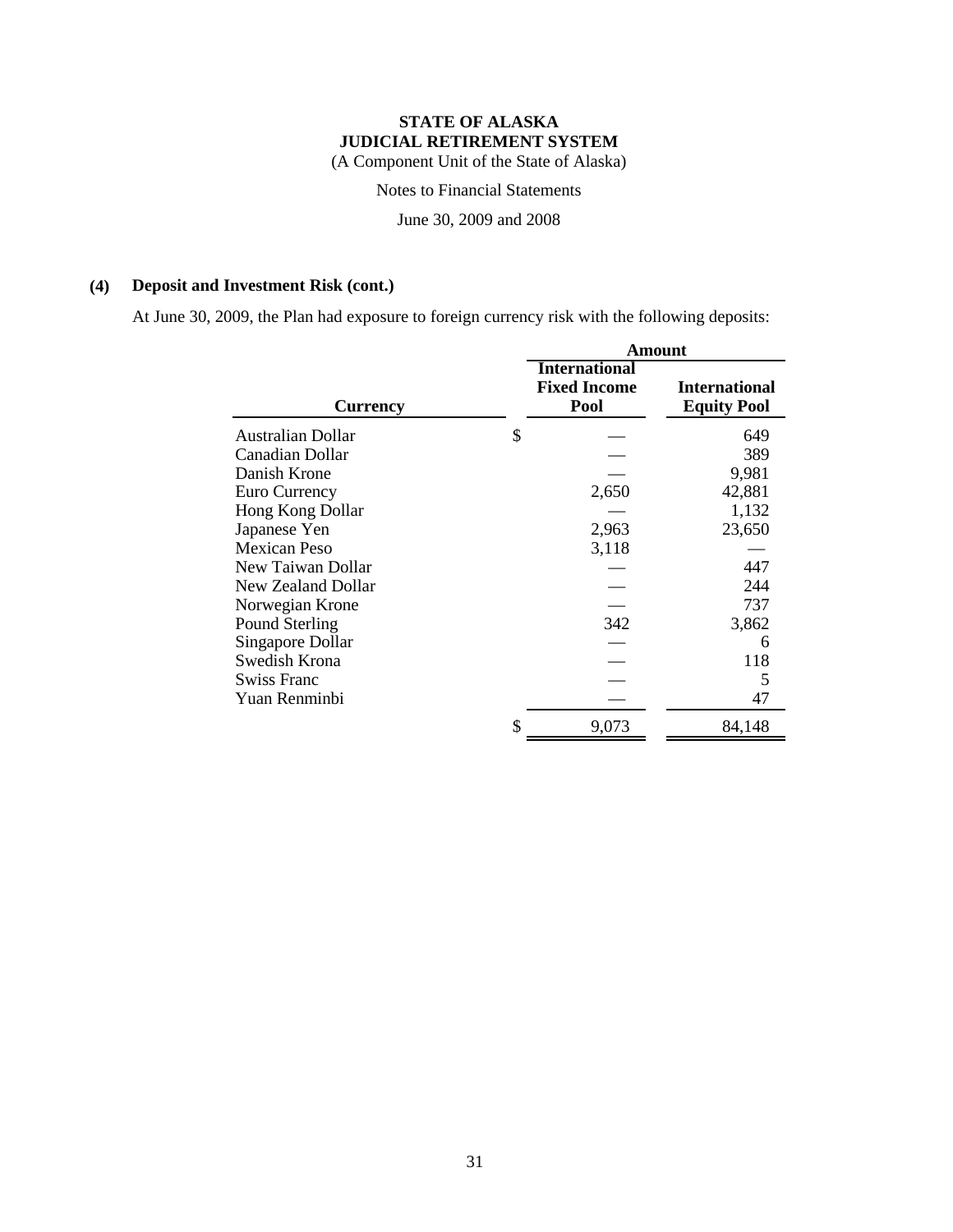**STATE OF ALASKA**
**JUDICIAL RETIREMENT SYSTEM**
(A Component Unit of the State of Alaska)

Notes to Financial Statements

June 30, 2009 and 2008

## (4) Deposit and Investment Risk (cont.)

At June 30, 2009, the Plan had exposure to foreign currency risk with the following deposits:

| Currency | Amount | |
|---|---|---|
| | International Fixed Income Pool | International Equity Pool |
| Australian Dollar | $ — | 649 |
| Canadian Dollar | — | 389 |
| Danish Krone | — | 9,981 |
| Euro Currency | 2,650 | 42,881 |
| Hong Kong Dollar | — | 1,132 |
| Japanese Yen | 2,963 | 23,650 |
| Mexican Peso | 3,118 | — |
| New Taiwan Dollar | — | 447 |
| New Zealand Dollar | — | 244 |
| Norwegian Krone | — | 737 |
| Pound Sterling | 342 | 3,862 |
| Singapore Dollar | — | 6 |
| Swedish Krona | — | 118 |
| Swiss Franc | — | 5 |
| Yuan Renminbi | — | 47 |
| | $ 9,073 | 84,148 |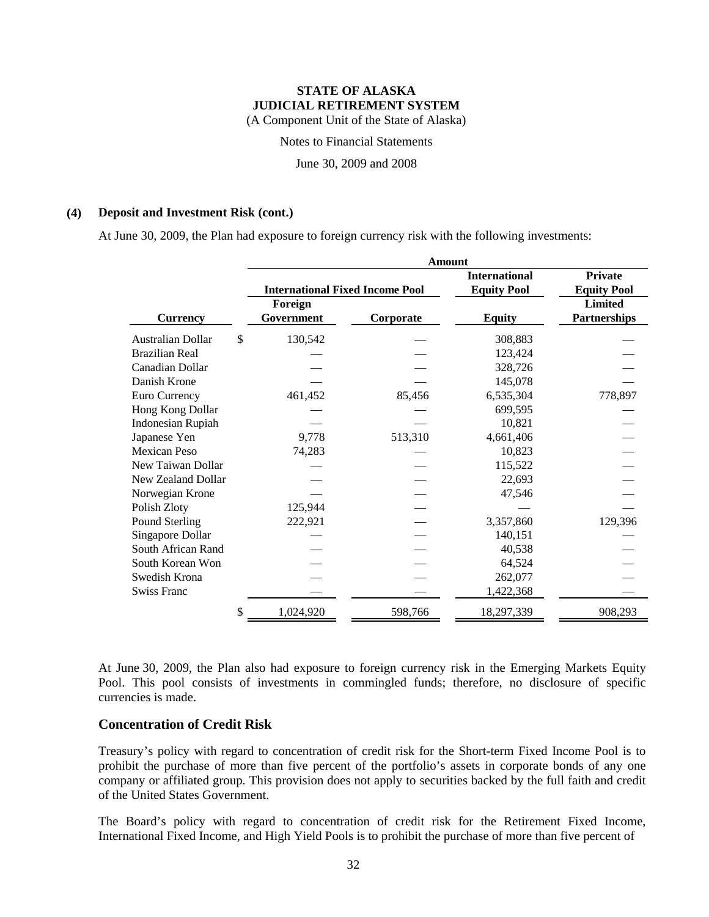**(4) Deposit and Investment Risk (cont.)**

At June 30, 2009, the Plan had exposure to foreign currency risk with the following investments:

| | Amount | | | |
|---|---|---|---|---|
| | International Fixed Income Pool | | International Equity Pool | Private Equity Pool |
| Currency | Foreign Government | Corporate | Equity | Limited Partnerships |
| Australian Dollar | $ 130,542 | — | 308,883 | — |
| Brazilian Real | — | — | 123,424 | — |
| Canadian Dollar | — | — | 328,726 | — |
| Danish Krone | — | — | 145,078 | — |
| Euro Currency | 461,452 | 85,456 | 6,535,304 | 778,897 |
| Hong Kong Dollar | — | — | 699,595 | — |
| Indonesian Rupiah | — | — | 10,821 | — |
| Japanese Yen | 9,778 | 513,310 | 4,661,406 | — |
| Mexican Peso | 74,283 | — | 10,823 | — |
| New Taiwan Dollar | — | — | 115,522 | — |
| New Zealand Dollar | — | — | 22,693 | — |
| Norwegian Krone | — | — | 47,546 | — |
| Polish Zloty | 125,944 | — | — | — |
| Pound Sterling | 222,921 | — | 3,357,860 | 129,396 |
| Singapore Dollar | — | — | 140,151 | — |
| South African Rand | — | — | 40,538 | — |
| South Korean Won | — | — | 64,524 | — |
| Swedish Krona | — | — | 262,077 | — |
| Swiss Franc | — | — | 1,422,368 | — |
| | $ 1,024,920 | 598,766 | 18,297,339 | 908,293 |

At June 30, 2009, the Plan also had exposure to foreign currency risk in the Emerging Markets Equity Pool. This pool consists of investments in commingled funds; therefore, no disclosure of specific currencies is made.

## Concentration of Credit Risk

Treasury's policy with regard to concentration of credit risk for the Short-term Fixed Income Pool is to prohibit the purchase of more than five percent of the portfolio's assets in corporate bonds of any one company or affiliated group. This provision does not apply to securities backed by the full faith and credit of the United States Government.

The Board's policy with regard to concentration of credit risk for the Retirement Fixed Income, International Fixed Income, and High Yield Pools is to prohibit the purchase of more than five percent of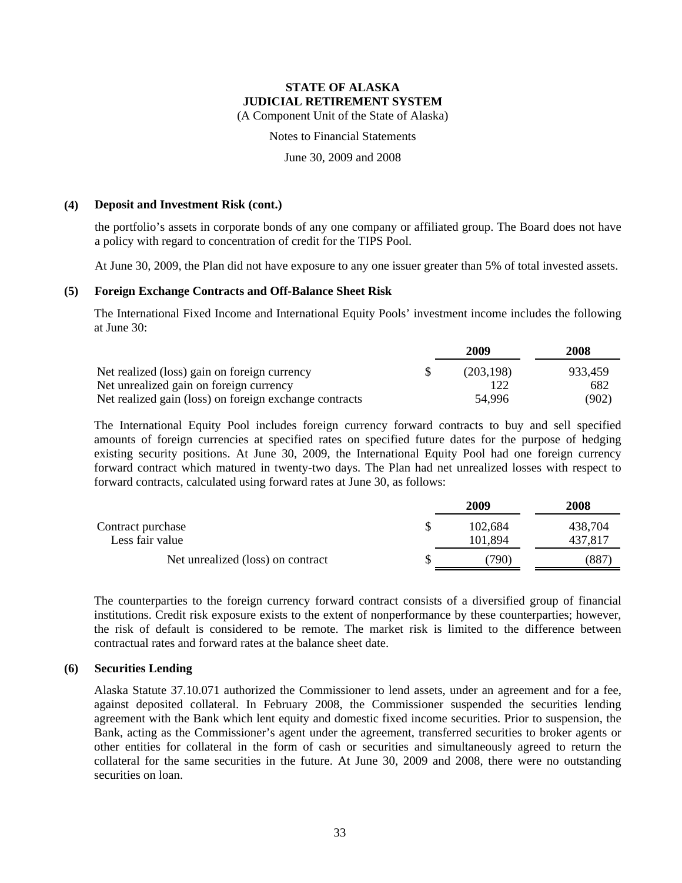### (4) Deposit and Investment Risk (cont.)

the portfolio's assets in corporate bonds of any one company or affiliated group. The Board does not have a policy with regard to concentration of credit for the TIPS Pool.

At June 30, 2009, the Plan did not have exposure to any one issuer greater than 5% of total invested assets.

### (5) Foreign Exchange Contracts and Off-Balance Sheet Risk

The International Fixed Income and International Equity Pools' investment income includes the following at June 30:

| | 2009 | 2008 |
|---|---|---|
| Net realized (loss) gain on foreign currency | $ (203,198) | 933,459 |
| Net unrealized gain on foreign currency | 122 | 682 |
| Net realized gain (loss) on foreign exchange contracts | 54,996 | (902) |

The International Equity Pool includes foreign currency forward contracts to buy and sell specified amounts of foreign currencies at specified rates on specified future dates for the purpose of hedging existing security positions. At June 30, 2009, the International Equity Pool had one foreign currency forward contract which matured in twenty-two days. The Plan had net unrealized losses with respect to forward contracts, calculated using forward rates at June 30, as follows:

| | 2009 | 2008 |
|---|---|---|
| Contract purchase | $ 102,684 | 438,704 |
| Less fair value | 101,894 | 437,817 |
| Net unrealized (loss) on contract | $ (790) | (887) |

The counterparties to the foreign currency forward contract consists of a diversified group of financial institutions. Credit risk exposure exists to the extent of nonperformance by these counterparties; however, the risk of default is considered to be remote. The market risk is limited to the difference between contractual rates and forward rates at the balance sheet date.

### (6) Securities Lending

Alaska Statute 37.10.071 authorized the Commissioner to lend assets, under an agreement and for a fee, against deposited collateral. In February 2008, the Commissioner suspended the securities lending agreement with the Bank which lent equity and domestic fixed income securities. Prior to suspension, the Bank, acting as the Commissioner's agent under the agreement, transferred securities to broker agents or other entities for collateral in the form of cash or securities and simultaneously agreed to return the collateral for the same securities in the future. At June 30, 2009 and 2008, there were no outstanding securities on loan.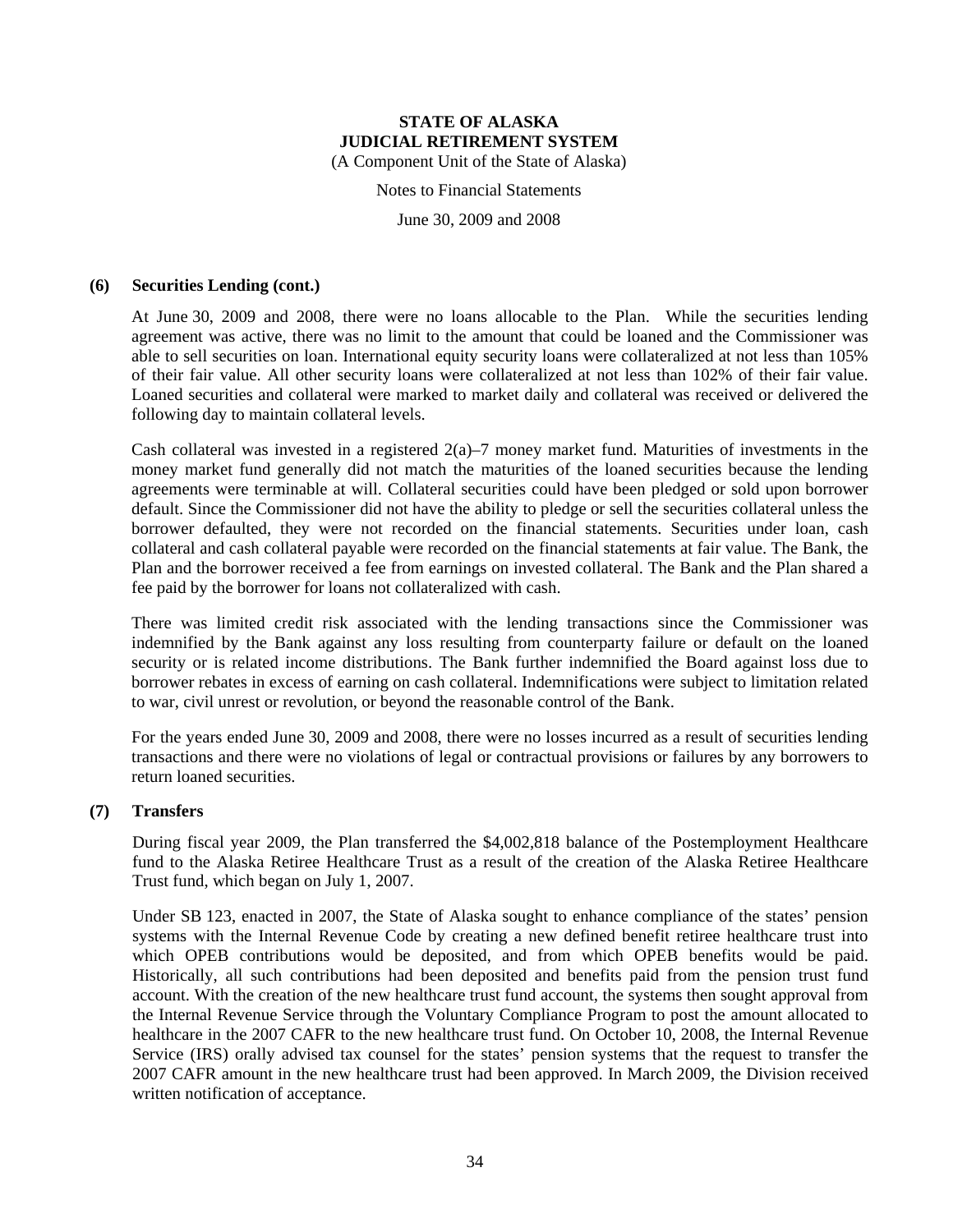## (6) Securities Lending (cont.)

At June 30, 2009 and 2008, there were no loans allocable to the Plan. While the securities lending agreement was active, there was no limit to the amount that could be loaned and the Commissioner was able to sell securities on loan. International equity security loans were collateralized at not less than 105% of their fair value. All other security loans were collateralized at not less than 102% of their fair value. Loaned securities and collateral were marked to market daily and collateral was received or delivered the following day to maintain collateral levels.

Cash collateral was invested in a registered 2(a)–7 money market fund. Maturities of investments in the money market fund generally did not match the maturities of the loaned securities because the lending agreements were terminable at will. Collateral securities could have been pledged or sold upon borrower default. Since the Commissioner did not have the ability to pledge or sell the securities collateral unless the borrower defaulted, they were not recorded on the financial statements. Securities under loan, cash collateral and cash collateral payable were recorded on the financial statements at fair value. The Bank, the Plan and the borrower received a fee from earnings on invested collateral. The Bank and the Plan shared a fee paid by the borrower for loans not collateralized with cash.

There was limited credit risk associated with the lending transactions since the Commissioner was indemnified by the Bank against any loss resulting from counterparty failure or default on the loaned security or is related income distributions. The Bank further indemnified the Board against loss due to borrower rebates in excess of earning on cash collateral. Indemnifications were subject to limitation related to war, civil unrest or revolution, or beyond the reasonable control of the Bank.

For the years ended June 30, 2009 and 2008, there were no losses incurred as a result of securities lending transactions and there were no violations of legal or contractual provisions or failures by any borrowers to return loaned securities.

## (7) Transfers

During fiscal year 2009, the Plan transferred the $4,002,818 balance of the Postemployment Healthcare fund to the Alaska Retiree Healthcare Trust as a result of the creation of the Alaska Retiree Healthcare Trust fund, which began on July 1, 2007.

Under SB 123, enacted in 2007, the State of Alaska sought to enhance compliance of the states' pension systems with the Internal Revenue Code by creating a new defined benefit retiree healthcare trust into which OPEB contributions would be deposited, and from which OPEB benefits would be paid. Historically, all such contributions had been deposited and benefits paid from the pension trust fund account. With the creation of the new healthcare trust fund account, the systems then sought approval from the Internal Revenue Service through the Voluntary Compliance Program to post the amount allocated to healthcare in the 2007 CAFR to the new healthcare trust fund. On October 10, 2008, the Internal Revenue Service (IRS) orally advised tax counsel for the states' pension systems that the request to transfer the 2007 CAFR amount in the new healthcare trust had been approved. In March 2009, the Division received written notification of acceptance.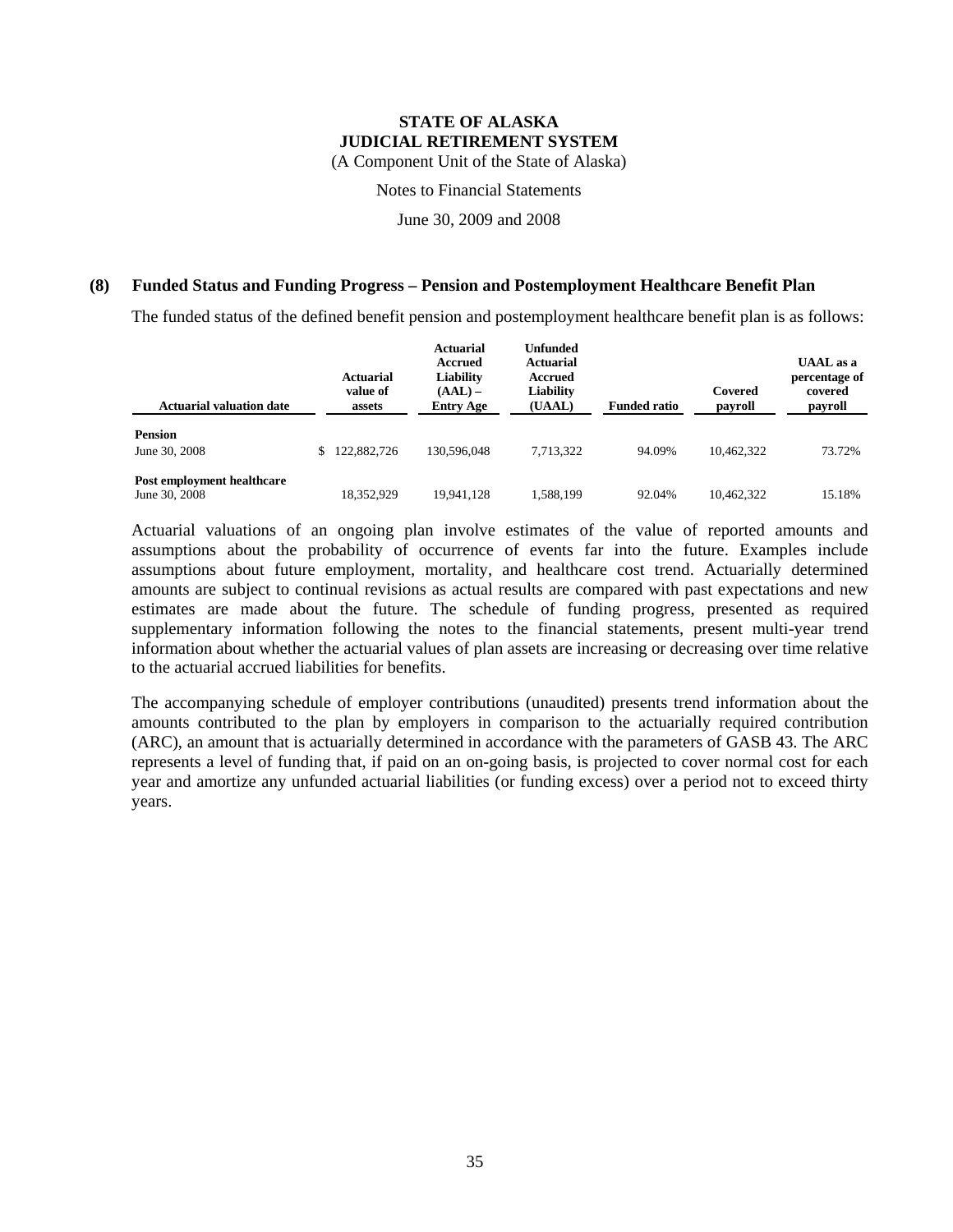# STATE OF ALASKA
# JUDICIAL RETIREMENT SYSTEM

(A Component Unit of the State of Alaska)

Notes to Financial Statements

June 30, 2009 and 2008

## (8) Funded Status and Funding Progress – Pension and Postemployment Healthcare Benefit Plan

The funded status of the defined benefit pension and postemployment healthcare benefit plan is as follows:

| Actuarial valuation date | Actuarial value of assets | Actuarial Accrued Liability (AAL) – Entry Age | Unfunded Actuarial Accrued Liability (UAAL) | Funded ratio | Covered payroll | UAAL as a percentage of covered payroll |
|---|---|---|---|---|---|---|
| **Pension** | | | | | | |
| June 30, 2008 | $ 122,882,726 | 130,596,048 | 7,713,322 | 94.09% | 10,462,322 | 73.72% |
| **Post employment healthcare** | | | | | | |
| June 30, 2008 | 18,352,929 | 19,941,128 | 1,588,199 | 92.04% | 10,462,322 | 15.18% |

Actuarial valuations of an ongoing plan involve estimates of the value of reported amounts and assumptions about the probability of occurrence of events far into the future. Examples include assumptions about future employment, mortality, and healthcare cost trend. Actuarially determined amounts are subject to continual revisions as actual results are compared with past expectations and new estimates are made about the future. The schedule of funding progress, presented as required supplementary information following the notes to the financial statements, present multi-year trend information about whether the actuarial values of plan assets are increasing or decreasing over time relative to the actuarial accrued liabilities for benefits.

The accompanying schedule of employer contributions (unaudited) presents trend information about the amounts contributed to the plan by employers in comparison to the actuarially required contribution (ARC), an amount that is actuarially determined in accordance with the parameters of GASB 43. The ARC represents a level of funding that, if paid on an on-going basis, is projected to cover normal cost for each year and amortize any unfunded actuarial liabilities (or funding excess) over a period not to exceed thirty years.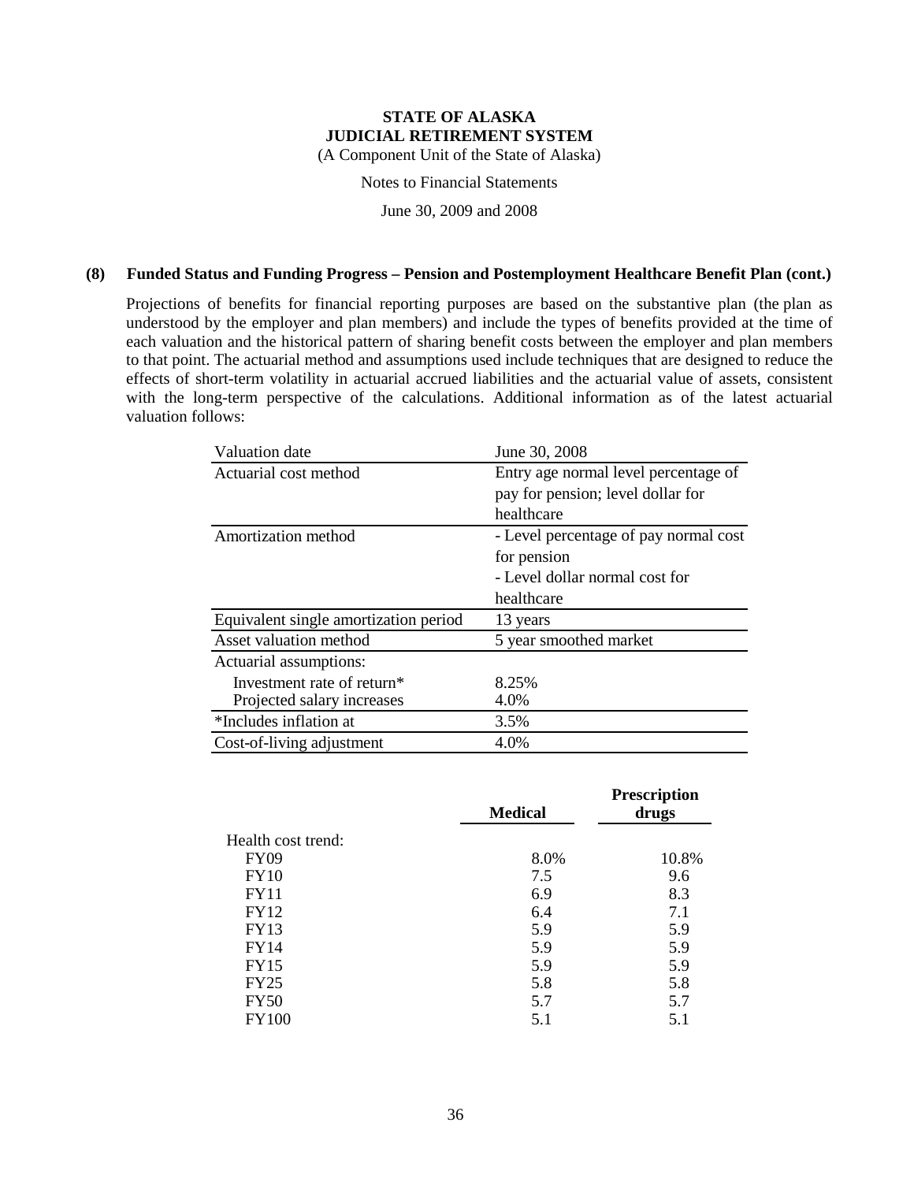**STATE OF ALASKA**
**JUDICIAL RETIREMENT SYSTEM**
(A Component Unit of the State of Alaska)

Notes to Financial Statements

June 30, 2009 and 2008

**(8) Funded Status and Funding Progress – Pension and Postemployment Healthcare Benefit Plan (cont.)**

Projections of benefits for financial reporting purposes are based on the substantive plan (the plan as understood by the employer and plan members) and include the types of benefits provided at the time of each valuation and the historical pattern of sharing benefit costs between the employer and plan members to that point. The actuarial method and assumptions used include techniques that are designed to reduce the effects of short-term volatility in actuarial accrued liabilities and the actuarial value of assets, consistent with the long-term perspective of the calculations. Additional information as of the latest actuarial valuation follows:

| Valuation date | June 30, 2008 |
|---|---|
| Actuarial cost method | Entry age normal level percentage of pay for pension; level dollar for healthcare |
| Amortization method | - Level percentage of pay normal cost for pension<br>- Level dollar normal cost for healthcare |
| Equivalent single amortization period | 13 years |
| Asset valuation method | 5 year smoothed market |
| Actuarial assumptions: | |
| Investment rate of return* | 8.25% |
| Projected salary increases | 4.0% |
| *Includes inflation at | 3.5% |
| Cost-of-living adjustment | 4.0% |

| | Medical | Prescription drugs |
|---|---|---|
| Health cost trend: | | |
| FY09 | 8.0% | 10.8% |
| FY10 | 7.5 | 9.6 |
| FY11 | 6.9 | 8.3 |
| FY12 | 6.4 | 7.1 |
| FY13 | 5.9 | 5.9 |
| FY14 | 5.9 | 5.9 |
| FY15 | 5.9 | 5.9 |
| FY25 | 5.8 | 5.8 |
| FY50 | 5.7 | 5.7 |
| FY100 | 5.1 | 5.1 |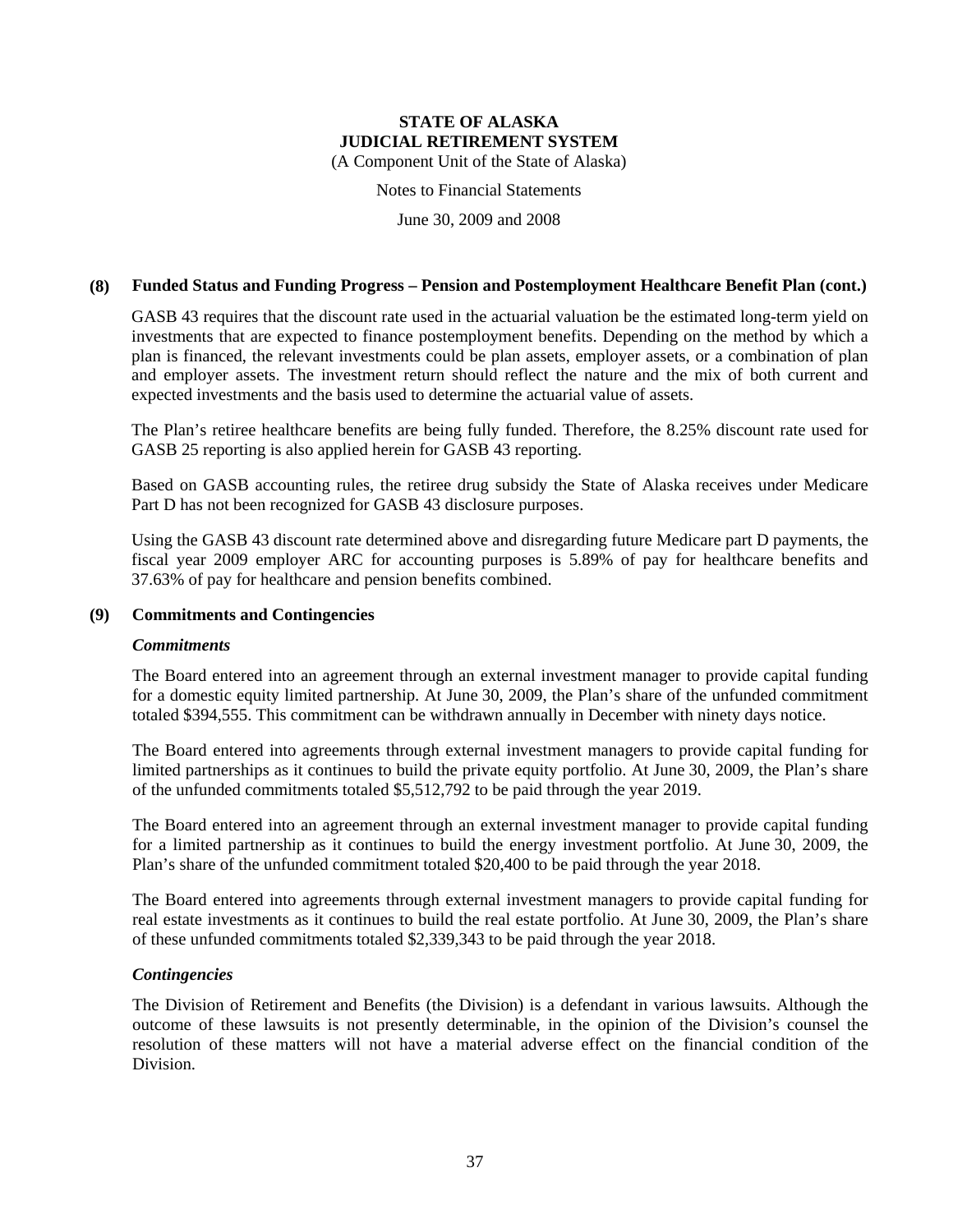# STATE OF ALASKA
# JUDICIAL RETIREMENT SYSTEM

(A Component Unit of the State of Alaska)

Notes to Financial Statements

June 30, 2009 and 2008

## (8) Funded Status and Funding Progress – Pension and Postemployment Healthcare Benefit Plan (cont.)

GASB 43 requires that the discount rate used in the actuarial valuation be the estimated long-term yield on investments that are expected to finance postemployment benefits. Depending on the method by which a plan is financed, the relevant investments could be plan assets, employer assets, or a combination of plan and employer assets. The investment return should reflect the nature and the mix of both current and expected investments and the basis used to determine the actuarial value of assets.

The Plan's retiree healthcare benefits are being fully funded. Therefore, the 8.25% discount rate used for GASB 25 reporting is also applied herein for GASB 43 reporting.

Based on GASB accounting rules, the retiree drug subsidy the State of Alaska receives under Medicare Part D has not been recognized for GASB 43 disclosure purposes.

Using the GASB 43 discount rate determined above and disregarding future Medicare part D payments, the fiscal year 2009 employer ARC for accounting purposes is 5.89% of pay for healthcare benefits and 37.63% of pay for healthcare and pension benefits combined.

## (9) Commitments and Contingencies

### *Commitments*

The Board entered into an agreement through an external investment manager to provide capital funding for a domestic equity limited partnership. At June 30, 2009, the Plan's share of the unfunded commitment totaled $394,555. This commitment can be withdrawn annually in December with ninety days notice.

The Board entered into agreements through external investment managers to provide capital funding for limited partnerships as it continues to build the private equity portfolio. At June 30, 2009, the Plan's share of the unfunded commitments totaled $5,512,792 to be paid through the year 2019.

The Board entered into an agreement through an external investment manager to provide capital funding for a limited partnership as it continues to build the energy investment portfolio. At June 30, 2009, the Plan's share of the unfunded commitment totaled $20,400 to be paid through the year 2018.

The Board entered into agreements through external investment managers to provide capital funding for real estate investments as it continues to build the real estate portfolio. At June 30, 2009, the Plan's share of these unfunded commitments totaled $2,339,343 to be paid through the year 2018.

### *Contingencies*

The Division of Retirement and Benefits (the Division) is a defendant in various lawsuits. Although the outcome of these lawsuits is not presently determinable, in the opinion of the Division's counsel the resolution of these matters will not have a material adverse effect on the financial condition of the Division.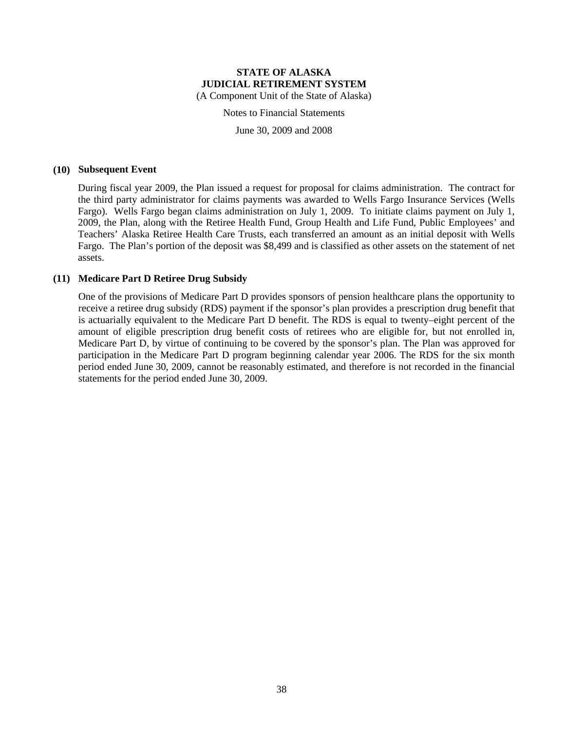**STATE OF ALASKA**
**JUDICIAL RETIREMENT SYSTEM**
(A Component Unit of the State of Alaska)

Notes to Financial Statements

June 30, 2009 and 2008

**(10) Subsequent Event**

During fiscal year 2009, the Plan issued a request for proposal for claims administration. The contract for the third party administrator for claims payments was awarded to Wells Fargo Insurance Services (Wells Fargo). Wells Fargo began claims administration on July 1, 2009. To initiate claims payment on July 1, 2009, the Plan, along with the Retiree Health Fund, Group Health and Life Fund, Public Employees' and Teachers' Alaska Retiree Health Care Trusts, each transferred an amount as an initial deposit with Wells Fargo. The Plan's portion of the deposit was $8,499 and is classified as other assets on the statement of net assets.

**(11) Medicare Part D Retiree Drug Subsidy**

One of the provisions of Medicare Part D provides sponsors of pension healthcare plans the opportunity to receive a retiree drug subsidy (RDS) payment if the sponsor's plan provides a prescription drug benefit that is actuarially equivalent to the Medicare Part D benefit. The RDS is equal to twenty–eight percent of the amount of eligible prescription drug benefit costs of retirees who are eligible for, but not enrolled in, Medicare Part D, by virtue of continuing to be covered by the sponsor's plan. The Plan was approved for participation in the Medicare Part D program beginning calendar year 2006. The RDS for the six month period ended June 30, 2009, cannot be reasonably estimated, and therefore is not recorded in the financial statements for the period ended June 30, 2009.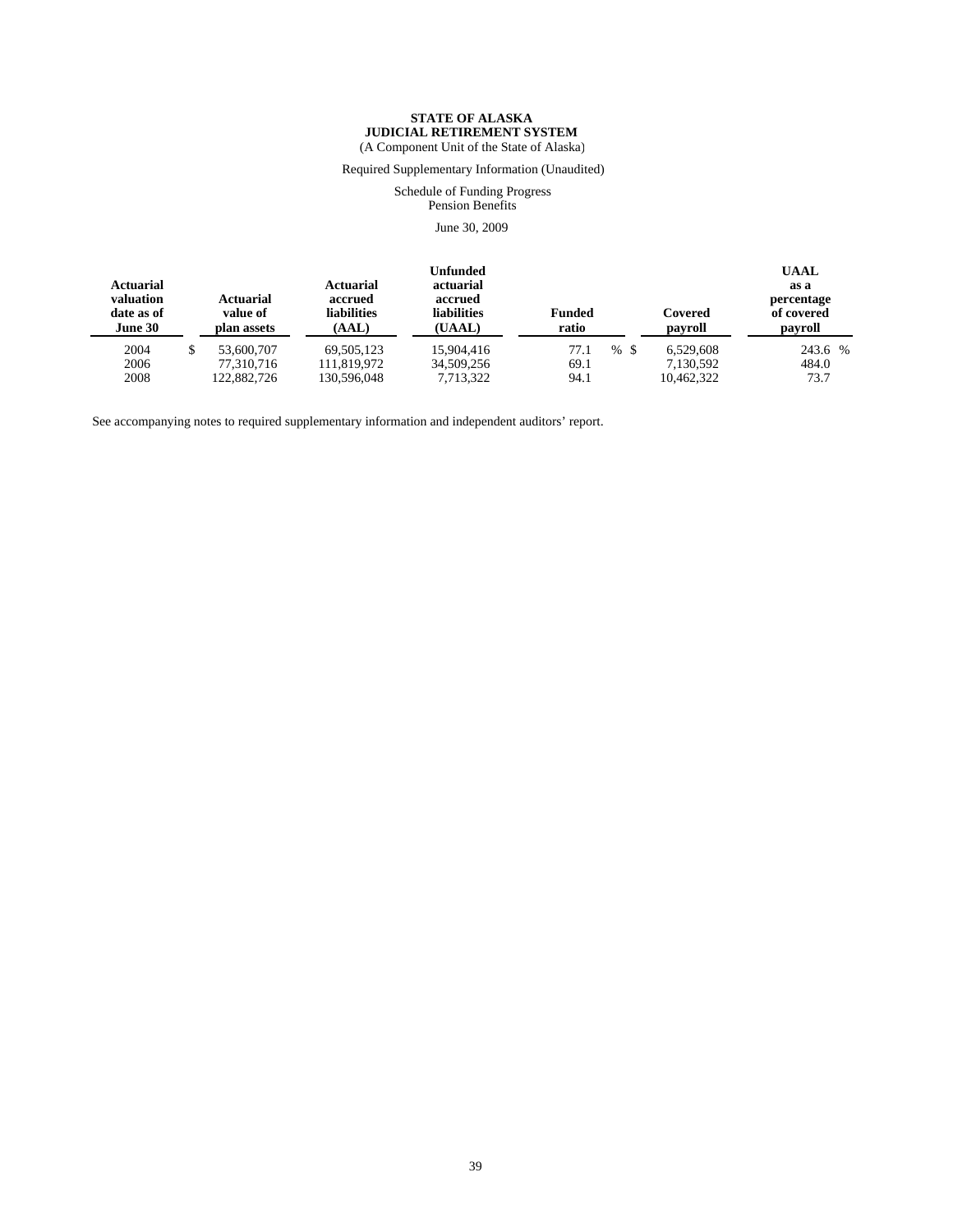**STATE OF ALASKA**
**JUDICIAL RETIREMENT SYSTEM**
(A Component Unit of the State of Alaska)

Required Supplementary Information (Unaudited)

Schedule of Funding Progress
Pension Benefits

June 30, 2009

| Actuarial valuation date as of June 30 | Actuarial value of plan assets | Actuarial accrued liabilities (AAL) | Unfunded actuarial accrued liabilities (UAAL) | Funded ratio | Covered payroll | UAAL as a percentage of covered payroll |
|---|---|---|---|---|---|---|
| 2004 | $ 53,600,707 | 69,505,123 | 15,904,416 | 77.1 % | $ 6,529,608 | 243.6 % |
| 2006 | 77,310,716 | 111,819,972 | 34,509,256 | 69.1 | 7,130,592 | 484.0 |
| 2008 | 122,882,726 | 130,596,048 | 7,713,322 | 94.1 | 10,462,322 | 73.7 |

See accompanying notes to required supplementary information and independent auditors' report.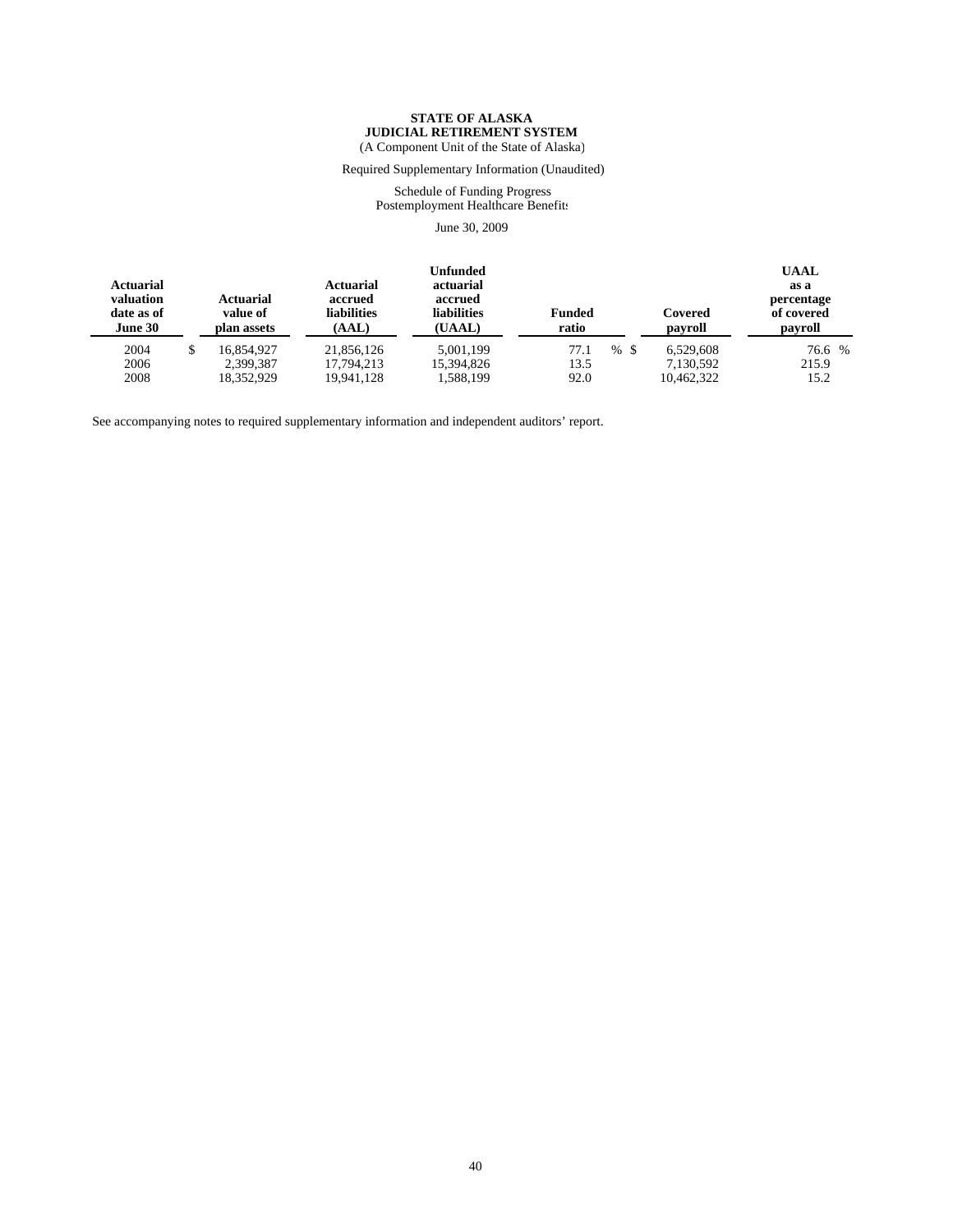**STATE OF ALASKA**
**JUDICIAL RETIREMENT SYSTEM**
(A Component Unit of the State of Alaska)

Required Supplementary Information (Unaudited)

Schedule of Funding Progress
Postemployment Healthcare Benefits

June 30, 2009

| Actuarial valuation date as of June 30 | Actuarial value of plan assets | Actuarial accrued liabilities (AAL) | Unfunded actuarial accrued liabilities (UAAL) | Funded ratio | Covered payroll | UAAL as a percentage of covered payroll |
|---|---|---|---|---|---|---|
| 2004 | $ 16,854,927 | 21,856,126 | 5,001,199 | 77.1 % | $ 6,529,608 | 76.6 % |
| 2006 | 2,399,387 | 17,794,213 | 15,394,826 | 13.5 | 7,130,592 | 215.9 |
| 2008 | 18,352,929 | 19,941,128 | 1,588,199 | 92.0 | 10,462,322 | 15.2 |

See accompanying notes to required supplementary information and independent auditors' report.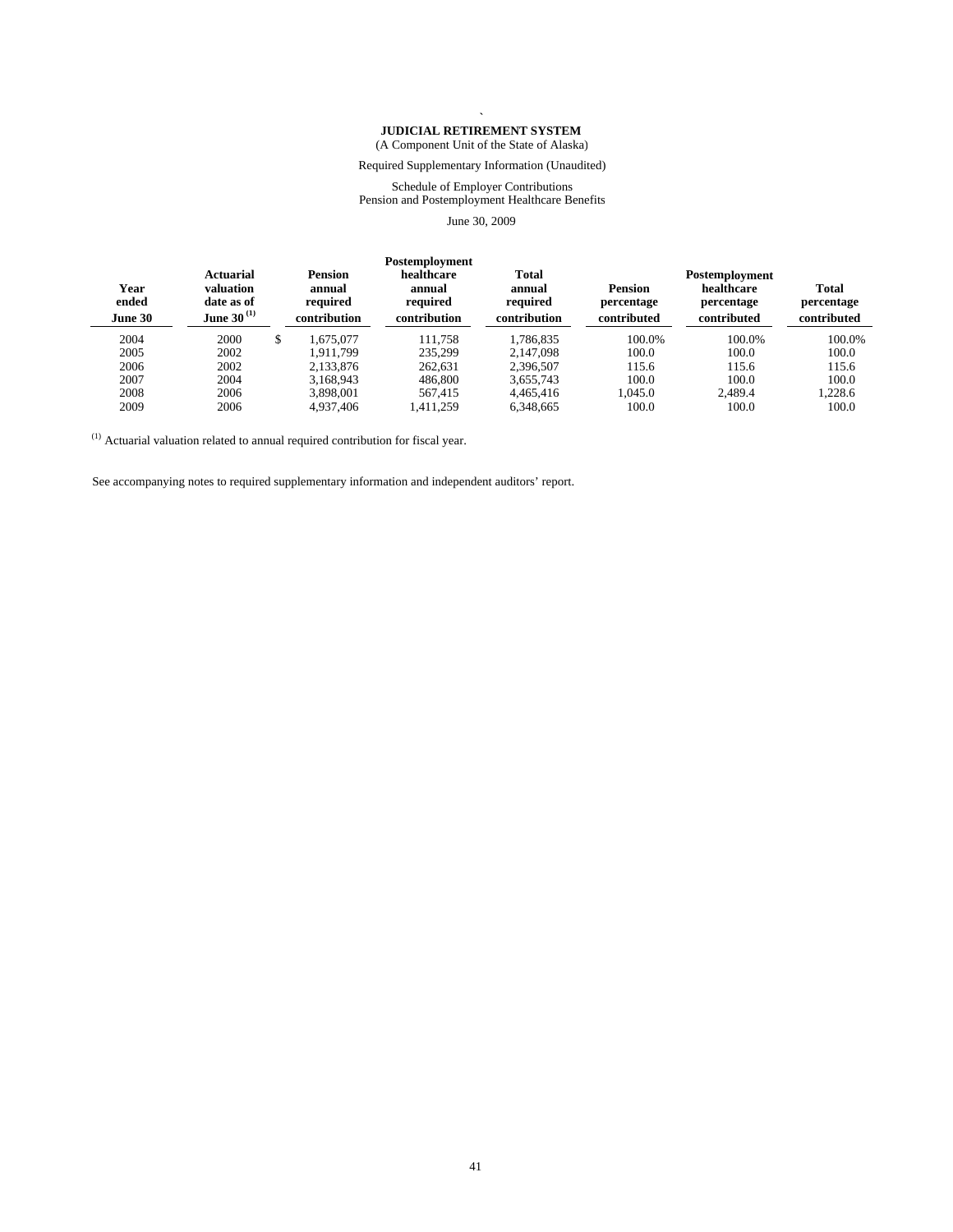**JUDICIAL RETIREMENT SYSTEM**

(A Component Unit of the State of Alaska)

Required Supplementary Information (Unaudited)

Schedule of Employer Contributions
Pension and Postemployment Healthcare Benefits

June 30, 2009

| Year ended June 30 | Actuarial valuation date as of June 30 [(1)] | Pension annual required contribution | Postemployment healthcare annual required contribution | Total annual required contribution | Pension percentage contributed | Postemployment healthcare percentage contributed | Total percentage contributed |
|---|---|---|---|---|---|---|---|
| 2004 | 2000 | $ 1,675,077 | 111,758 | 1,786,835 | 100.0% | 100.0% | 100.0% |
| 2005 | 2002 | 1,911,799 | 235,299 | 2,147,098 | 100.0 | 100.0 | 100.0 |
| 2006 | 2002 | 2,133,876 | 262,631 | 2,396,507 | 115.6 | 115.6 | 115.6 |
| 2007 | 2004 | 3,168,943 | 486,800 | 3,655,743 | 100.0 | 100.0 | 100.0 |
| 2008 | 2006 | 3,898,001 | 567,415 | 4,465,416 | 1,045.0 | 2,489.4 | 1,228.6 |
| 2009 | 2006 | 4,937,406 | 1,411,259 | 6,348,665 | 100.0 | 100.0 | 100.0 |

(1) Actuarial valuation related to annual required contribution for fiscal year.

See accompanying notes to required supplementary information and independent auditors' report.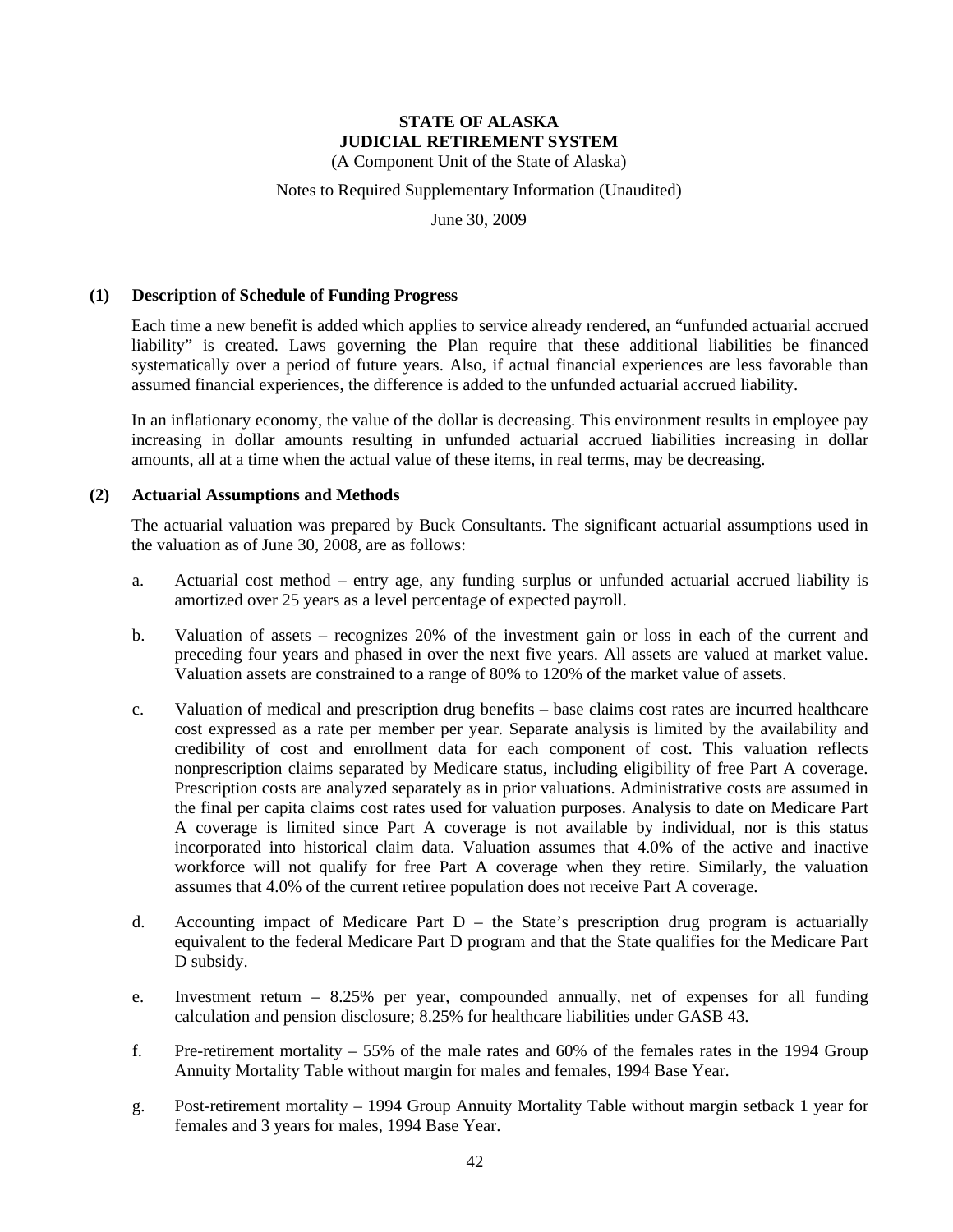**STATE OF ALASKA**
**JUDICIAL RETIREMENT SYSTEM**
(A Component Unit of the State of Alaska)

Notes to Required Supplementary Information (Unaudited)

June 30, 2009

## (1) Description of Schedule of Funding Progress

Each time a new benefit is added which applies to service already rendered, an "unfunded actuarial accrued liability" is created. Laws governing the Plan require that these additional liabilities be financed systematically over a period of future years. Also, if actual financial experiences are less favorable than assumed financial experiences, the difference is added to the unfunded actuarial accrued liability.

In an inflationary economy, the value of the dollar is decreasing. This environment results in employee pay increasing in dollar amounts resulting in unfunded actuarial accrued liabilities increasing in dollar amounts, all at a time when the actual value of these items, in real terms, may be decreasing.

## (2) Actuarial Assumptions and Methods

The actuarial valuation was prepared by Buck Consultants. The significant actuarial assumptions used in the valuation as of June 30, 2008, are as follows:

a. Actuarial cost method – entry age, any funding surplus or unfunded actuarial accrued liability is amortized over 25 years as a level percentage of expected payroll.

b. Valuation of assets – recognizes 20% of the investment gain or loss in each of the current and preceding four years and phased in over the next five years. All assets are valued at market value. Valuation assets are constrained to a range of 80% to 120% of the market value of assets.

c. Valuation of medical and prescription drug benefits – base claims cost rates are incurred healthcare cost expressed as a rate per member per year. Separate analysis is limited by the availability and credibility of cost and enrollment data for each component of cost. This valuation reflects nonprescription claims separated by Medicare status, including eligibility of free Part A coverage. Prescription costs are analyzed separately as in prior valuations. Administrative costs are assumed in the final per capita claims cost rates used for valuation purposes. Analysis to date on Medicare Part A coverage is limited since Part A coverage is not available by individual, nor is this status incorporated into historical claim data. Valuation assumes that 4.0% of the active and inactive workforce will not qualify for free Part A coverage when they retire. Similarly, the valuation assumes that 4.0% of the current retiree population does not receive Part A coverage.

d. Accounting impact of Medicare Part D – the State's prescription drug program is actuarially equivalent to the federal Medicare Part D program and that the State qualifies for the Medicare Part D subsidy.

e. Investment return – 8.25% per year, compounded annually, net of expenses for all funding calculation and pension disclosure; 8.25% for healthcare liabilities under GASB 43.

f. Pre-retirement mortality – 55% of the male rates and 60% of the females rates in the 1994 Group Annuity Mortality Table without margin for males and females, 1994 Base Year.

g. Post-retirement mortality – 1994 Group Annuity Mortality Table without margin setback 1 year for females and 3 years for males, 1994 Base Year.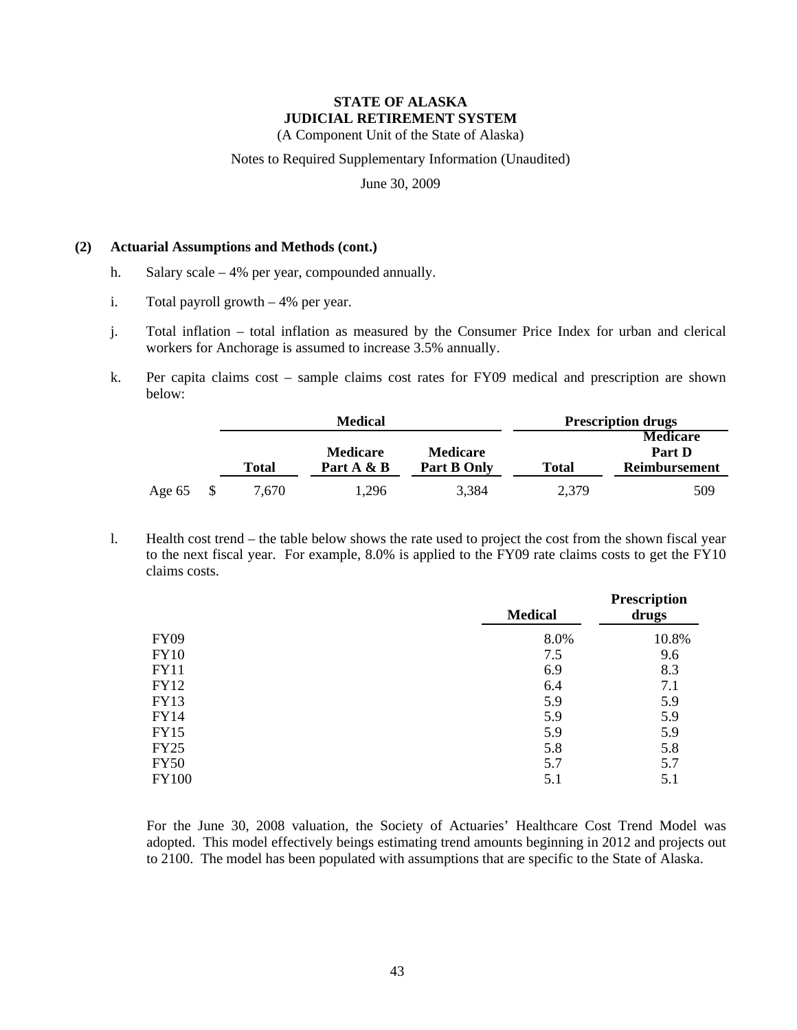**STATE OF ALASKA**
**JUDICIAL RETIREMENT SYSTEM**
(A Component Unit of the State of Alaska)

Notes to Required Supplementary Information (Unaudited)

June 30, 2009

**(2) Actuarial Assumptions and Methods (cont.)**

h. Salary scale – 4% per year, compounded annually.

i. Total payroll growth – 4% per year.

j. Total inflation – total inflation as measured by the Consumer Price Index for urban and clerical workers for Anchorage is assumed to increase 3.5% annually.

k. Per capita claims cost – sample claims cost rates for FY09 medical and prescription are shown below:

| | Medical | | | Prescription drugs | |
|---|---|---|---|---|---|
| | Total | Medicare Part A & B | Medicare Part B Only | Total | Medicare Part D Reimbursement |
| Age 65 | $ 7,670 | 1,296 | 3,384 | 2,379 | 509 |

l. Health cost trend – the table below shows the rate used to project the cost from the shown fiscal year to the next fiscal year. For example, 8.0% is applied to the FY09 rate claims costs to get the FY10 claims costs.

| | Medical | Prescription drugs |
|---|---|---|
| FY09 | 8.0% | 10.8% |
| FY10 | 7.5 | 9.6 |
| FY11 | 6.9 | 8.3 |
| FY12 | 6.4 | 7.1 |
| FY13 | 5.9 | 5.9 |
| FY14 | 5.9 | 5.9 |
| FY15 | 5.9 | 5.9 |
| FY25 | 5.8 | 5.8 |
| FY50 | 5.7 | 5.7 |
| FY100 | 5.1 | 5.1 |

For the June 30, 2008 valuation, the Society of Actuaries' Healthcare Cost Trend Model was adopted. This model effectively beings estimating trend amounts beginning in 2012 and projects out to 2100. The model has been populated with assumptions that are specific to the State of Alaska.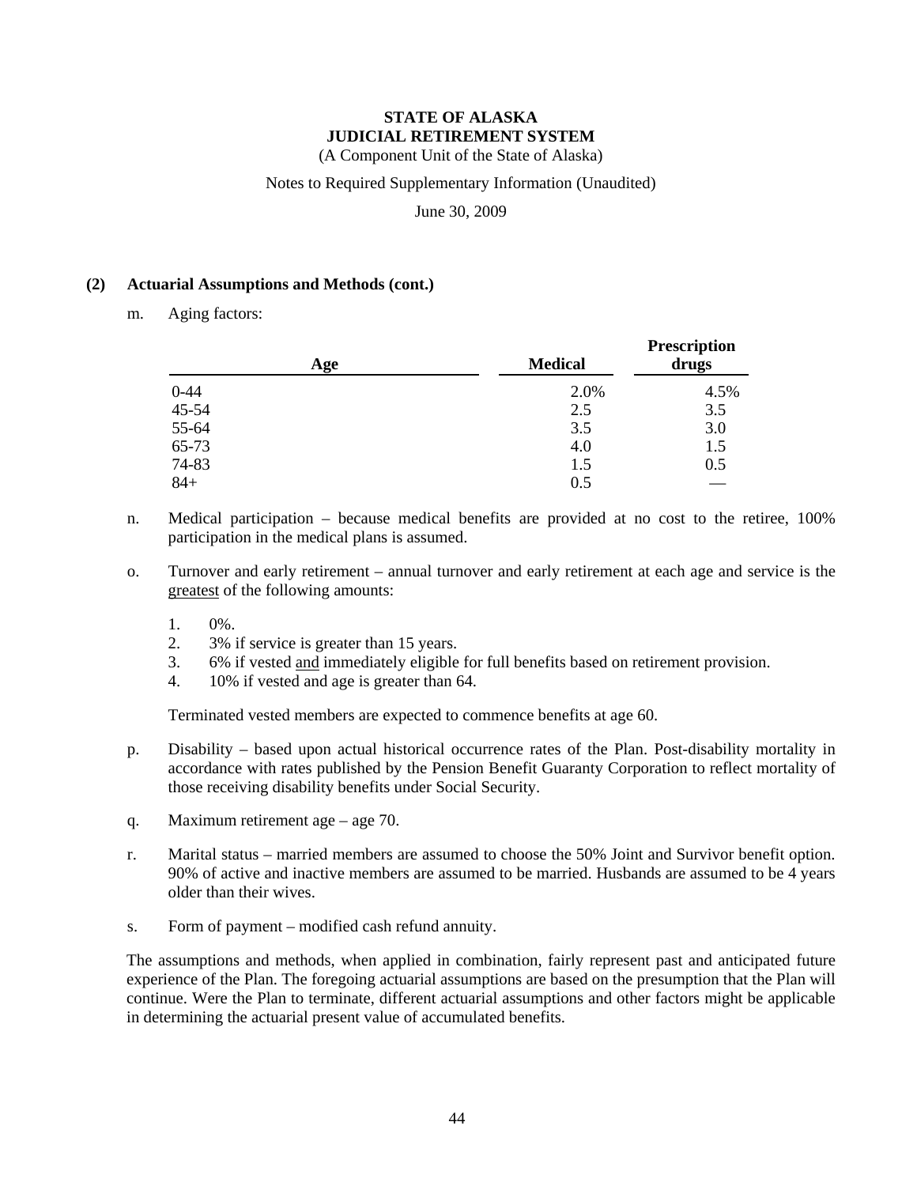# STATE OF ALASKA
# JUDICIAL RETIREMENT SYSTEM

(A Component Unit of the State of Alaska)

Notes to Required Supplementary Information (Unaudited)

June 30, 2009

## (2) Actuarial Assumptions and Methods (cont.)

m. Aging factors:

| Age | Medical | Prescription drugs |
|---|---|---|
| 0-44 | 2.0% | 4.5% |
| 45-54 | 2.5 | 3.5 |
| 55-64 | 3.5 | 3.0 |
| 65-73 | 4.0 | 1.5 |
| 74-83 | 1.5 | 0.5 |
| 84+ | 0.5 | — |

n. Medical participation – because medical benefits are provided at no cost to the retiree, 100% participation in the medical plans is assumed.

o. Turnover and early retirement – annual turnover and early retirement at each age and service is the greatest of the following amounts:

1. 0%.
2. 3% if service is greater than 15 years.
3. 6% if vested and immediately eligible for full benefits based on retirement provision.
4. 10% if vested and age is greater than 64.

Terminated vested members are expected to commence benefits at age 60.

p. Disability – based upon actual historical occurrence rates of the Plan. Post-disability mortality in accordance with rates published by the Pension Benefit Guaranty Corporation to reflect mortality of those receiving disability benefits under Social Security.

q. Maximum retirement age – age 70.

r. Marital status – married members are assumed to choose the 50% Joint and Survivor benefit option. 90% of active and inactive members are assumed to be married. Husbands are assumed to be 4 years older than their wives.

s. Form of payment – modified cash refund annuity.

The assumptions and methods, when applied in combination, fairly represent past and anticipated future experience of the Plan. The foregoing actuarial assumptions are based on the presumption that the Plan will continue. Were the Plan to terminate, different actuarial assumptions and other factors might be applicable in determining the actuarial present value of accumulated benefits.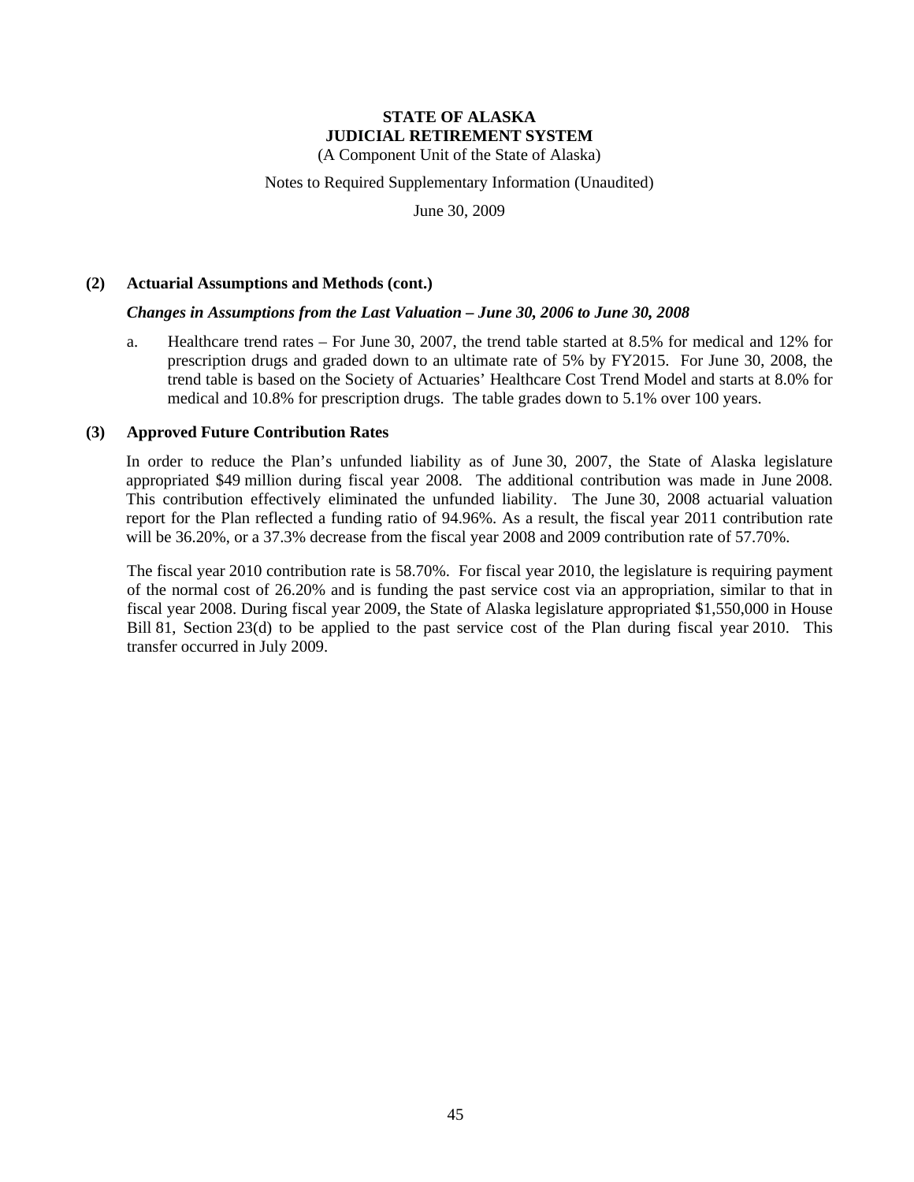**STATE OF ALASKA**
**JUDICIAL RETIREMENT SYSTEM**
(A Component Unit of the State of Alaska)

Notes to Required Supplementary Information (Unaudited)

June 30, 2009

**(2) Actuarial Assumptions and Methods (cont.)**

***Changes in Assumptions from the Last Valuation – June 30, 2006 to June 30, 2008***

a. Healthcare trend rates – For June 30, 2007, the trend table started at 8.5% for medical and 12% for prescription drugs and graded down to an ultimate rate of 5% by FY2015. For June 30, 2008, the trend table is based on the Society of Actuaries' Healthcare Cost Trend Model and starts at 8.0% for medical and 10.8% for prescription drugs. The table grades down to 5.1% over 100 years.

**(3) Approved Future Contribution Rates**

In order to reduce the Plan's unfunded liability as of June 30, 2007, the State of Alaska legislature appropriated $49 million during fiscal year 2008. The additional contribution was made in June 2008. This contribution effectively eliminated the unfunded liability. The June 30, 2008 actuarial valuation report for the Plan reflected a funding ratio of 94.96%. As a result, the fiscal year 2011 contribution rate will be 36.20%, or a 37.3% decrease from the fiscal year 2008 and 2009 contribution rate of 57.70%.

The fiscal year 2010 contribution rate is 58.70%. For fiscal year 2010, the legislature is requiring payment of the normal cost of 26.20% and is funding the past service cost via an appropriation, similar to that in fiscal year 2008. During fiscal year 2009, the State of Alaska legislature appropriated $1,550,000 in House Bill 81, Section 23(d) to be applied to the past service cost of the Plan during fiscal year 2010. This transfer occurred in July 2009.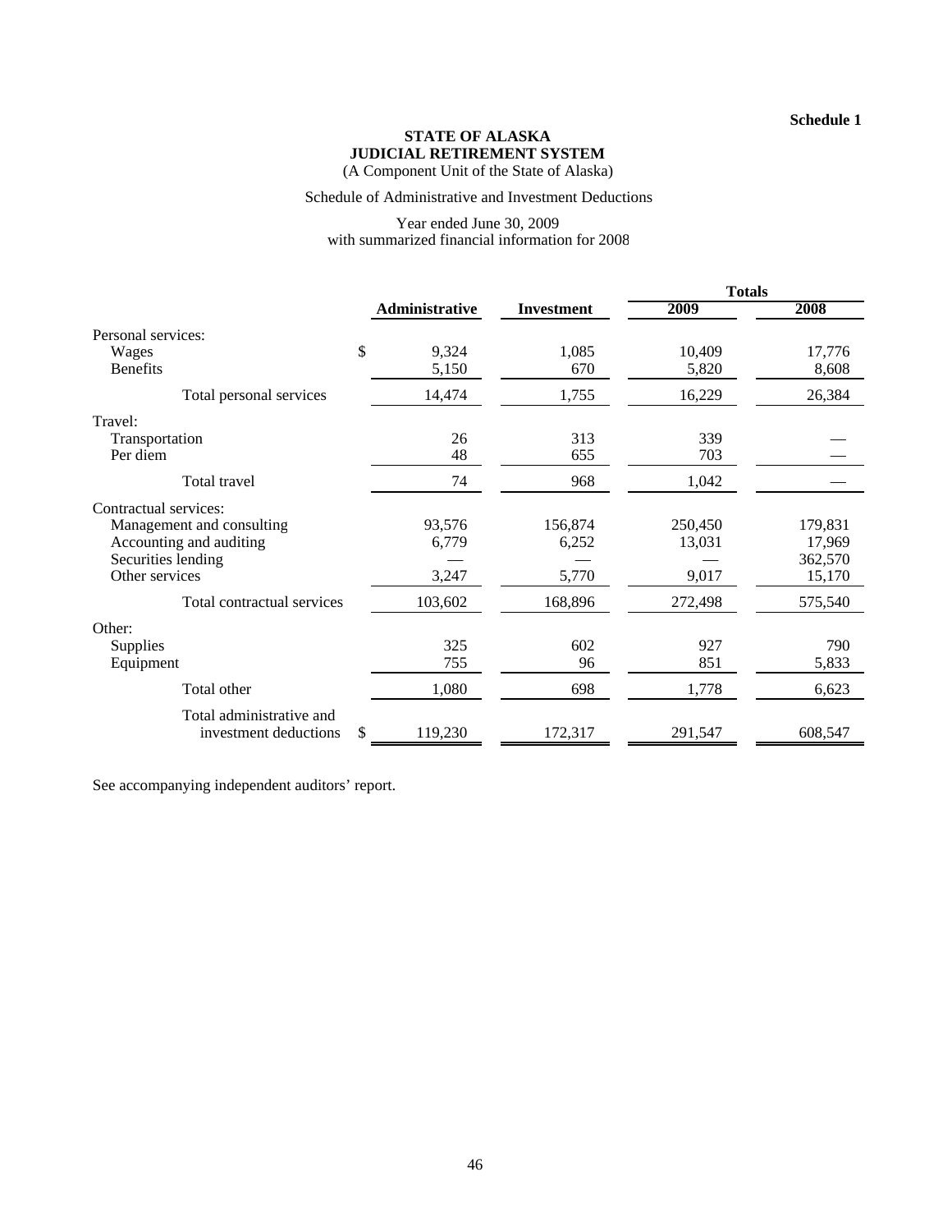**Schedule 1**

**STATE OF ALASKA**
**JUDICIAL RETIREMENT SYSTEM**
(A Component Unit of the State of Alaska)

Schedule of Administrative and Investment Deductions

Year ended June 30, 2009
with summarized financial information for 2008

| | Administrative | Investment | Totals 2009 | Totals 2008 |
|---|---|---|---|---|
| Personal services: | | | | |
| Wages | $ 9,324 | 1,085 | 10,409 | 17,776 |
| Benefits | 5,150 | 670 | 5,820 | 8,608 |
| Total personal services | 14,474 | 1,755 | 16,229 | 26,384 |
| Travel: | | | | |
| Transportation | 26 | 313 | 339 | — |
| Per diem | 48 | 655 | 703 | — |
| Total travel | 74 | 968 | 1,042 | — |
| Contractual services: | | | | |
| Management and consulting | 93,576 | 156,874 | 250,450 | 179,831 |
| Accounting and auditing | 6,779 | 6,252 | 13,031 | 17,969 |
| Securities lending | — | — | — | 362,570 |
| Other services | 3,247 | 5,770 | 9,017 | 15,170 |
| Total contractual services | 103,602 | 168,896 | 272,498 | 575,540 |
| Other: | | | | |
| Supplies | 325 | 602 | 927 | 790 |
| Equipment | 755 | 96 | 851 | 5,833 |
| Total other | 1,080 | 698 | 1,778 | 6,623 |
| Total administrative and investment deductions | $ 119,230 | 172,317 | 291,547 | 608,547 |

See accompanying independent auditors' report.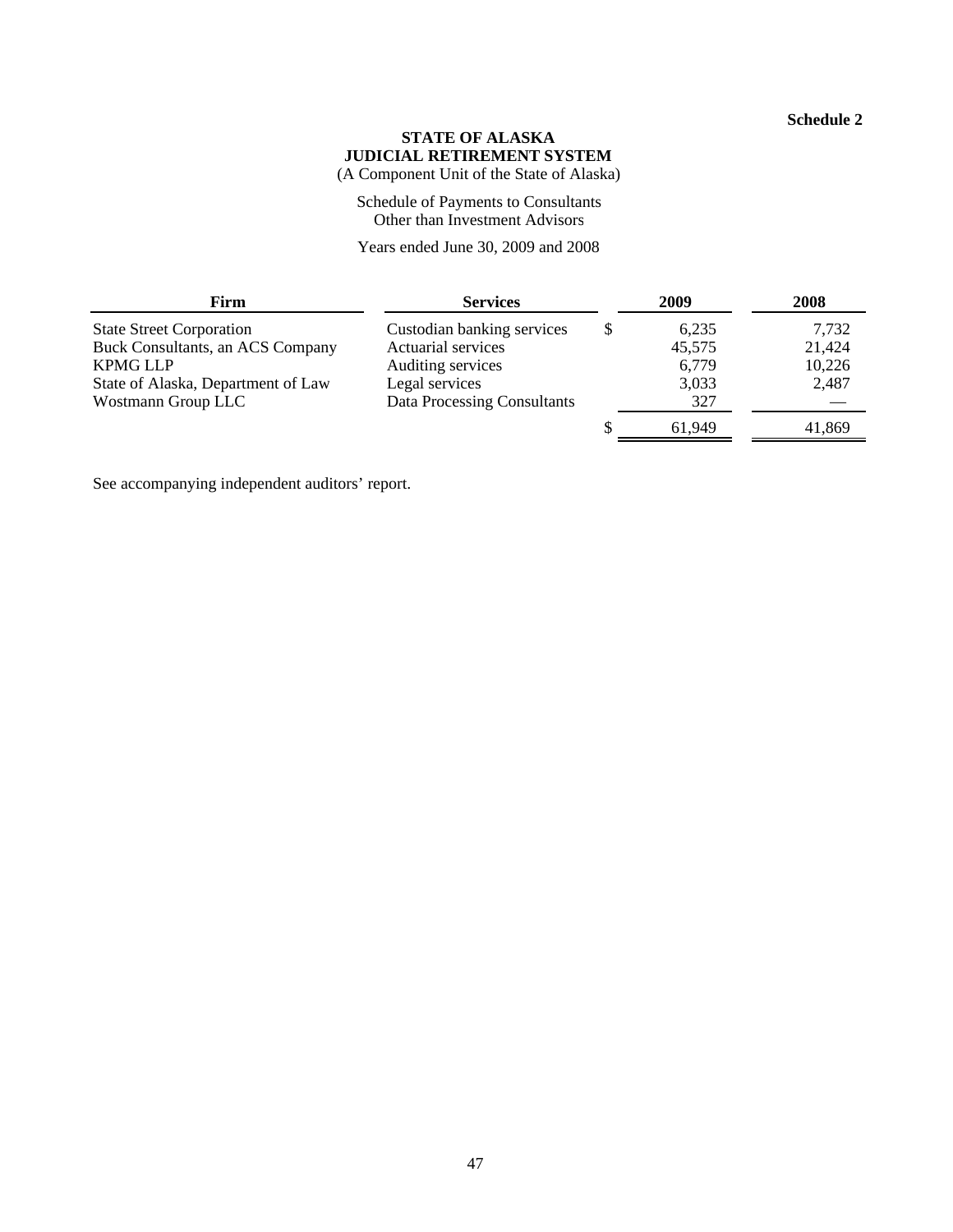**Schedule 2**

**STATE OF ALASKA**
**JUDICIAL RETIREMENT SYSTEM**
(A Component Unit of the State of Alaska)

Schedule of Payments to Consultants
Other than Investment Advisors

Years ended June 30, 2009 and 2008

| Firm | Services | 2009 | 2008 |
|---|---|---|---|
| State Street Corporation | Custodian banking services | $ 6,235 | 7,732 |
| Buck Consultants, an ACS Company | Actuarial services | 45,575 | 21,424 |
| KPMG LLP | Auditing services | 6,779 | 10,226 |
| State of Alaska, Department of Law | Legal services | 3,033 | 2,487 |
| Wostmann Group LLC | Data Processing Consultants | 327 | — |
| | | $ 61,949 | 41,869 |

See accompanying independent auditors' report.